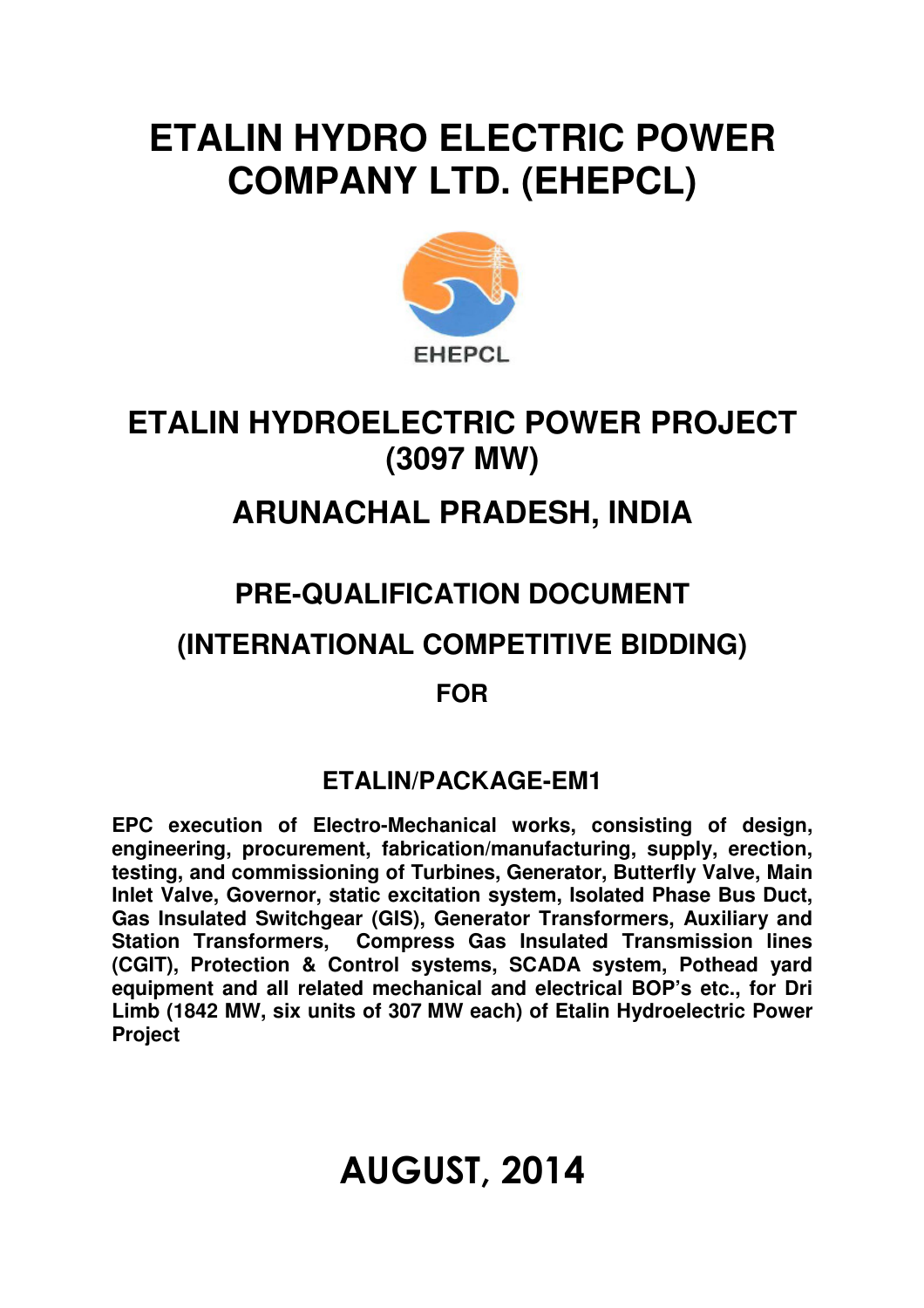# ETALIN HYDRO ELECTRIC POWER COMPANY LTD. (EHEPCL)

EHEPCL

## ETALIN HYDROELECTRIC POWER PROJECT (3097 MW)

## ARUNACHAL PRADESH, INDIA

## PRE-QUALIFICATION DOCUMENT

## (INTERNATIONAL COMPETITIVE BIDDING)

**FOR**

### ETALIN/PACKAGE-EM1

**EPC execution of Electro-Mechanical works, consisting of design, engineering, procurement, fabrication/manufacturing, supply, erection, testing, and commissioning of Turbines, Generator, Butterfly Valve, Main Inlet Valve, Governor, static excitation system, Isolated Phase Bus Duct, Gas Insulated Switchgear (GIS), Generator Transformers, Auxiliary and Station Transformers, Compress Gas Insulated Transmission lines (CGIT), Protection & Control systems, SCADA system, Pothead yard equipment and all related mechanical and electrical BOP's etc., for Dri Limb (1842 MW, six units of 307 MW each) of Etalin Hydroelectric Power Project**

# AUGUST, 2014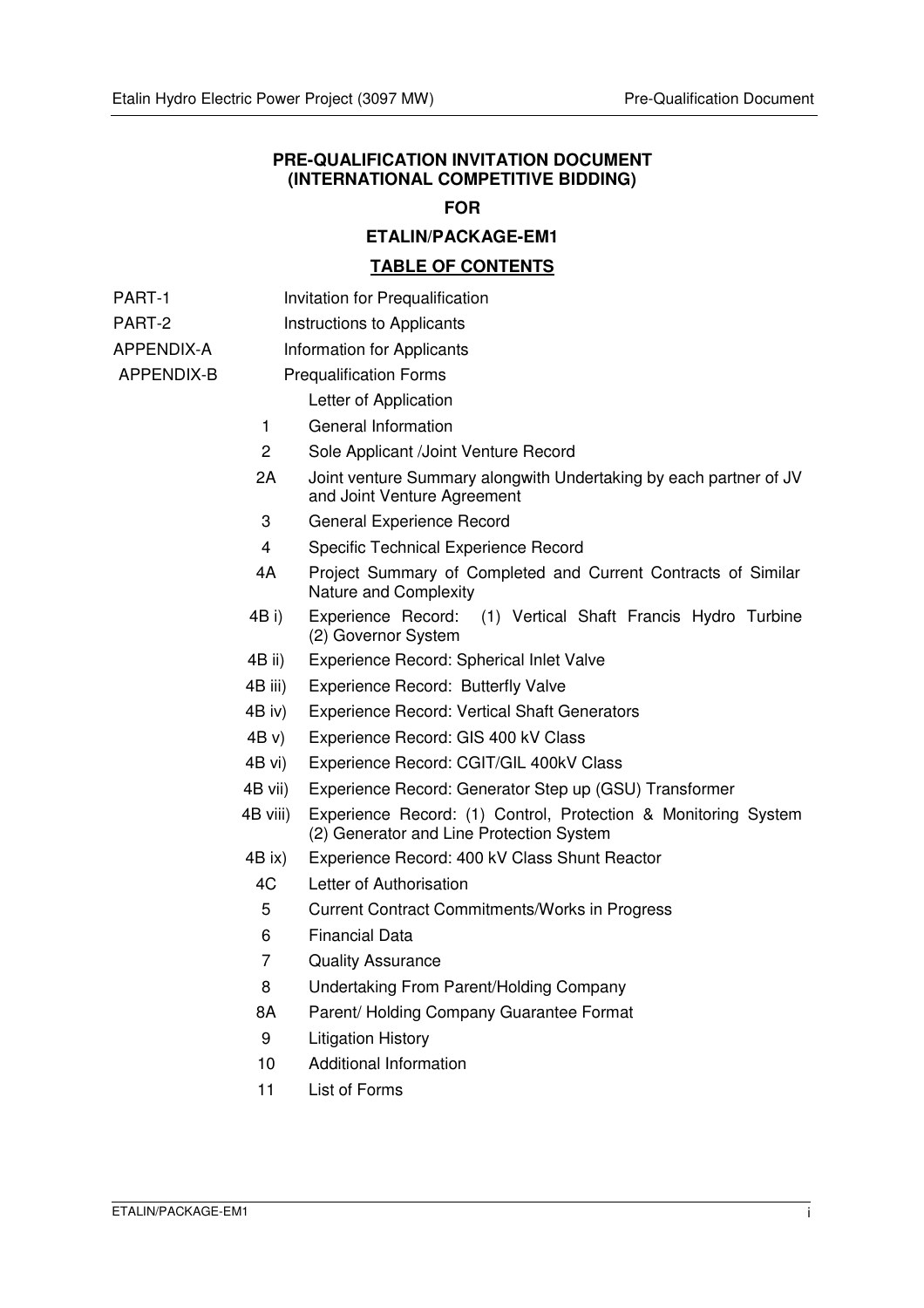**PRE-QUALIFICATION INVITATION DOCUMENT**
**(INTERNATIONAL COMPETITIVE BIDDING)**

**FOR**

**ETALIN/PACKAGE-EM1**

## TABLE OF CONTENTS

| | |
|---|---|
| PART-1 | Invitation for Prequalification |
| PART-2 | Instructions to Applicants |
| APPENDIX-A | Information for Applicants |
| APPENDIX-B | Prequalification Forms |

| | |
|---|---|
| | Letter of Application |
| 1 | General Information |
| 2 | Sole Applicant /Joint Venture Record |
| 2A | Joint venture Summary alongwith Undertaking by each partner of JV and Joint Venture Agreement |
| 3 | General Experience Record |
| 4 | Specific Technical Experience Record |
| 4A | Project Summary of Completed and Current Contracts of Similar Nature and Complexity |
| 4B i) | Experience Record: (1) Vertical Shaft Francis Hydro Turbine (2) Governor System |
| 4B ii) | Experience Record: Spherical Inlet Valve |
| 4B iii) | Experience Record: Butterfly Valve |
| 4B iv) | Experience Record: Vertical Shaft Generators |
| 4B v) | Experience Record: GIS 400 kV Class |
| 4B vi) | Experience Record: CGIT/GIL 400kV Class |
| 4B vii) | Experience Record: Generator Step up (GSU) Transformer |
| 4B viii) | Experience Record: (1) Control, Protection & Monitoring System (2) Generator and Line Protection System |
| 4B ix) | Experience Record: 400 kV Class Shunt Reactor |
| 4C | Letter of Authorisation |
| 5 | Current Contract Commitments/Works in Progress |
| 6 | Financial Data |
| 7 | Quality Assurance |
| 8 | Undertaking From Parent/Holding Company |
| 8A | Parent/ Holding Company Guarantee Format |
| 9 | Litigation History |
| 10 | Additional Information |
| 11 | List of Forms |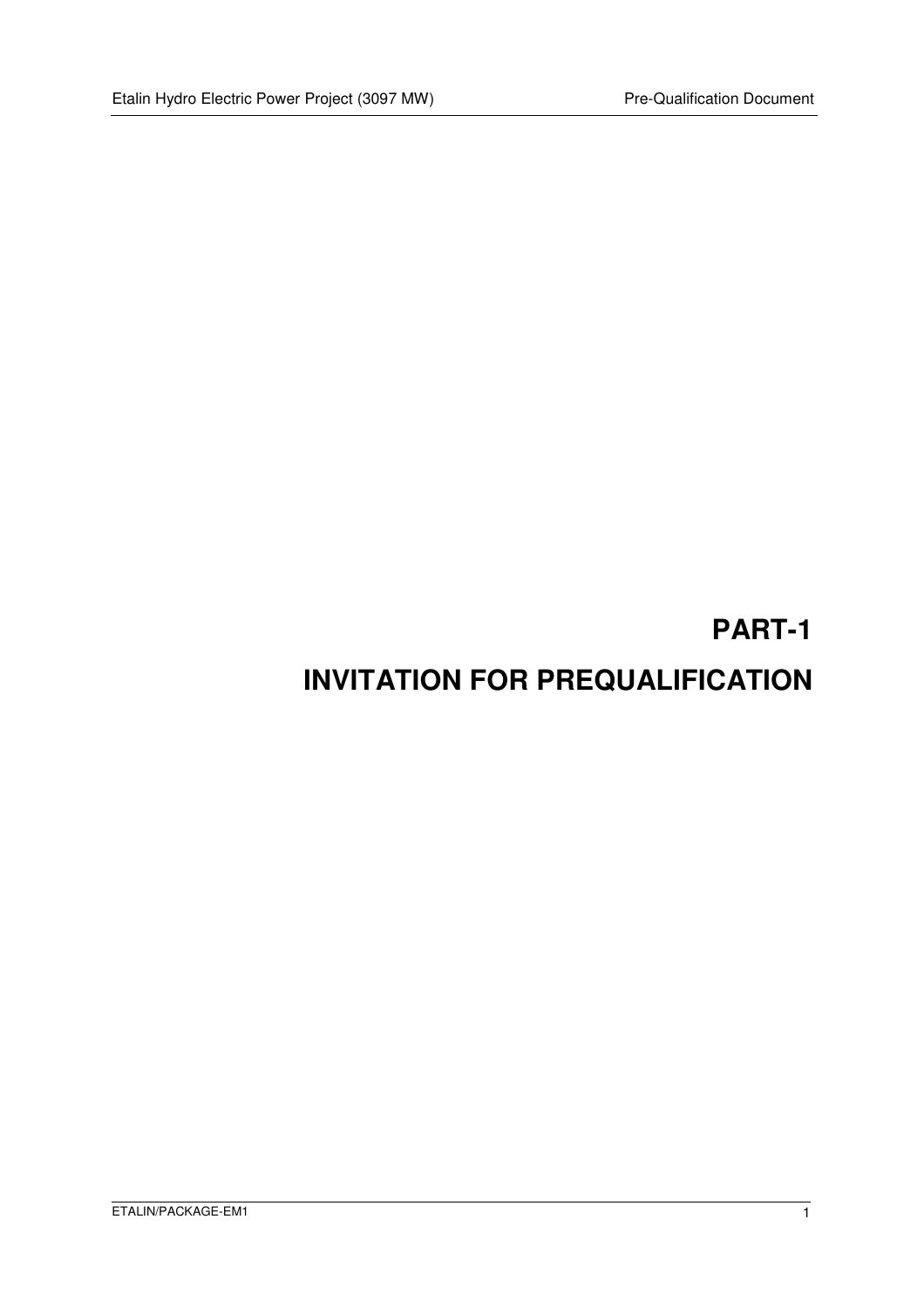# PART-1

# INVITATION FOR PREQUALIFICATION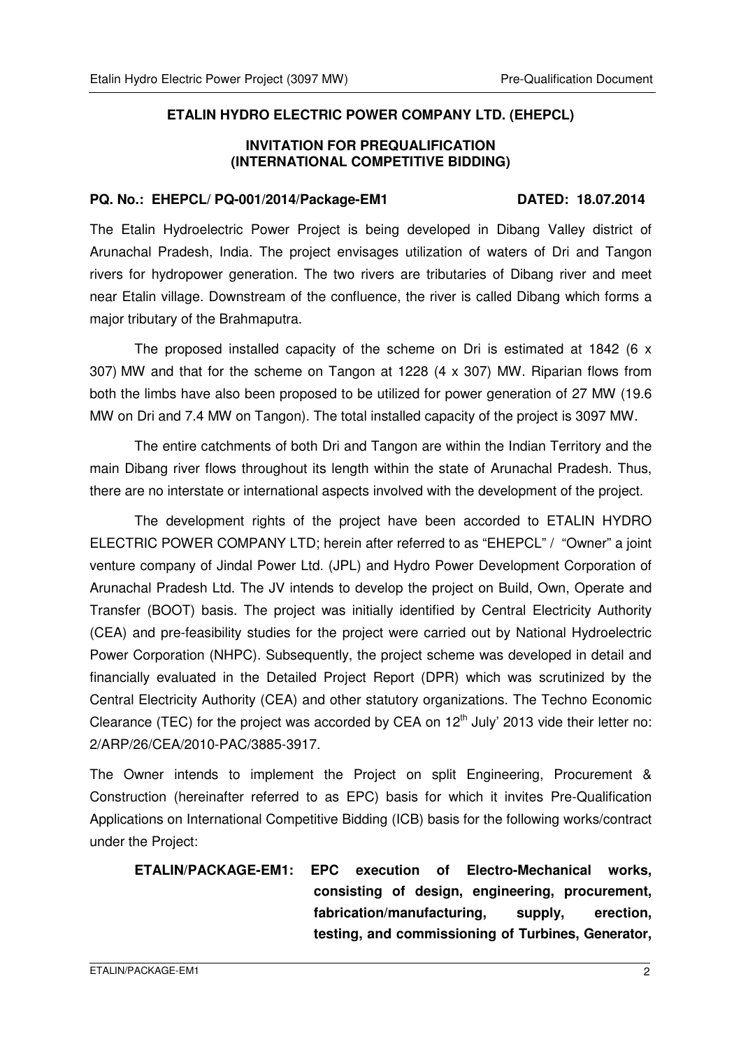**ETALIN HYDRO ELECTRIC POWER COMPANY LTD. (EHEPCL)**

**INVITATION FOR PREQUALIFICATION**
**(INTERNATIONAL COMPETITIVE BIDDING)**

**PQ. No.: EHEPCL/ PQ-001/2014/Package-EM1 DATED: 18.07.2014**

The Etalin Hydroelectric Power Project is being developed in Dibang Valley district of Arunachal Pradesh, India. The project envisages utilization of waters of Dri and Tangon rivers for hydropower generation. The two rivers are tributaries of Dibang river and meet near Etalin village. Downstream of the confluence, the river is called Dibang which forms a major tributary of the Brahmaputra.

The proposed installed capacity of the scheme on Dri is estimated at 1842 (6 x 307) MW and that for the scheme on Tangon at 1228 (4 x 307) MW. Riparian flows from both the limbs have also been proposed to be utilized for power generation of 27 MW (19.6 MW on Dri and 7.4 MW on Tangon). The total installed capacity of the project is 3097 MW.

The entire catchments of both Dri and Tangon are within the Indian Territory and the main Dibang river flows throughout its length within the state of Arunachal Pradesh. Thus, there are no interstate or international aspects involved with the development of the project.

The development rights of the project have been accorded to ETALIN HYDRO ELECTRIC POWER COMPANY LTD; herein after referred to as "EHEPCL" / "Owner" a joint venture company of Jindal Power Ltd. (JPL) and Hydro Power Development Corporation of Arunachal Pradesh Ltd. The JV intends to develop the project on Build, Own, Operate and Transfer (BOOT) basis. The project was initially identified by Central Electricity Authority (CEA) and pre-feasibility studies for the project were carried out by National Hydroelectric Power Corporation (NHPC). Subsequently, the project scheme was developed in detail and financially evaluated in the Detailed Project Report (DPR) which was scrutinized by the Central Electricity Authority (CEA) and other statutory organizations. The Techno Economic Clearance (TEC) for the project was accorded by CEA on 12th July' 2013 vide their letter no: 2/ARP/26/CEA/2010-PAC/3885-3917.

The Owner intends to implement the Project on split Engineering, Procurement & Construction (hereinafter referred to as EPC) basis for which it invites Pre-Qualification Applications on International Competitive Bidding (ICB) basis for the following works/contract under the Project:

**ETALIN/PACKAGE-EM1: EPC execution of Electro-Mechanical works, consisting of design, engineering, procurement, fabrication/manufacturing, supply, erection, testing, and commissioning of Turbines, Generator,**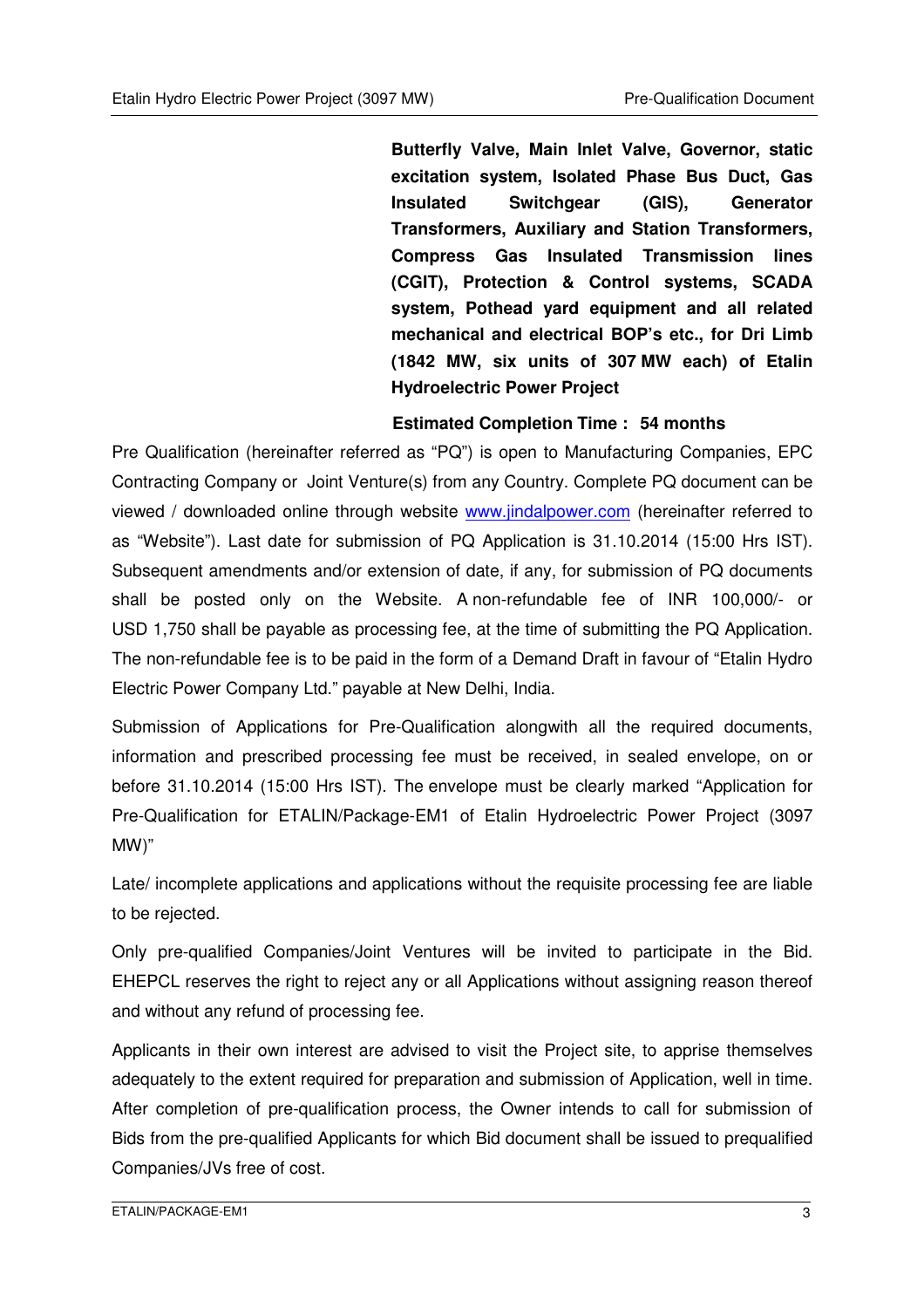**Butterfly Valve, Main Inlet Valve, Governor, static excitation system, Isolated Phase Bus Duct, Gas Insulated Switchgear (GIS), Generator Transformers, Auxiliary and Station Transformers, Compress Gas Insulated Transmission lines (CGIT), Protection & Control systems, SCADA system, Pothead yard equipment and all related mechanical and electrical BOP's etc., for Dri Limb (1842 MW, six units of 307 MW each) of Etalin Hydroelectric Power Project**

**Estimated Completion Time : 54 months**

Pre Qualification (hereinafter referred as "PQ") is open to Manufacturing Companies, EPC Contracting Company or Joint Venture(s) from any Country. Complete PQ document can be viewed / downloaded online through website www.jindalpower.com (hereinafter referred to as "Website"). Last date for submission of PQ Application is 31.10.2014 (15:00 Hrs IST). Subsequent amendments and/or extension of date, if any, for submission of PQ documents shall be posted only on the Website. A non-refundable fee of INR 100,000/- or USD 1,750 shall be payable as processing fee, at the time of submitting the PQ Application. The non-refundable fee is to be paid in the form of a Demand Draft in favour of "Etalin Hydro Electric Power Company Ltd." payable at New Delhi, India.

Submission of Applications for Pre-Qualification alongwith all the required documents, information and prescribed processing fee must be received, in sealed envelope, on or before 31.10.2014 (15:00 Hrs IST). The envelope must be clearly marked "Application for Pre-Qualification for ETALIN/Package-EM1 of Etalin Hydroelectric Power Project (3097 MW)"

Late/ incomplete applications and applications without the requisite processing fee are liable to be rejected.

Only pre-qualified Companies/Joint Ventures will be invited to participate in the Bid. EHEPCL reserves the right to reject any or all Applications without assigning reason thereof and without any refund of processing fee.

Applicants in their own interest are advised to visit the Project site, to apprise themselves adequately to the extent required for preparation and submission of Application, well in time. After completion of pre-qualification process, the Owner intends to call for submission of Bids from the pre-qualified Applicants for which Bid document shall be issued to prequalified Companies/JVs free of cost.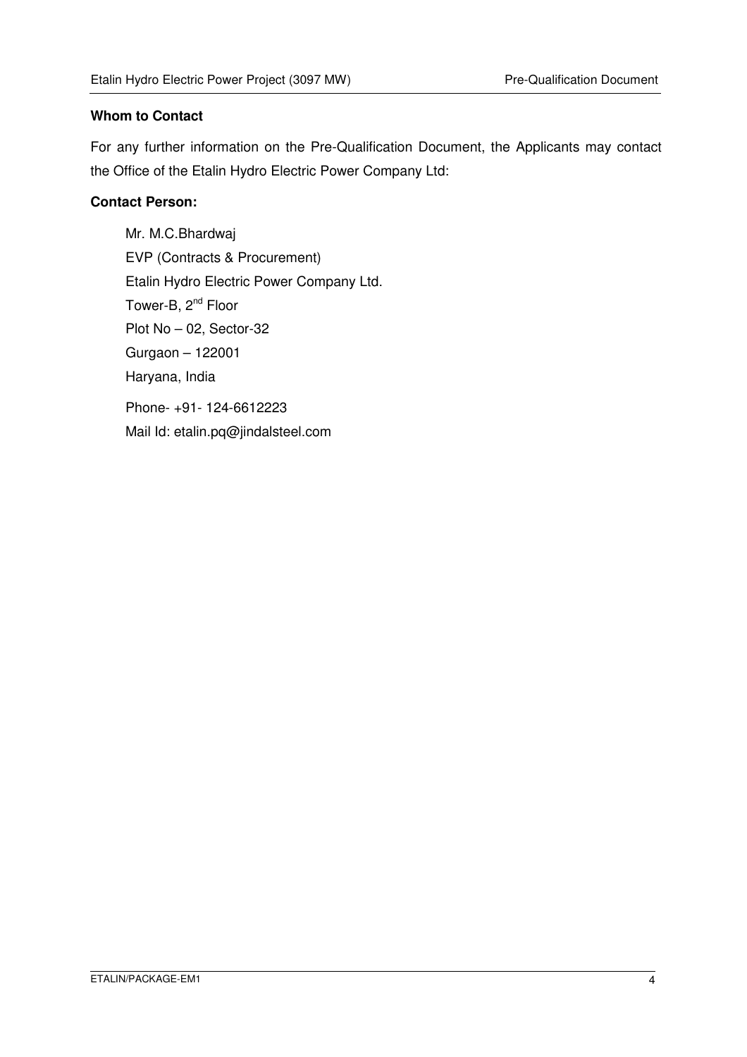**Whom to Contact**

For any further information on the Pre-Qualification Document, the Applicants may contact the Office of the Etalin Hydro Electric Power Company Ltd:

**Contact Person:**

Mr. M.C.Bhardwaj  
EVP (Contracts & Procurement)  
Etalin Hydro Electric Power Company Ltd.  
Tower-B, 2nd Floor  
Plot No – 02, Sector-32  
Gurgaon – 122001  
Haryana, India

Phone- +91- 124-6612223  
Mail Id: etalin.pq@jindalsteel.com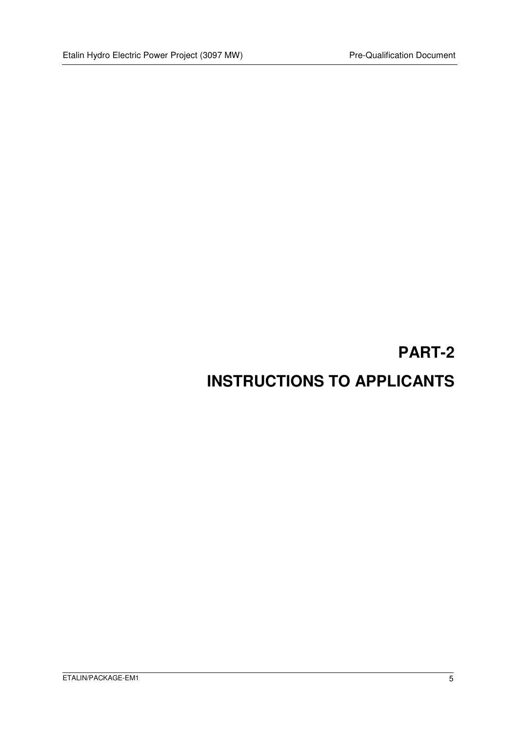# PART-2

# INSTRUCTIONS TO APPLICANTS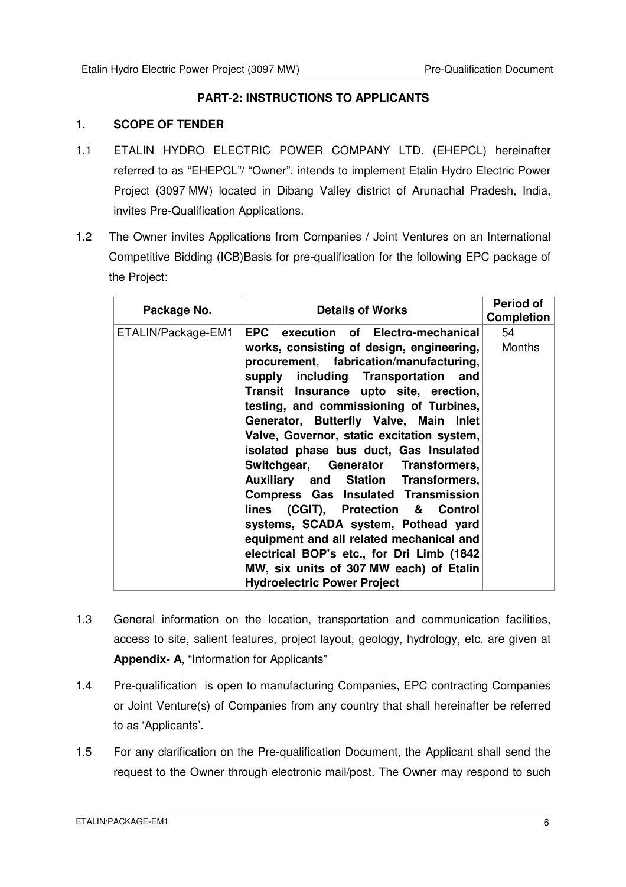## PART-2: INSTRUCTIONS TO APPLICANTS

### 1. SCOPE OF TENDER

1.1 ETALIN HYDRO ELECTRIC POWER COMPANY LTD. (EHEPCL) hereinafter referred to as "EHEPCL"/ "Owner", intends to implement Etalin Hydro Electric Power Project (3097 MW) located in Dibang Valley district of Arunachal Pradesh, India, invites Pre-Qualification Applications.

1.2 The Owner invites Applications from Companies / Joint Ventures on an International Competitive Bidding (ICB)Basis for pre-qualification for the following EPC package of the Project:

| Package No. | Details of Works | Period of Completion |
|---|---|---|
| ETALIN/Package-EM1 | **EPC execution of Electro-mechanical works, consisting of design, engineering, procurement, fabrication/manufacturing, supply including Transportation and Transit Insurance upto site, erection, testing, and commissioning of Turbines, Generator, Butterfly Valve, Main Inlet Valve, Governor, static excitation system, isolated phase bus duct, Gas Insulated Switchgear, Generator Transformers, Auxiliary and Station Transformers, Compress Gas Insulated Transmission lines (CGIT), Protection & Control systems, SCADA system, Pothead yard equipment and all related mechanical and electrical BOP's etc., for Dri Limb (1842 MW, six units of 307 MW each) of Etalin Hydroelectric Power Project** | 54 Months |

1.3 General information on the location, transportation and communication facilities, access to site, salient features, project layout, geology, hydrology, etc. are given at **Appendix- A**, "Information for Applicants"

1.4 Pre-qualification is open to manufacturing Companies, EPC contracting Companies or Joint Venture(s) of Companies from any country that shall hereinafter be referred to as 'Applicants'.

1.5 For any clarification on the Pre-qualification Document, the Applicant shall send the request to the Owner through electronic mail/post. The Owner may respond to such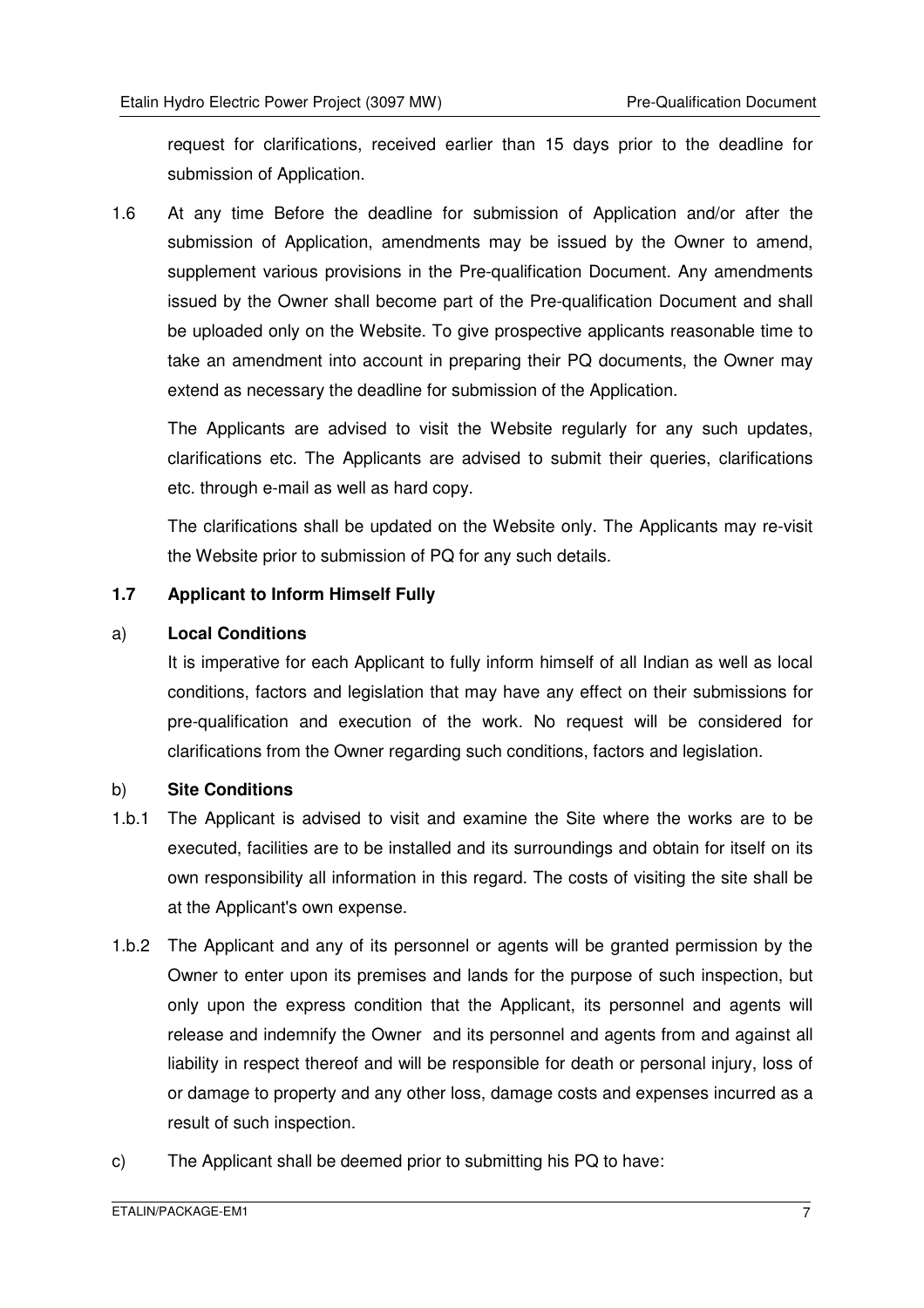request for clarifications, received earlier than 15 days prior to the deadline for submission of Application.

1.6 At any time Before the deadline for submission of Application and/or after the submission of Application, amendments may be issued by the Owner to amend, supplement various provisions in the Pre-qualification Document. Any amendments issued by the Owner shall become part of the Pre-qualification Document and shall be uploaded only on the Website. To give prospective applicants reasonable time to take an amendment into account in preparing their PQ documents, the Owner may extend as necessary the deadline for submission of the Application.

The Applicants are advised to visit the Website regularly for any such updates, clarifications etc. The Applicants are advised to submit their queries, clarifications etc. through e-mail as well as hard copy.

The clarifications shall be updated on the Website only. The Applicants may re-visit the Website prior to submission of PQ for any such details.

### 1.7 Applicant to Inform Himself Fully

#### a) Local Conditions

It is imperative for each Applicant to fully inform himself of all Indian as well as local conditions, factors and legislation that may have any effect on their submissions for pre-qualification and execution of the work. No request will be considered for clarifications from the Owner regarding such conditions, factors and legislation.

#### b) Site Conditions

1.b.1 The Applicant is advised to visit and examine the Site where the works are to be executed, facilities are to be installed and its surroundings and obtain for itself on its own responsibility all information in this regard. The costs of visiting the site shall be at the Applicant's own expense.

1.b.2 The Applicant and any of its personnel or agents will be granted permission by the Owner to enter upon its premises and lands for the purpose of such inspection, but only upon the express condition that the Applicant, its personnel and agents will release and indemnify the Owner and its personnel and agents from and against all liability in respect thereof and will be responsible for death or personal injury, loss of or damage to property and any other loss, damage costs and expenses incurred as a result of such inspection.

c) The Applicant shall be deemed prior to submitting his PQ to have: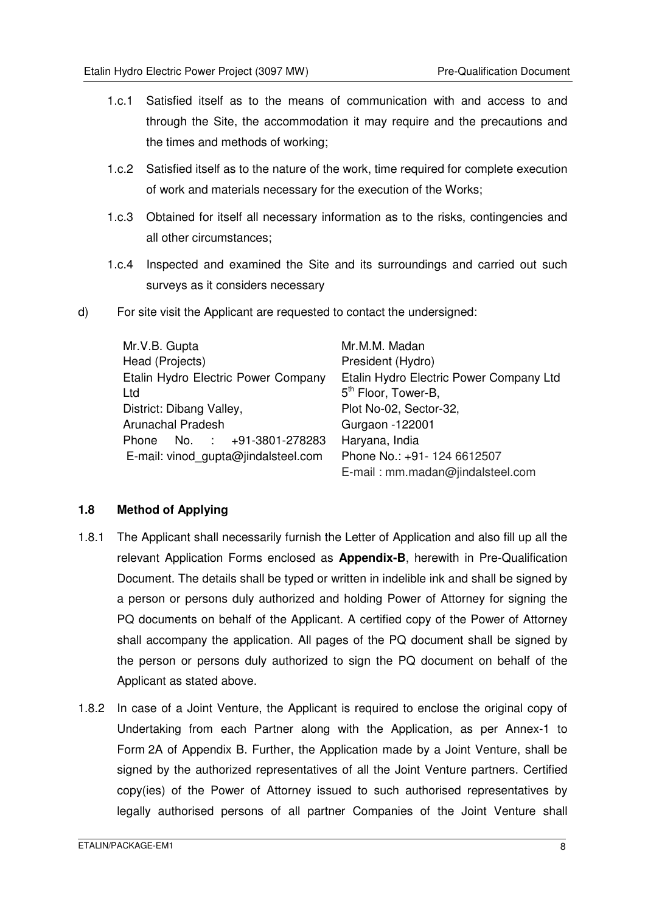1.c.1 Satisfied itself as to the means of communication with and access to and through the Site, the accommodation it may require and the precautions and the times and methods of working;

1.c.2 Satisfied itself as to the nature of the work, time required for complete execution of work and materials necessary for the execution of the Works;

1.c.3 Obtained for itself all necessary information as to the risks, contingencies and all other circumstances;

1.c.4 Inspected and examined the Site and its surroundings and carried out such surveys as it considers necessary

d) For site visit the Applicant are requested to contact the undersigned:

| | |
|---|---|
| Mr.V.B. Gupta<br>Head (Projects)<br>Etalin Hydro Electric Power Company Ltd<br>District: Dibang Valley,<br>Arunachal Pradesh<br>Phone No. : +91-3801-278283<br>E-mail: vinod_gupta@jindalsteel.com | Mr.M.M. Madan<br>President (Hydro)<br>Etalin Hydro Electric Power Company Ltd<br>5th Floor, Tower-B,<br>Plot No-02, Sector-32,<br>Gurgaon -122001<br>Haryana, India<br>Phone No.: +91- 124 6612507<br>E-mail : mm.madan@jindalsteel.com |

### 1.8 Method of Applying

1.8.1 The Applicant shall necessarily furnish the Letter of Application and also fill up all the relevant Application Forms enclosed as **Appendix-B**, herewith in Pre-Qualification Document. The details shall be typed or written in indelible ink and shall be signed by a person or persons duly authorized and holding Power of Attorney for signing the PQ documents on behalf of the Applicant. A certified copy of the Power of Attorney shall accompany the application. All pages of the PQ document shall be signed by the person or persons duly authorized to sign the PQ document on behalf of the Applicant as stated above.

1.8.2 In case of a Joint Venture, the Applicant is required to enclose the original copy of Undertaking from each Partner along with the Application, as per Annex-1 to Form 2A of Appendix B. Further, the Application made by a Joint Venture, shall be signed by the authorized representatives of all the Joint Venture partners. Certified copy(ies) of the Power of Attorney issued to such authorised representatives by legally authorised persons of all partner Companies of the Joint Venture shall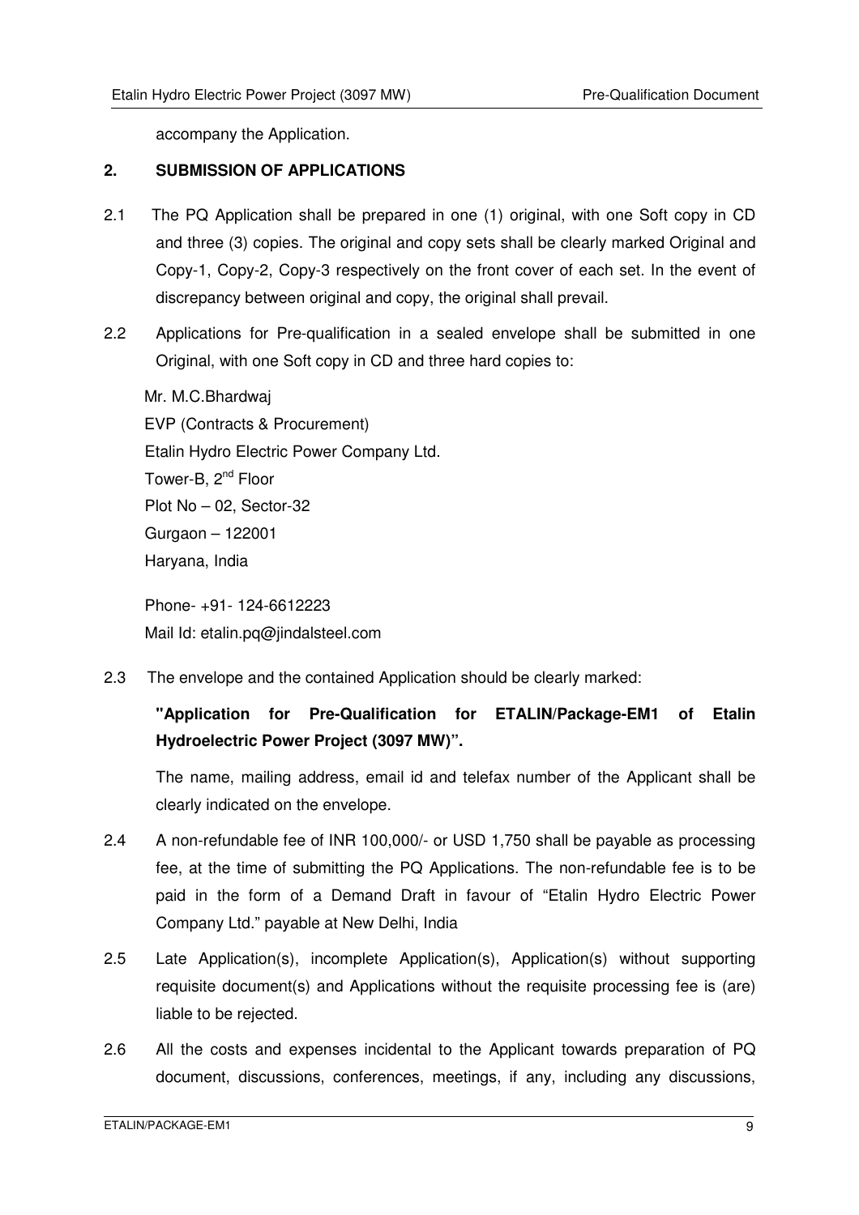accompany the Application.

## 2. SUBMISSION OF APPLICATIONS

2.1 The PQ Application shall be prepared in one (1) original, with one Soft copy in CD and three (3) copies. The original and copy sets shall be clearly marked Original and Copy-1, Copy-2, Copy-3 respectively on the front cover of each set. In the event of discrepancy between original and copy, the original shall prevail.

2.2 Applications for Pre-qualification in a sealed envelope shall be submitted in one Original, with one Soft copy in CD and three hard copies to:

Mr. M.C.Bhardwaj
EVP (Contracts & Procurement)
Etalin Hydro Electric Power Company Ltd.
Tower-B, 2nd Floor
Plot No – 02, Sector-32
Gurgaon – 122001
Haryana, India

Phone- +91- 124-6612223
Mail Id: etalin.pq@jindalsteel.com

2.3 The envelope and the contained Application should be clearly marked:

**"Application for Pre-Qualification for ETALIN/Package-EM1 of Etalin Hydroelectric Power Project (3097 MW)".**

The name, mailing address, email id and telefax number of the Applicant shall be clearly indicated on the envelope.

2.4 A non-refundable fee of INR 100,000/- or USD 1,750 shall be payable as processing fee, at the time of submitting the PQ Applications. The non-refundable fee is to be paid in the form of a Demand Draft in favour of "Etalin Hydro Electric Power Company Ltd." payable at New Delhi, India

2.5 Late Application(s), incomplete Application(s), Application(s) without supporting requisite document(s) and Applications without the requisite processing fee is (are) liable to be rejected.

2.6 All the costs and expenses incidental to the Applicant towards preparation of PQ document, discussions, conferences, meetings, if any, including any discussions,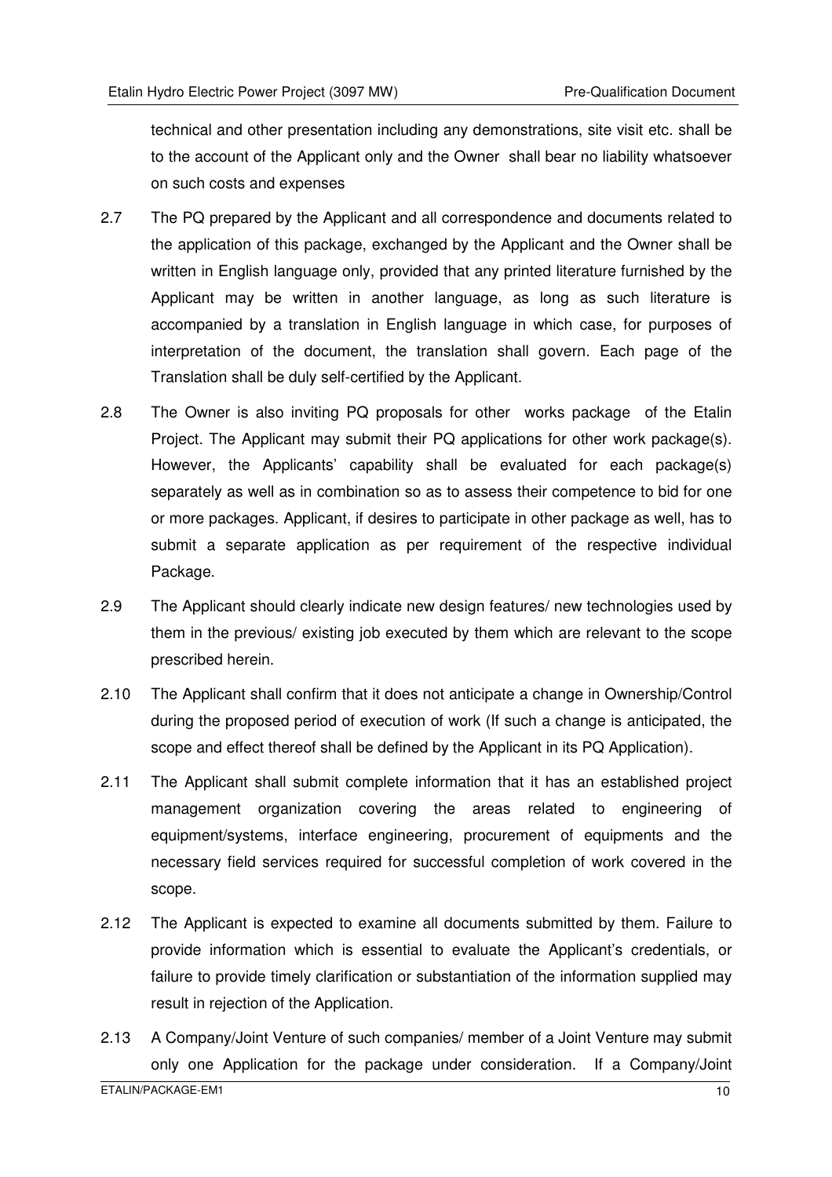technical and other presentation including any demonstrations, site visit etc. shall be to the account of the Applicant only and the Owner shall bear no liability whatsoever on such costs and expenses

2.7 The PQ prepared by the Applicant and all correspondence and documents related to the application of this package, exchanged by the Applicant and the Owner shall be written in English language only, provided that any printed literature furnished by the Applicant may be written in another language, as long as such literature is accompanied by a translation in English language in which case, for purposes of interpretation of the document, the translation shall govern. Each page of the Translation shall be duly self-certified by the Applicant.

2.8 The Owner is also inviting PQ proposals for other works package of the Etalin Project. The Applicant may submit their PQ applications for other work package(s). However, the Applicants' capability shall be evaluated for each package(s) separately as well as in combination so as to assess their competence to bid for one or more packages. Applicant, if desires to participate in other package as well, has to submit a separate application as per requirement of the respective individual Package.

2.9 The Applicant should clearly indicate new design features/ new technologies used by them in the previous/ existing job executed by them which are relevant to the scope prescribed herein.

2.10 The Applicant shall confirm that it does not anticipate a change in Ownership/Control during the proposed period of execution of work (If such a change is anticipated, the scope and effect thereof shall be defined by the Applicant in its PQ Application).

2.11 The Applicant shall submit complete information that it has an established project management organization covering the areas related to engineering of equipment/systems, interface engineering, procurement of equipments and the necessary field services required for successful completion of work covered in the scope.

2.12 The Applicant is expected to examine all documents submitted by them. Failure to provide information which is essential to evaluate the Applicant's credentials, or failure to provide timely clarification or substantiation of the information supplied may result in rejection of the Application.

2.13 A Company/Joint Venture of such companies/ member of a Joint Venture may submit only one Application for the package under consideration. If a Company/Joint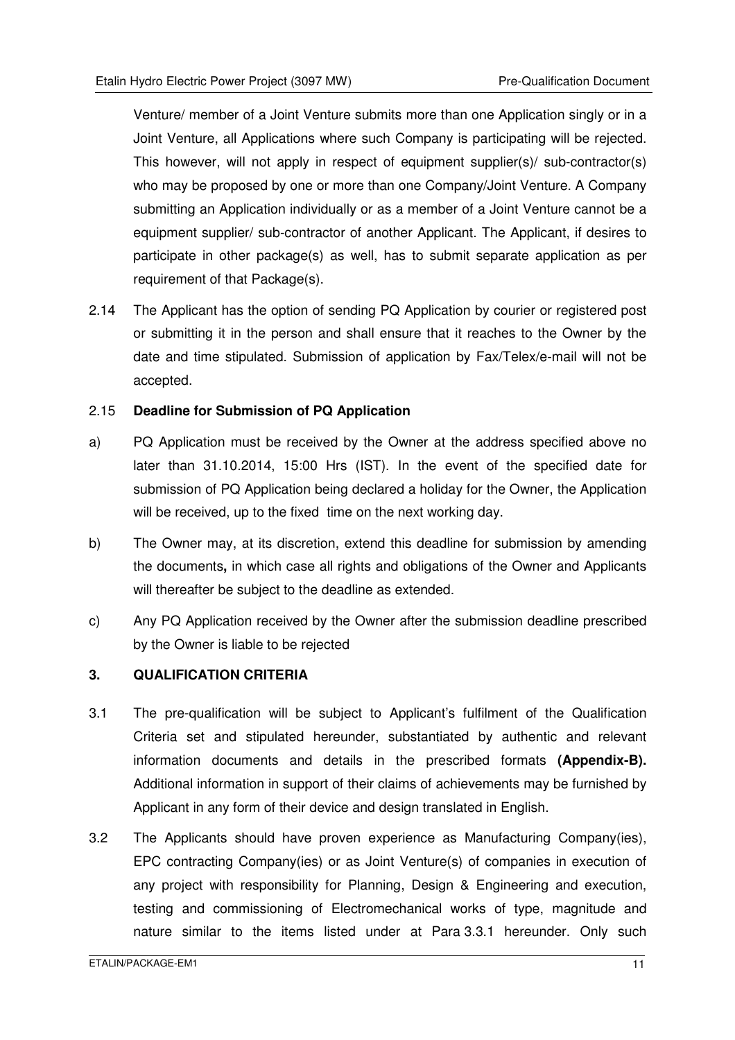Venture/ member of a Joint Venture submits more than one Application singly or in a Joint Venture, all Applications where such Company is participating will be rejected. This however, will not apply in respect of equipment supplier(s)/ sub-contractor(s) who may be proposed by one or more than one Company/Joint Venture. A Company submitting an Application individually or as a member of a Joint Venture cannot be a equipment supplier/ sub-contractor of another Applicant. The Applicant, if desires to participate in other package(s) as well, has to submit separate application as per requirement of that Package(s).

2.14 The Applicant has the option of sending PQ Application by courier or registered post or submitting it in the person and shall ensure that it reaches to the Owner by the date and time stipulated. Submission of application by Fax/Telex/e-mail will not be accepted.

2.15 **Deadline for Submission of PQ Application**

a) PQ Application must be received by the Owner at the address specified above no later than 31.10.2014, 15:00 Hrs (IST). In the event of the specified date for submission of PQ Application being declared a holiday for the Owner, the Application will be received, up to the fixed time on the next working day.

b) The Owner may, at its discretion, extend this deadline for submission by amending the documents**,** in which case all rights and obligations of the Owner and Applicants will thereafter be subject to the deadline as extended.

c) Any PQ Application received by the Owner after the submission deadline prescribed by the Owner is liable to be rejected

## 3. QUALIFICATION CRITERIA

3.1 The pre-qualification will be subject to Applicant's fulfilment of the Qualification Criteria set and stipulated hereunder, substantiated by authentic and relevant information documents and details in the prescribed formats **(Appendix-B).** Additional information in support of their claims of achievements may be furnished by Applicant in any form of their device and design translated in English.

3.2 The Applicants should have proven experience as Manufacturing Company(ies), EPC contracting Company(ies) or as Joint Venture(s) of companies in execution of any project with responsibility for Planning, Design & Engineering and execution, testing and commissioning of Electromechanical works of type, magnitude and nature similar to the items listed under at Para 3.3.1 hereunder. Only such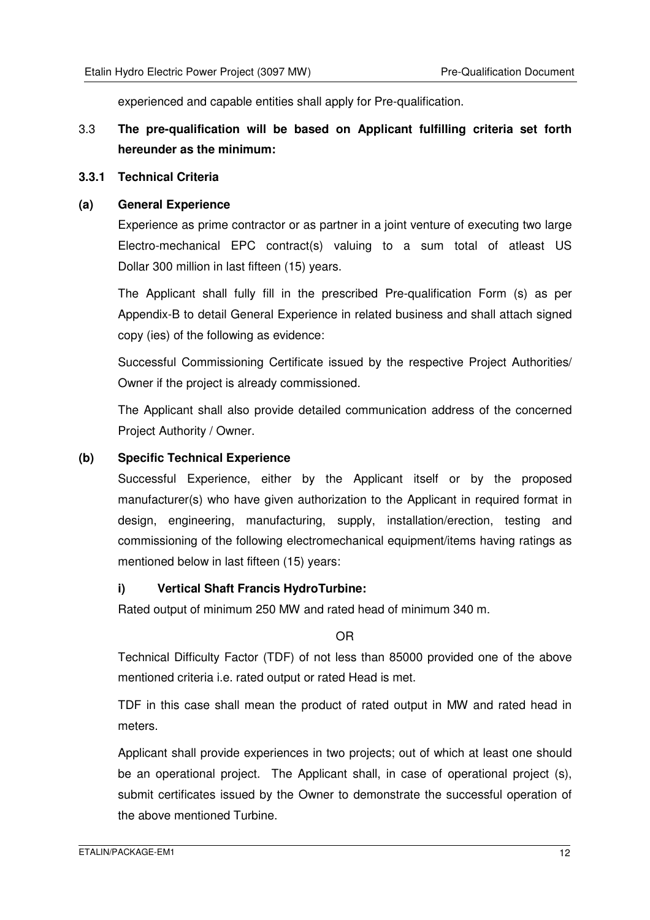experienced and capable entities shall apply for Pre-qualification.

3.3 **The pre-qualification will be based on Applicant fulfilling criteria set forth hereunder as the minimum:**

**3.3.1 Technical Criteria**

**(a) General Experience**

Experience as prime contractor or as partner in a joint venture of executing two large Electro-mechanical EPC contract(s) valuing to a sum total of atleast US Dollar 300 million in last fifteen (15) years.

The Applicant shall fully fill in the prescribed Pre-qualification Form (s) as per Appendix-B to detail General Experience in related business and shall attach signed copy (ies) of the following as evidence:

Successful Commissioning Certificate issued by the respective Project Authorities/ Owner if the project is already commissioned.

The Applicant shall also provide detailed communication address of the concerned Project Authority / Owner.

**(b) Specific Technical Experience**

Successful Experience, either by the Applicant itself or by the proposed manufacturer(s) who have given authorization to the Applicant in required format in design, engineering, manufacturing, supply, installation/erection, testing and commissioning of the following electromechanical equipment/items having ratings as mentioned below in last fifteen (15) years:

**i) Vertical Shaft Francis HydroTurbine:**

Rated output of minimum 250 MW and rated head of minimum 340 m.

OR

Technical Difficulty Factor (TDF) of not less than 85000 provided one of the above mentioned criteria i.e. rated output or rated Head is met.

TDF in this case shall mean the product of rated output in MW and rated head in meters.

Applicant shall provide experiences in two projects; out of which at least one should be an operational project. The Applicant shall, in case of operational project (s), submit certificates issued by the Owner to demonstrate the successful operation of the above mentioned Turbine.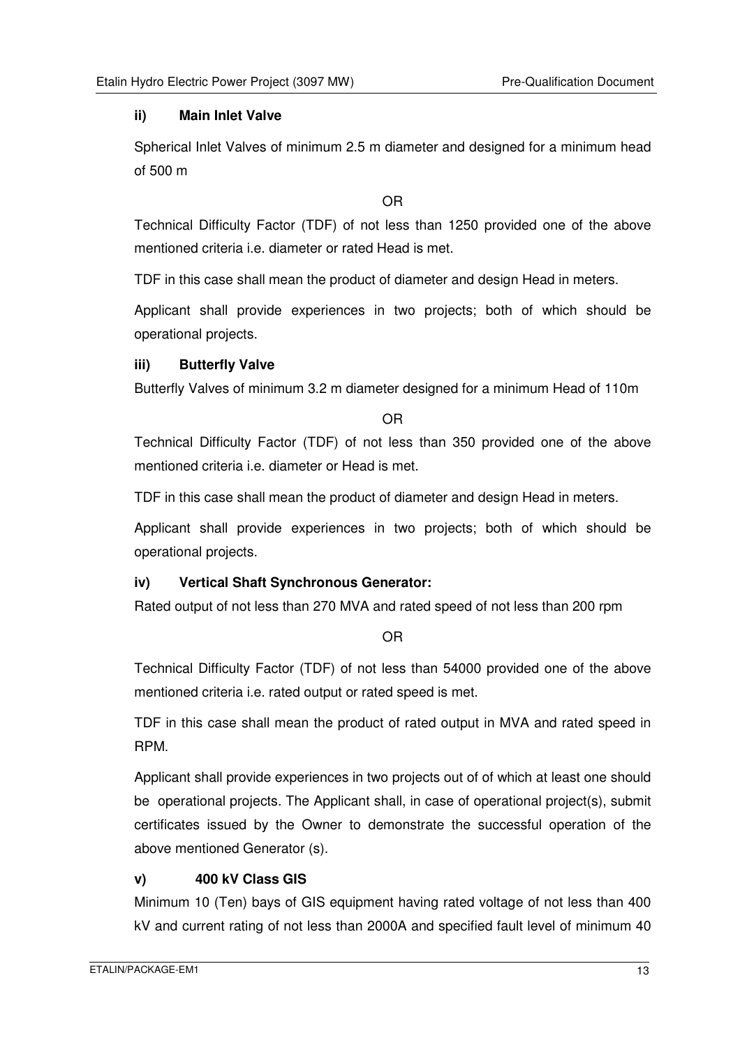**ii) Main Inlet Valve**

Spherical Inlet Valves of minimum 2.5 m diameter and designed for a minimum head of 500 m

OR

Technical Difficulty Factor (TDF) of not less than 1250 provided one of the above mentioned criteria i.e. diameter or rated Head is met.

TDF in this case shall mean the product of diameter and design Head in meters.

Applicant shall provide experiences in two projects; both of which should be operational projects.

**iii) Butterfly Valve**

Butterfly Valves of minimum 3.2 m diameter designed for a minimum Head of 110m

OR

Technical Difficulty Factor (TDF) of not less than 350 provided one of the above mentioned criteria i.e. diameter or Head is met.

TDF in this case shall mean the product of diameter and design Head in meters.

Applicant shall provide experiences in two projects; both of which should be operational projects.

**iv) Vertical Shaft Synchronous Generator:**

Rated output of not less than 270 MVA and rated speed of not less than 200 rpm

OR

Technical Difficulty Factor (TDF) of not less than 54000 provided one of the above mentioned criteria i.e. rated output or rated speed is met.

TDF in this case shall mean the product of rated output in MVA and rated speed in RPM.

Applicant shall provide experiences in two projects out of of which at least one should be operational projects. The Applicant shall, in case of operational project(s), submit certificates issued by the Owner to demonstrate the successful operation of the above mentioned Generator (s).

**v) 400 kV Class GIS**

Minimum 10 (Ten) bays of GIS equipment having rated voltage of not less than 400 kV and current rating of not less than 2000A and specified fault level of minimum 40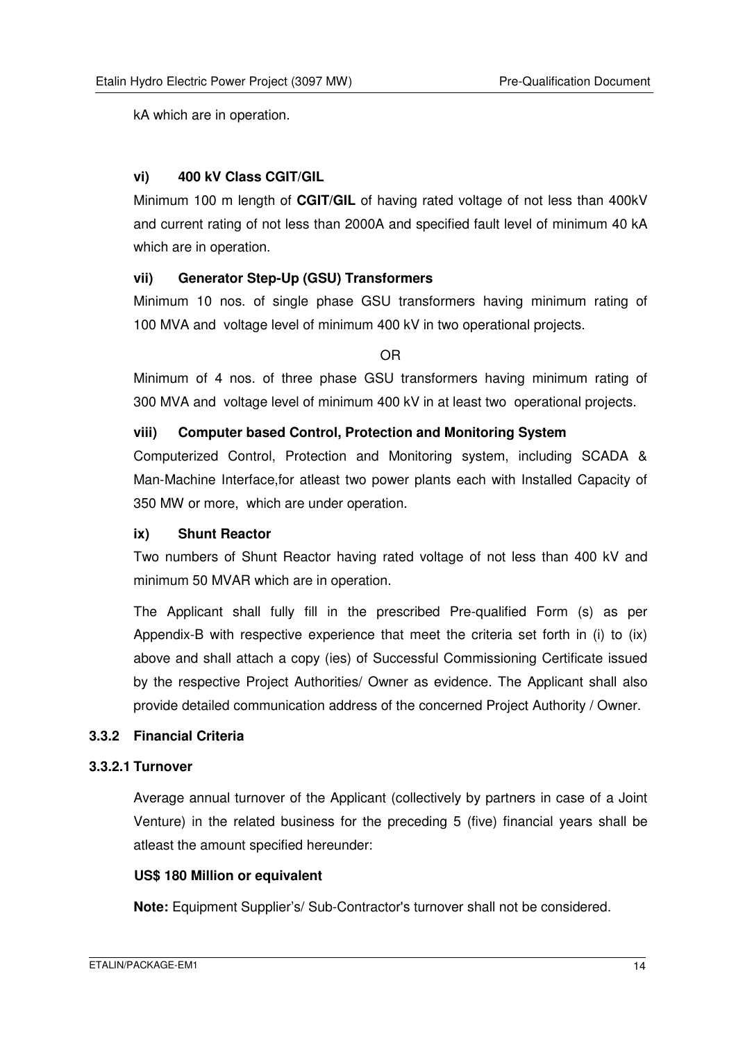kA which are in operation.

**vi) 400 kV Class CGIT/GIL**

Minimum 100 m length of **CGIT/GIL** of having rated voltage of not less than 400kV and current rating of not less than 2000A and specified fault level of minimum 40 kA which are in operation.

**vii) Generator Step-Up (GSU) Transformers**

Minimum 10 nos. of single phase GSU transformers having minimum rating of 100 MVA and voltage level of minimum 400 kV in two operational projects.

OR

Minimum of 4 nos. of three phase GSU transformers having minimum rating of 300 MVA and voltage level of minimum 400 kV in at least two operational projects.

**viii) Computer based Control, Protection and Monitoring System**

Computerized Control, Protection and Monitoring system, including SCADA & Man-Machine Interface,for atleast two power plants each with Installed Capacity of 350 MW or more, which are under operation.

**ix) Shunt Reactor**

Two numbers of Shunt Reactor having rated voltage of not less than 400 kV and minimum 50 MVAR which are in operation.

The Applicant shall fully fill in the prescribed Pre-qualified Form (s) as per Appendix-B with respective experience that meet the criteria set forth in (i) to (ix) above and shall attach a copy (ies) of Successful Commissioning Certificate issued by the respective Project Authorities/ Owner as evidence. The Applicant shall also provide detailed communication address of the concerned Project Authority / Owner.

### 3.3.2 Financial Criteria

#### 3.3.2.1 Turnover

Average annual turnover of the Applicant (collectively by partners in case of a Joint Venture) in the related business for the preceding 5 (five) financial years shall be atleast the amount specified hereunder:

**US$ 180 Million or equivalent**

**Note:** Equipment Supplier's/ Sub-Contractor's turnover shall not be considered.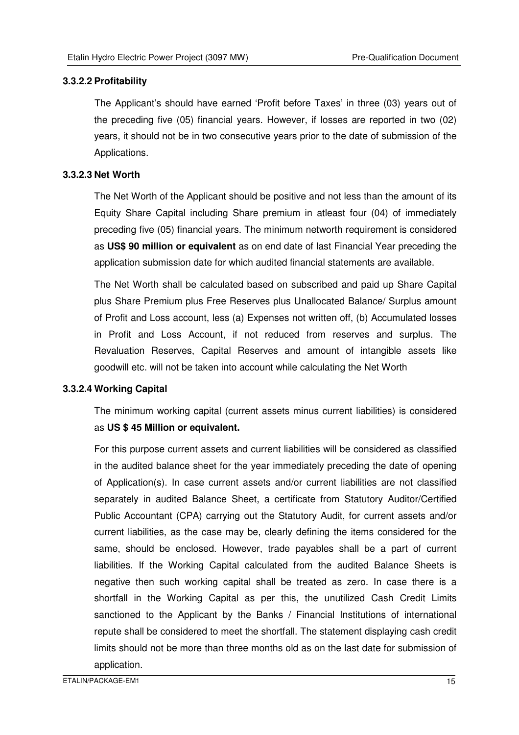#### 3.3.2.2 Profitability

The Applicant's should have earned 'Profit before Taxes' in three (03) years out of the preceding five (05) financial years. However, if losses are reported in two (02) years, it should not be in two consecutive years prior to the date of submission of the Applications.

#### 3.3.2.3 Net Worth

The Net Worth of the Applicant should be positive and not less than the amount of its Equity Share Capital including Share premium in atleast four (04) of immediately preceding five (05) financial years. The minimum networth requirement is considered as **US$ 90 million or equivalent** as on end date of last Financial Year preceding the application submission date for which audited financial statements are available.

The Net Worth shall be calculated based on subscribed and paid up Share Capital plus Share Premium plus Free Reserves plus Unallocated Balance/ Surplus amount of Profit and Loss account, less (a) Expenses not written off, (b) Accumulated losses in Profit and Loss Account, if not reduced from reserves and surplus. The Revaluation Reserves, Capital Reserves and amount of intangible assets like goodwill etc. will not be taken into account while calculating the Net Worth

#### 3.3.2.4 Working Capital

The minimum working capital (current assets minus current liabilities) is considered as **US $ 45 Million or equivalent.**

For this purpose current assets and current liabilities will be considered as classified in the audited balance sheet for the year immediately preceding the date of opening of Application(s). In case current assets and/or current liabilities are not classified separately in audited Balance Sheet, a certificate from Statutory Auditor/Certified Public Accountant (CPA) carrying out the Statutory Audit, for current assets and/or current liabilities, as the case may be, clearly defining the items considered for the same, should be enclosed. However, trade payables shall be a part of current liabilities. If the Working Capital calculated from the audited Balance Sheets is negative then such working capital shall be treated as zero. In case there is a shortfall in the Working Capital as per this, the unutilized Cash Credit Limits sanctioned to the Applicant by the Banks / Financial Institutions of international repute shall be considered to meet the shortfall. The statement displaying cash credit limits should not be more than three months old as on the last date for submission of application.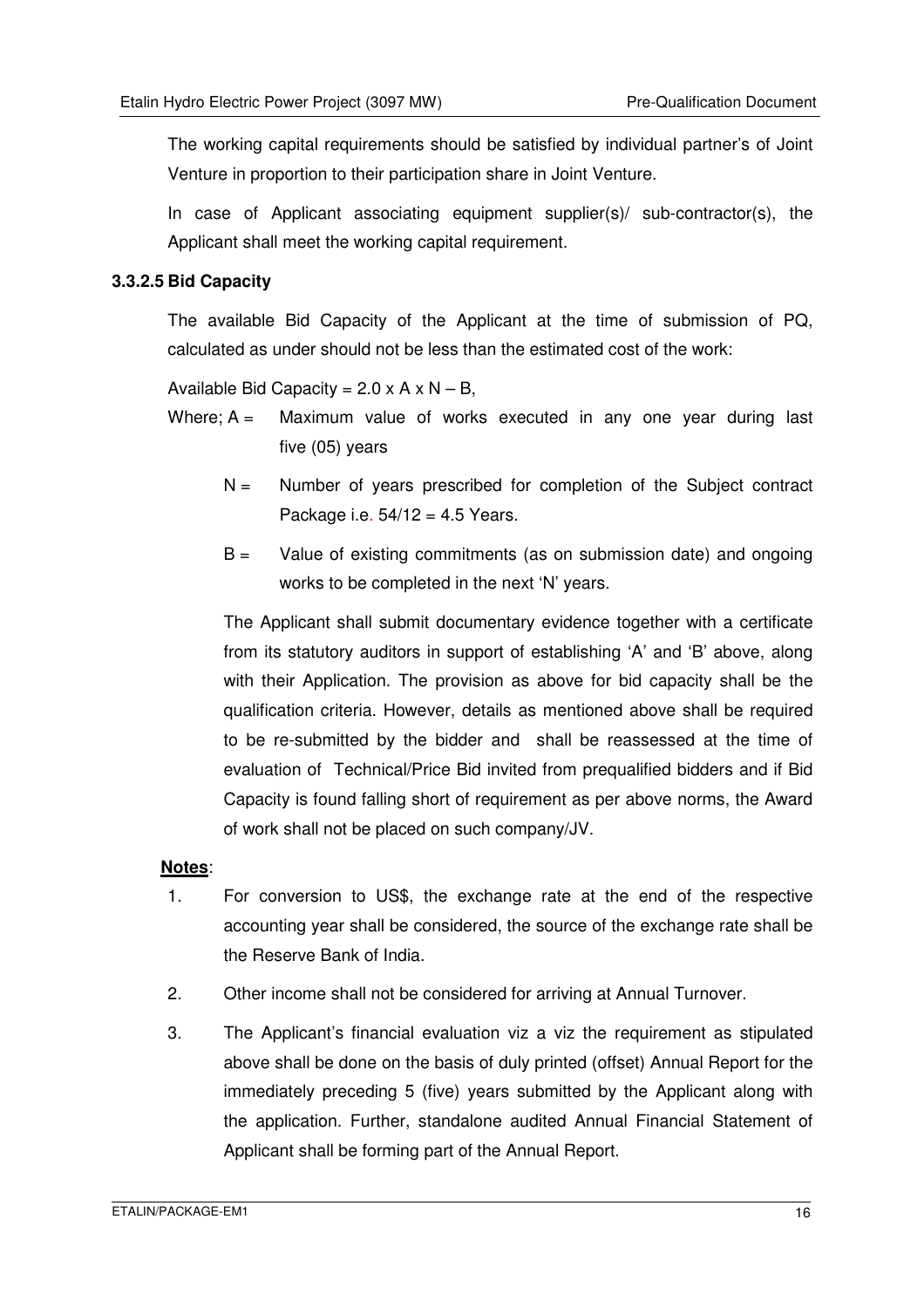The working capital requirements should be satisfied by individual partner's of Joint Venture in proportion to their participation share in Joint Venture.

In case of Applicant associating equipment supplier(s)/ sub-contractor(s), the Applicant shall meet the working capital requirement.

### 3.3.2.5 Bid Capacity

The available Bid Capacity of the Applicant at the time of submission of PQ, calculated as under should not be less than the estimated cost of the work:

Available Bid Capacity = $2.0 \times A \times N - B$,

Where; A = Maximum value of works executed in any one year during last five (05) years

N = Number of years prescribed for completion of the Subject contract Package i.e. $54/12 = 4.5$ Years.

B = Value of existing commitments (as on submission date) and ongoing works to be completed in the next 'N' years.

The Applicant shall submit documentary evidence together with a certificate from its statutory auditors in support of establishing 'A' and 'B' above, along with their Application. The provision as above for bid capacity shall be the qualification criteria. However, details as mentioned above shall be required to be re-submitted by the bidder and shall be reassessed at the time of evaluation of Technical/Price Bid invited from prequalified bidders and if Bid Capacity is found falling short of requirement as per above norms, the Award of work shall not be placed on such company/JV.

**Notes**:

1. For conversion to US$, the exchange rate at the end of the respective accounting year shall be considered, the source of the exchange rate shall be the Reserve Bank of India.
2. Other income shall not be considered for arriving at Annual Turnover.
3. The Applicant's financial evaluation viz a viz the requirement as stipulated above shall be done on the basis of duly printed (offset) Annual Report for the immediately preceding 5 (five) years submitted by the Applicant along with the application. Further, standalone audited Annual Financial Statement of Applicant shall be forming part of the Annual Report.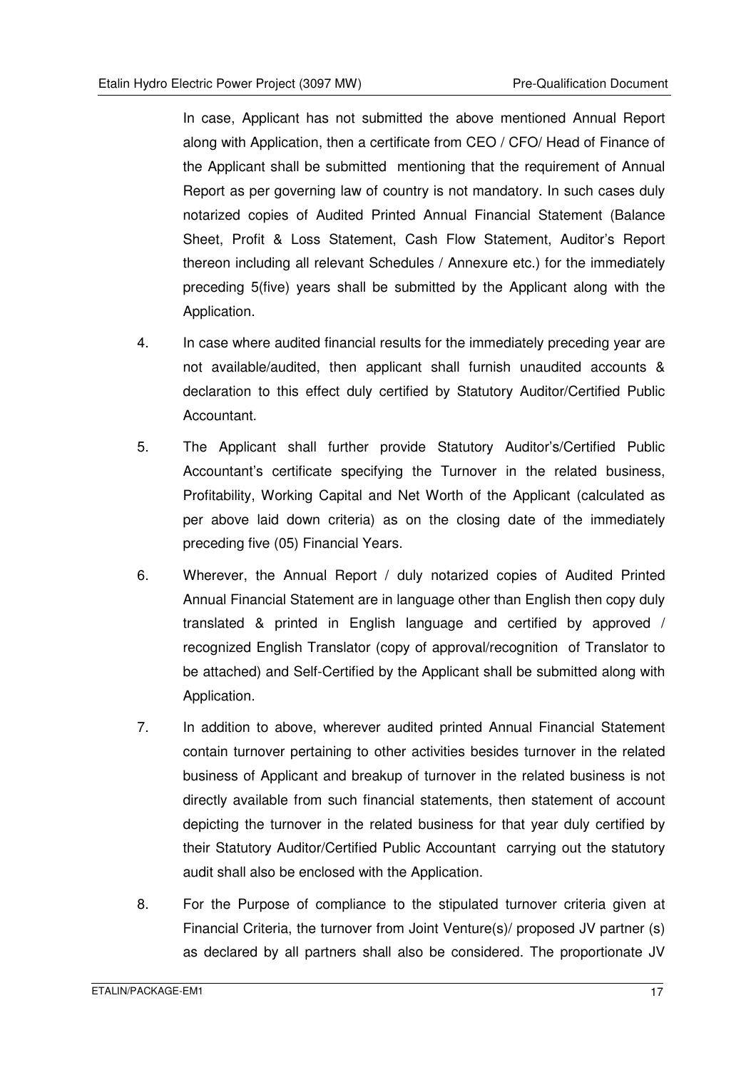In case, Applicant has not submitted the above mentioned Annual Report along with Application, then a certificate from CEO / CFO/ Head of Finance of the Applicant shall be submitted mentioning that the requirement of Annual Report as per governing law of country is not mandatory. In such cases duly notarized copies of Audited Printed Annual Financial Statement (Balance Sheet, Profit & Loss Statement, Cash Flow Statement, Auditor's Report thereon including all relevant Schedules / Annexure etc.) for the immediately preceding 5(five) years shall be submitted by the Applicant along with the Application.

4. In case where audited financial results for the immediately preceding year are not available/audited, then applicant shall furnish unaudited accounts & declaration to this effect duly certified by Statutory Auditor/Certified Public Accountant.

5. The Applicant shall further provide Statutory Auditor's/Certified Public Accountant's certificate specifying the Turnover in the related business, Profitability, Working Capital and Net Worth of the Applicant (calculated as per above laid down criteria) as on the closing date of the immediately preceding five (05) Financial Years.

6. Wherever, the Annual Report / duly notarized copies of Audited Printed Annual Financial Statement are in language other than English then copy duly translated & printed in English language and certified by approved / recognized English Translator (copy of approval/recognition of Translator to be attached) and Self-Certified by the Applicant shall be submitted along with Application.

7. In addition to above, wherever audited printed Annual Financial Statement contain turnover pertaining to other activities besides turnover in the related business of Applicant and breakup of turnover in the related business is not directly available from such financial statements, then statement of account depicting the turnover in the related business for that year duly certified by their Statutory Auditor/Certified Public Accountant carrying out the statutory audit shall also be enclosed with the Application.

8. For the Purpose of compliance to the stipulated turnover criteria given at Financial Criteria, the turnover from Joint Venture(s)/ proposed JV partner (s) as declared by all partners shall also be considered. The proportionate JV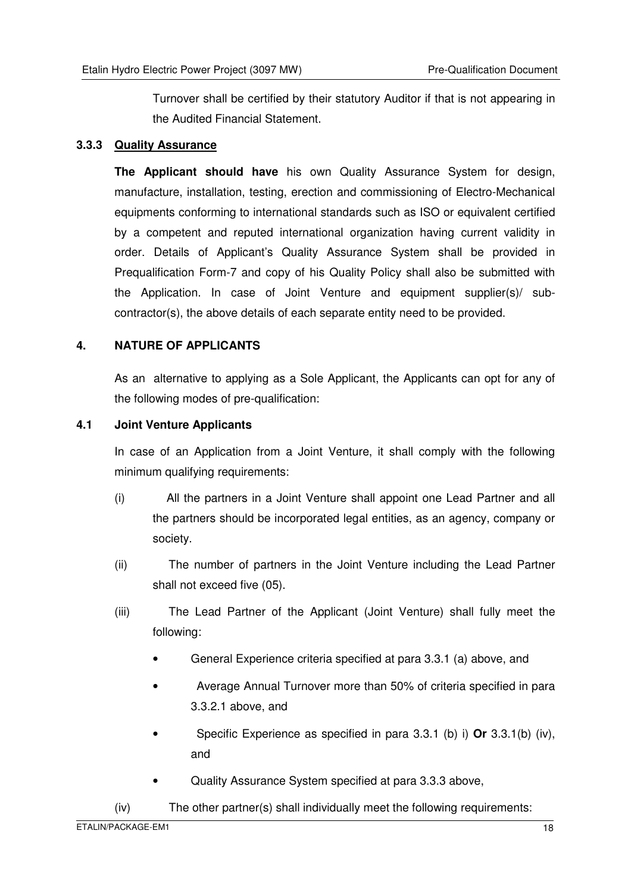Turnover shall be certified by their statutory Auditor if that is not appearing in the Audited Financial Statement.

### 3.3.3 Quality Assurance

**The Applicant should have** his own Quality Assurance System for design, manufacture, installation, testing, erection and commissioning of Electro-Mechanical equipments conforming to international standards such as ISO or equivalent certified by a competent and reputed international organization having current validity in order. Details of Applicant's Quality Assurance System shall be provided in Prequalification Form-7 and copy of his Quality Policy shall also be submitted with the Application. In case of Joint Venture and equipment supplier(s)/ sub-contractor(s), the above details of each separate entity need to be provided.

## 4. NATURE OF APPLICANTS

As an alternative to applying as a Sole Applicant, the Applicants can opt for any of the following modes of pre-qualification:

### 4.1 Joint Venture Applicants

In case of an Application from a Joint Venture, it shall comply with the following minimum qualifying requirements:

(i) All the partners in a Joint Venture shall appoint one Lead Partner and all the partners should be incorporated legal entities, as an agency, company or society.

(ii) The number of partners in the Joint Venture including the Lead Partner shall not exceed five (05).

(iii) The Lead Partner of the Applicant (Joint Venture) shall fully meet the following:

- General Experience criteria specified at para 3.3.1 (a) above, and
- Average Annual Turnover more than 50% of criteria specified in para 3.3.2.1 above, and
- Specific Experience as specified in para 3.3.1 (b) i) **Or** 3.3.1(b) (iv), and
- Quality Assurance System specified at para 3.3.3 above,

(iv) The other partner(s) shall individually meet the following requirements: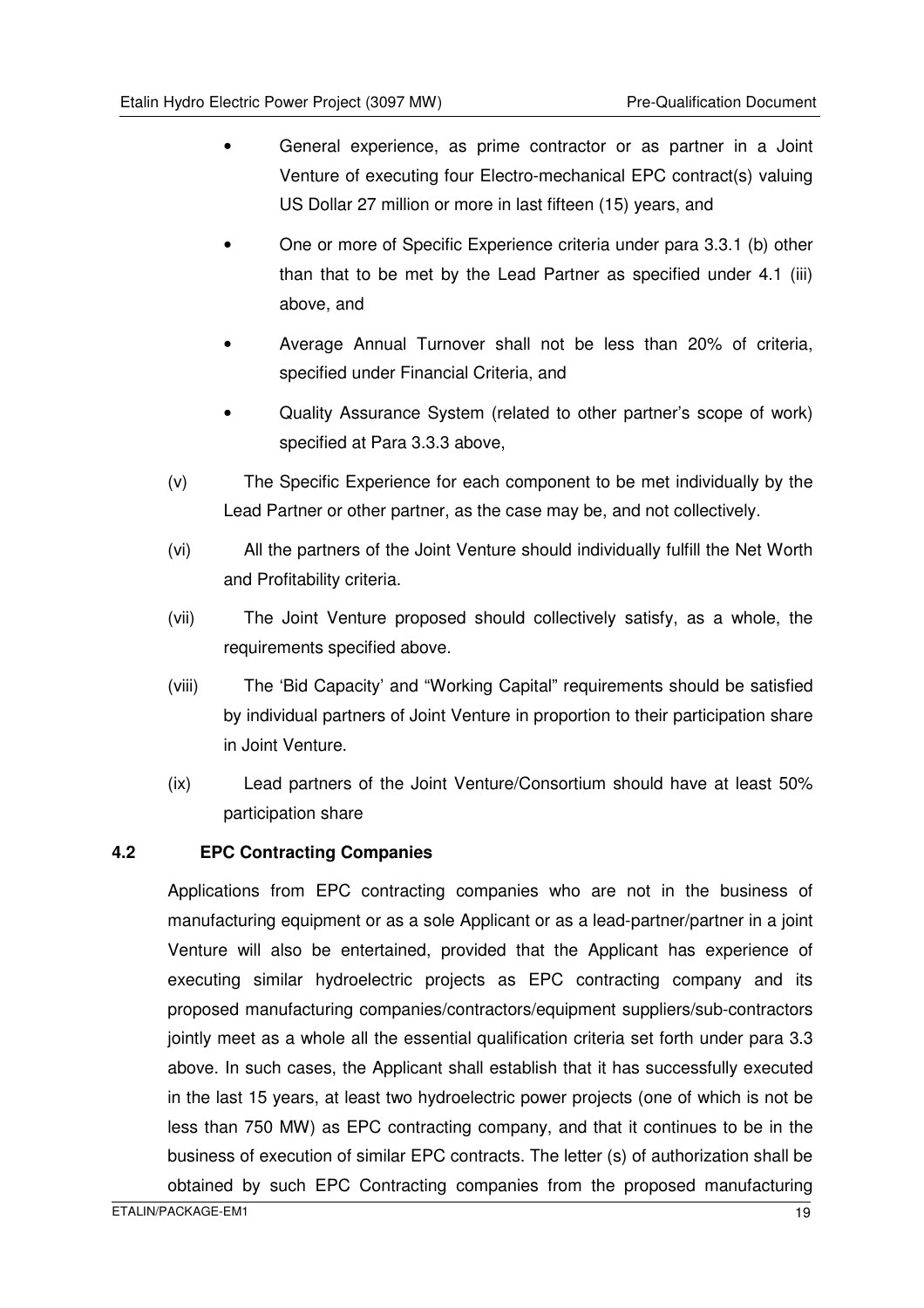- General experience, as prime contractor or as partner in a Joint Venture of executing four Electro-mechanical EPC contract(s) valuing US Dollar 27 million or more in last fifteen (15) years, and
- One or more of Specific Experience criteria under para 3.3.1 (b) other than that to be met by the Lead Partner as specified under 4.1 (iii) above, and
- Average Annual Turnover shall not be less than 20% of criteria, specified under Financial Criteria, and
- Quality Assurance System (related to other partner's scope of work) specified at Para 3.3.3 above,

(v) The Specific Experience for each component to be met individually by the Lead Partner or other partner, as the case may be, and not collectively.

(vi) All the partners of the Joint Venture should individually fulfill the Net Worth and Profitability criteria.

(vii) The Joint Venture proposed should collectively satisfy, as a whole, the requirements specified above.

(viii) The 'Bid Capacity' and "Working Capital" requirements should be satisfied by individual partners of Joint Venture in proportion to their participation share in Joint Venture.

(ix) Lead partners of the Joint Venture/Consortium should have at least 50% participation share

## 4.2 EPC Contracting Companies

Applications from EPC contracting companies who are not in the business of manufacturing equipment or as a sole Applicant or as a lead-partner/partner in a joint Venture will also be entertained, provided that the Applicant has experience of executing similar hydroelectric projects as EPC contracting company and its proposed manufacturing companies/contractors/equipment suppliers/sub-contractors jointly meet as a whole all the essential qualification criteria set forth under para 3.3 above. In such cases, the Applicant shall establish that it has successfully executed in the last 15 years, at least two hydroelectric power projects (one of which is not be less than 750 MW) as EPC contracting company, and that it continues to be in the business of execution of similar EPC contracts. The letter (s) of authorization shall be obtained by such EPC Contracting companies from the proposed manufacturing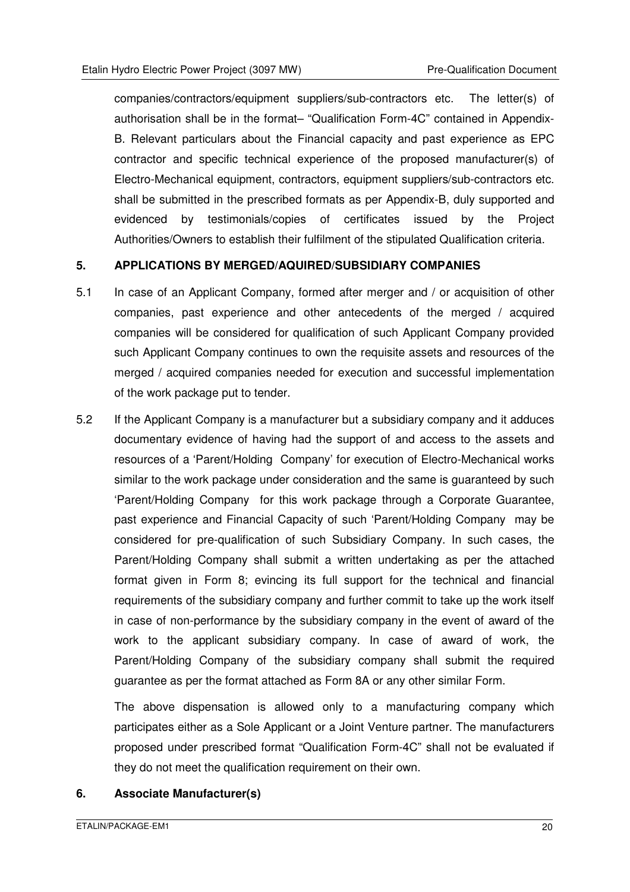companies/contractors/equipment suppliers/sub-contractors etc. The letter(s) of authorisation shall be in the format– "Qualification Form-4C" contained in Appendix-B. Relevant particulars about the Financial capacity and past experience as EPC contractor and specific technical experience of the proposed manufacturer(s) of Electro-Mechanical equipment, contractors, equipment suppliers/sub-contractors etc. shall be submitted in the prescribed formats as per Appendix-B, duly supported and evidenced by testimonials/copies of certificates issued by the Project Authorities/Owners to establish their fulfilment of the stipulated Qualification criteria.

## 5. APPLICATIONS BY MERGED/AQUIRED/SUBSIDIARY COMPANIES

5.1 In case of an Applicant Company, formed after merger and / or acquisition of other companies, past experience and other antecedents of the merged / acquired companies will be considered for qualification of such Applicant Company provided such Applicant Company continues to own the requisite assets and resources of the merged / acquired companies needed for execution and successful implementation of the work package put to tender.

5.2 If the Applicant Company is a manufacturer but a subsidiary company and it adduces documentary evidence of having had the support of and access to the assets and resources of a 'Parent/Holding Company' for execution of Electro-Mechanical works similar to the work package under consideration and the same is guaranteed by such 'Parent/Holding Company for this work package through a Corporate Guarantee, past experience and Financial Capacity of such 'Parent/Holding Company may be considered for pre-qualification of such Subsidiary Company. In such cases, the Parent/Holding Company shall submit a written undertaking as per the attached format given in Form 8; evincing its full support for the technical and financial requirements of the subsidiary company and further commit to take up the work itself in case of non-performance by the subsidiary company in the event of award of the work to the applicant subsidiary company. In case of award of work, the Parent/Holding Company of the subsidiary company shall submit the required guarantee as per the format attached as Form 8A or any other similar Form.

The above dispensation is allowed only to a manufacturing company which participates either as a Sole Applicant or a Joint Venture partner. The manufacturers proposed under prescribed format "Qualification Form-4C" shall not be evaluated if they do not meet the qualification requirement on their own.

## 6. Associate Manufacturer(s)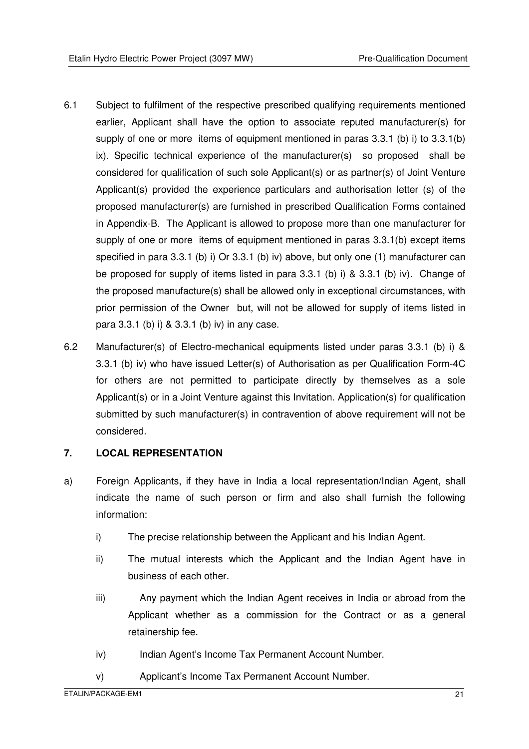6.1 Subject to fulfilment of the respective prescribed qualifying requirements mentioned earlier, Applicant shall have the option to associate reputed manufacturer(s) for supply of one or more items of equipment mentioned in paras 3.3.1 (b) i) to 3.3.1(b) ix). Specific technical experience of the manufacturer(s) so proposed shall be considered for qualification of such sole Applicant(s) or as partner(s) of Joint Venture Applicant(s) provided the experience particulars and authorisation letter (s) of the proposed manufacturer(s) are furnished in prescribed Qualification Forms contained in Appendix-B. The Applicant is allowed to propose more than one manufacturer for supply of one or more items of equipment mentioned in paras 3.3.1(b) except items specified in para 3.3.1 (b) i) Or 3.3.1 (b) iv) above, but only one (1) manufacturer can be proposed for supply of items listed in para 3.3.1 (b) i) & 3.3.1 (b) iv). Change of the proposed manufacture(s) shall be allowed only in exceptional circumstances, with prior permission of the Owner but, will not be allowed for supply of items listed in para 3.3.1 (b) i) & 3.3.1 (b) iv) in any case.

6.2 Manufacturer(s) of Electro-mechanical equipments listed under paras 3.3.1 (b) i) & 3.3.1 (b) iv) who have issued Letter(s) of Authorisation as per Qualification Form-4C for others are not permitted to participate directly by themselves as a sole Applicant(s) or in a Joint Venture against this Invitation. Application(s) for qualification submitted by such manufacturer(s) in contravention of above requirement will not be considered.

## 7. LOCAL REPRESENTATION

a) Foreign Applicants, if they have in India a local representation/Indian Agent, shall indicate the name of such person or firm and also shall furnish the following information:

  i) The precise relationship between the Applicant and his Indian Agent.

  ii) The mutual interests which the Applicant and the Indian Agent have in business of each other.

  iii) Any payment which the Indian Agent receives in India or abroad from the Applicant whether as a commission for the Contract or as a general retainership fee.

  iv) Indian Agent's Income Tax Permanent Account Number.

  v) Applicant's Income Tax Permanent Account Number.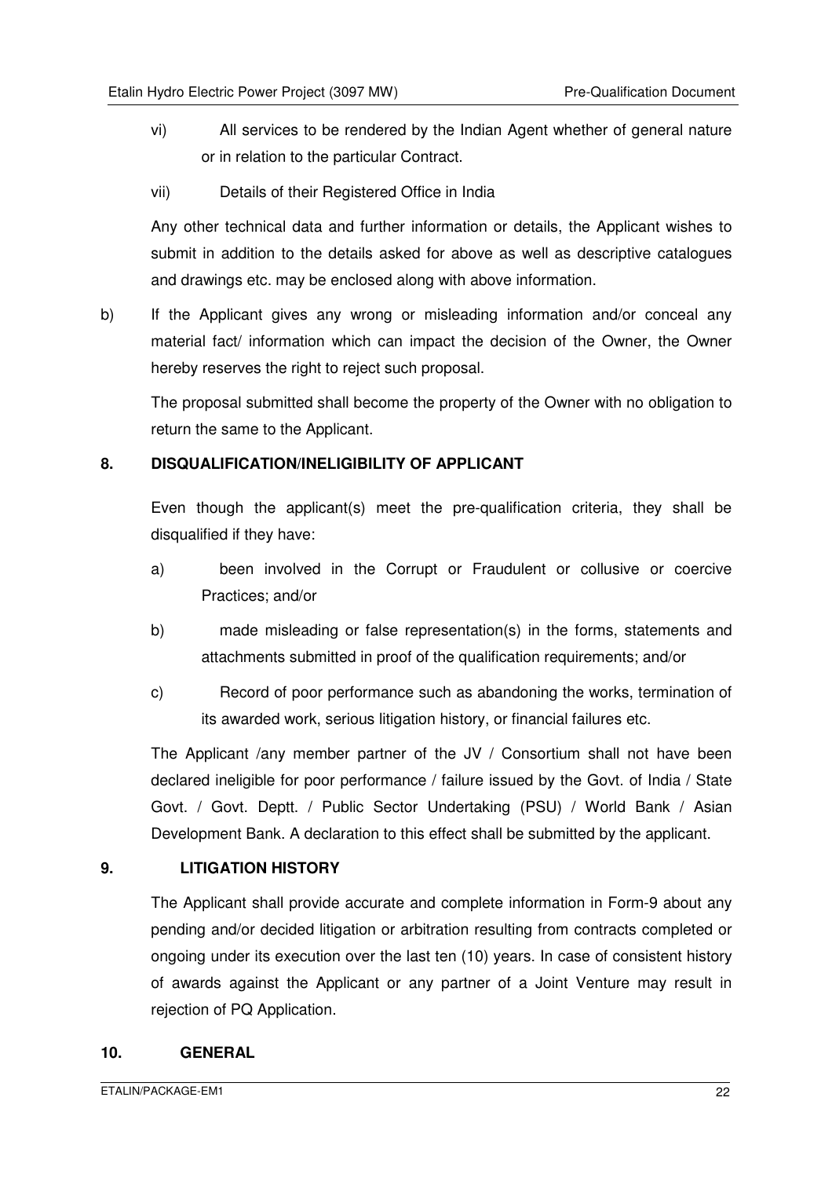vi) All services to be rendered by the Indian Agent whether of general nature or in relation to the particular Contract.

vii) Details of their Registered Office in India

Any other technical data and further information or details, the Applicant wishes to submit in addition to the details asked for above as well as descriptive catalogues and drawings etc. may be enclosed along with above information.

b) If the Applicant gives any wrong or misleading information and/or conceal any material fact/ information which can impact the decision of the Owner, the Owner hereby reserves the right to reject such proposal.

The proposal submitted shall become the property of the Owner with no obligation to return the same to the Applicant.

## 8. DISQUALIFICATION/INELIGIBILITY OF APPLICANT

Even though the applicant(s) meet the pre-qualification criteria, they shall be disqualified if they have:

a) been involved in the Corrupt or Fraudulent or collusive or coercive Practices; and/or

b) made misleading or false representation(s) in the forms, statements and attachments submitted in proof of the qualification requirements; and/or

c) Record of poor performance such as abandoning the works, termination of its awarded work, serious litigation history, or financial failures etc.

The Applicant /any member partner of the JV / Consortium shall not have been declared ineligible for poor performance / failure issued by the Govt. of India / State Govt. / Govt. Deptt. / Public Sector Undertaking (PSU) / World Bank / Asian Development Bank. A declaration to this effect shall be submitted by the applicant.

## 9. LITIGATION HISTORY

The Applicant shall provide accurate and complete information in Form-9 about any pending and/or decided litigation or arbitration resulting from contracts completed or ongoing under its execution over the last ten (10) years. In case of consistent history of awards against the Applicant or any partner of a Joint Venture may result in rejection of PQ Application.

## 10. GENERAL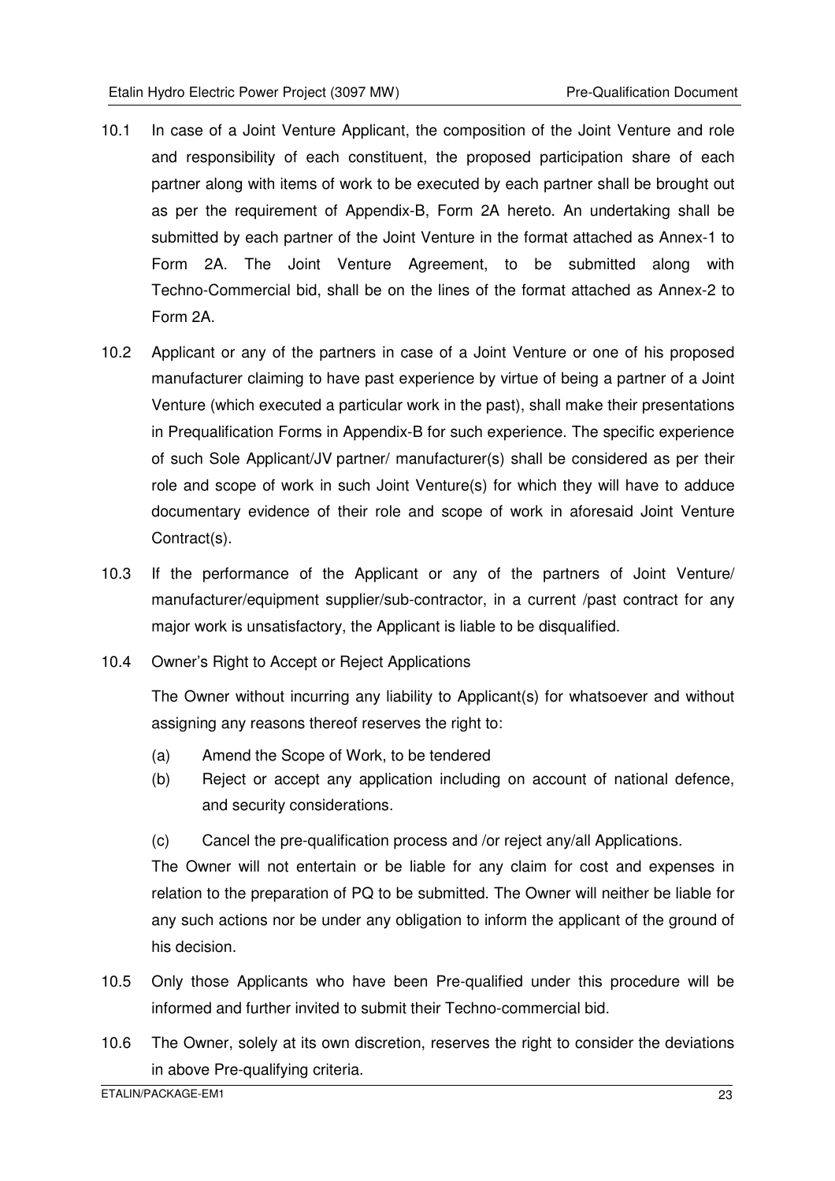10.1 In case of a Joint Venture Applicant, the composition of the Joint Venture and role and responsibility of each constituent, the proposed participation share of each partner along with items of work to be executed by each partner shall be brought out as per the requirement of Appendix-B, Form 2A hereto. An undertaking shall be submitted by each partner of the Joint Venture in the format attached as Annex-1 to Form 2A. The Joint Venture Agreement, to be submitted along with Techno-Commercial bid, shall be on the lines of the format attached as Annex-2 to Form 2A.

10.2 Applicant or any of the partners in case of a Joint Venture or one of his proposed manufacturer claiming to have past experience by virtue of being a partner of a Joint Venture (which executed a particular work in the past), shall make their presentations in Prequalification Forms in Appendix-B for such experience. The specific experience of such Sole Applicant/JV partner/ manufacturer(s) shall be considered as per their role and scope of work in such Joint Venture(s) for which they will have to adduce documentary evidence of their role and scope of work in aforesaid Joint Venture Contract(s).

10.3 If the performance of the Applicant or any of the partners of Joint Venture/ manufacturer/equipment supplier/sub-contractor, in a current /past contract for any major work is unsatisfactory, the Applicant is liable to be disqualified.

10.4 Owner's Right to Accept or Reject Applications

The Owner without incurring any liability to Applicant(s) for whatsoever and without assigning any reasons thereof reserves the right to:

- (a) Amend the Scope of Work, to be tendered
- (b) Reject or accept any application including on account of national defence, and security considerations.
- (c) Cancel the pre-qualification process and /or reject any/all Applications.

The Owner will not entertain or be liable for any claim for cost and expenses in relation to the preparation of PQ to be submitted. The Owner will neither be liable for any such actions nor be under any obligation to inform the applicant of the ground of his decision.

10.5 Only those Applicants who have been Pre-qualified under this procedure will be informed and further invited to submit their Techno-commercial bid.

10.6 The Owner, solely at its own discretion, reserves the right to consider the deviations in above Pre-qualifying criteria.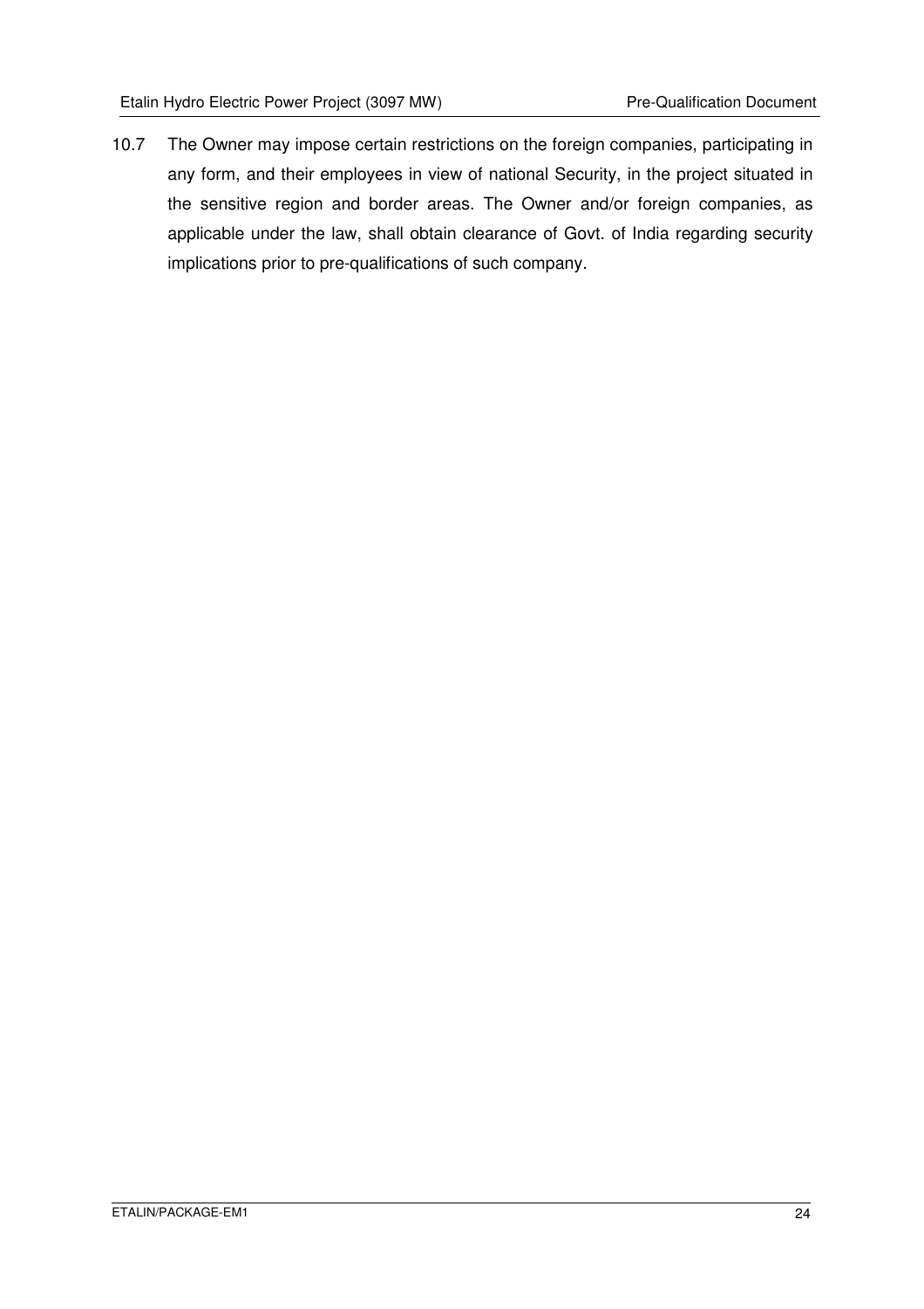10.7 The Owner may impose certain restrictions on the foreign companies, participating in any form, and their employees in view of national Security, in the project situated in the sensitive region and border areas. The Owner and/or foreign companies, as applicable under the law, shall obtain clearance of Govt. of India regarding security implications prior to pre-qualifications of such company.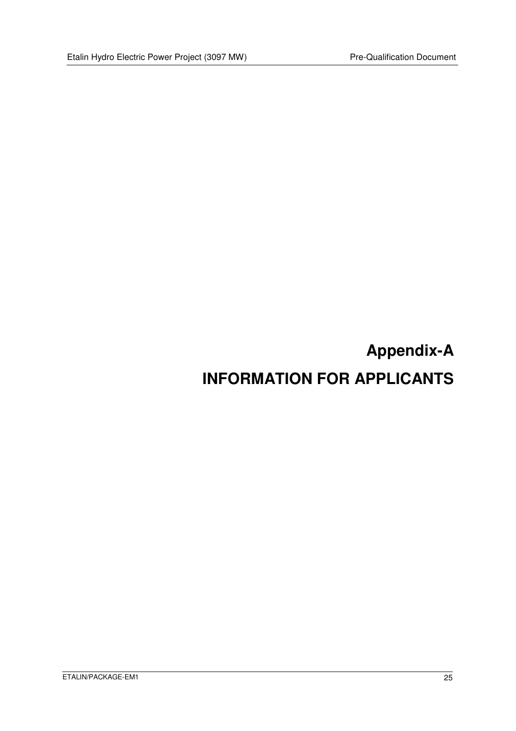# Appendix-A

# INFORMATION FOR APPLICANTS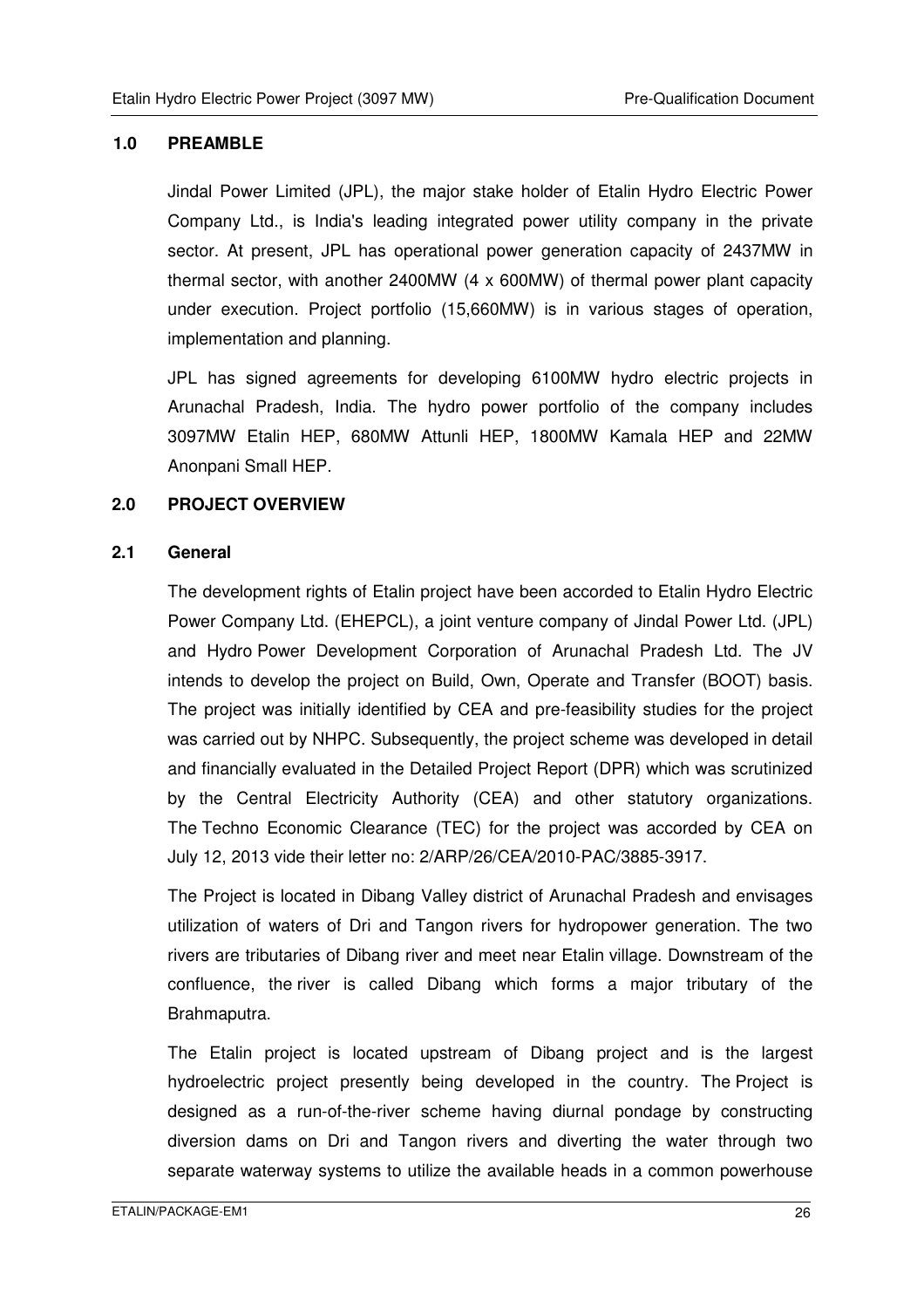## 1.0 PREAMBLE

Jindal Power Limited (JPL), the major stake holder of Etalin Hydro Electric Power Company Ltd., is India's leading integrated power utility company in the private sector. At present, JPL has operational power generation capacity of 2437MW in thermal sector, with another 2400MW (4 x 600MW) of thermal power plant capacity under execution. Project portfolio (15,660MW) is in various stages of operation, implementation and planning.

JPL has signed agreements for developing 6100MW hydro electric projects in Arunachal Pradesh, India. The hydro power portfolio of the company includes 3097MW Etalin HEP, 680MW Attunli HEP, 1800MW Kamala HEP and 22MW Anonpani Small HEP.

## 2.0 PROJECT OVERVIEW

### 2.1 General

The development rights of Etalin project have been accorded to Etalin Hydro Electric Power Company Ltd. (EHEPCL), a joint venture company of Jindal Power Ltd. (JPL) and Hydro Power Development Corporation of Arunachal Pradesh Ltd. The JV intends to develop the project on Build, Own, Operate and Transfer (BOOT) basis. The project was initially identified by CEA and pre-feasibility studies for the project was carried out by NHPC. Subsequently, the project scheme was developed in detail and financially evaluated in the Detailed Project Report (DPR) which was scrutinized by the Central Electricity Authority (CEA) and other statutory organizations. The Techno Economic Clearance (TEC) for the project was accorded by CEA on July 12, 2013 vide their letter no: 2/ARP/26/CEA/2010-PAC/3885-3917.

The Project is located in Dibang Valley district of Arunachal Pradesh and envisages utilization of waters of Dri and Tangon rivers for hydropower generation. The two rivers are tributaries of Dibang river and meet near Etalin village. Downstream of the confluence, the river is called Dibang which forms a major tributary of the Brahmaputra.

The Etalin project is located upstream of Dibang project and is the largest hydroelectric project presently being developed in the country. The Project is designed as a run-of-the-river scheme having diurnal pondage by constructing diversion dams on Dri and Tangon rivers and diverting the water through two separate waterway systems to utilize the available heads in a common powerhouse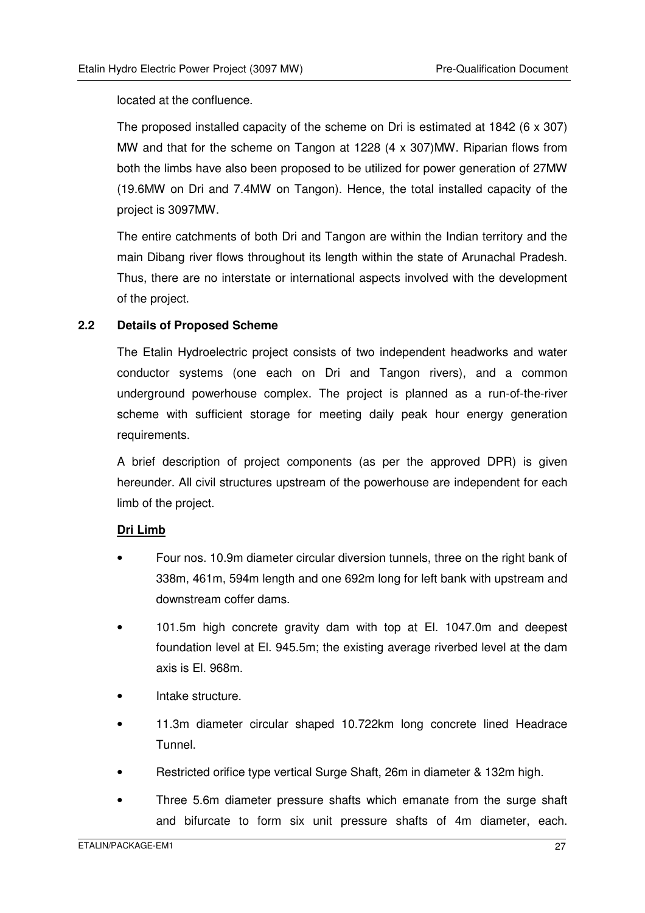located at the confluence.

The proposed installed capacity of the scheme on Dri is estimated at 1842 (6 x 307) MW and that for the scheme on Tangon at 1228 (4 x 307)MW. Riparian flows from both the limbs have also been proposed to be utilized for power generation of 27MW (19.6MW on Dri and 7.4MW on Tangon). Hence, the total installed capacity of the project is 3097MW.

The entire catchments of both Dri and Tangon are within the Indian territory and the main Dibang river flows throughout its length within the state of Arunachal Pradesh. Thus, there are no interstate or international aspects involved with the development of the project.

## 2.2 Details of Proposed Scheme

The Etalin Hydroelectric project consists of two independent headworks and water conductor systems (one each on Dri and Tangon rivers), and a common underground powerhouse complex. The project is planned as a run-of-the-river scheme with sufficient storage for meeting daily peak hour energy generation requirements.

A brief description of project components (as per the approved DPR) is given hereunder. All civil structures upstream of the powerhouse are independent for each limb of the project.

**Dri Limb**

- Four nos. 10.9m diameter circular diversion tunnels, three on the right bank of 338m, 461m, 594m length and one 692m long for left bank with upstream and downstream coffer dams.
- 101.5m high concrete gravity dam with top at El. 1047.0m and deepest foundation level at El. 945.5m; the existing average riverbed level at the dam axis is El. 968m.
- Intake structure.
- 11.3m diameter circular shaped 10.722km long concrete lined Headrace Tunnel.
- Restricted orifice type vertical Surge Shaft, 26m in diameter & 132m high.
- Three 5.6m diameter pressure shafts which emanate from the surge shaft and bifurcate to form six unit pressure shafts of 4m diameter, each.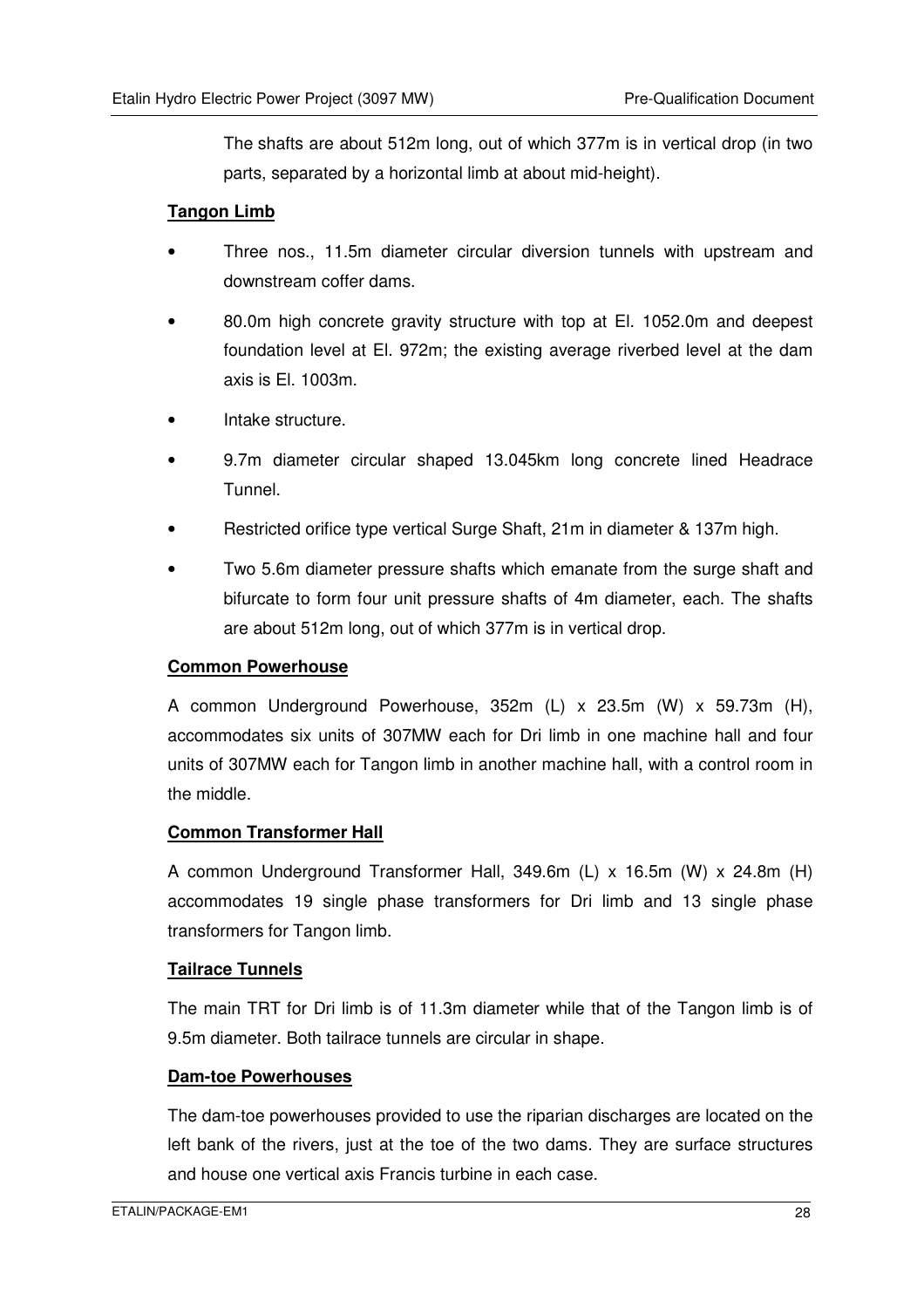The shafts are about 512m long, out of which 377m is in vertical drop (in two parts, separated by a horizontal limb at about mid-height).

**Tangon Limb**

- Three nos., 11.5m diameter circular diversion tunnels with upstream and downstream coffer dams.
- 80.0m high concrete gravity structure with top at El. 1052.0m and deepest foundation level at El. 972m; the existing average riverbed level at the dam axis is El. 1003m.
- Intake structure.
- 9.7m diameter circular shaped 13.045km long concrete lined Headrace Tunnel.
- Restricted orifice type vertical Surge Shaft, 21m in diameter & 137m high.
- Two 5.6m diameter pressure shafts which emanate from the surge shaft and bifurcate to form four unit pressure shafts of 4m diameter, each. The shafts are about 512m long, out of which 377m is in vertical drop.

**Common Powerhouse**

A common Underground Powerhouse, 352m (L) x 23.5m (W) x 59.73m (H), accommodates six units of 307MW each for Dri limb in one machine hall and four units of 307MW each for Tangon limb in another machine hall, with a control room in the middle.

**Common Transformer Hall**

A common Underground Transformer Hall, 349.6m (L) x 16.5m (W) x 24.8m (H) accommodates 19 single phase transformers for Dri limb and 13 single phase transformers for Tangon limb.

**Tailrace Tunnels**

The main TRT for Dri limb is of 11.3m diameter while that of the Tangon limb is of 9.5m diameter. Both tailrace tunnels are circular in shape.

**Dam-toe Powerhouses**

The dam-toe powerhouses provided to use the riparian discharges are located on the left bank of the rivers, just at the toe of the two dams. They are surface structures and house one vertical axis Francis turbine in each case.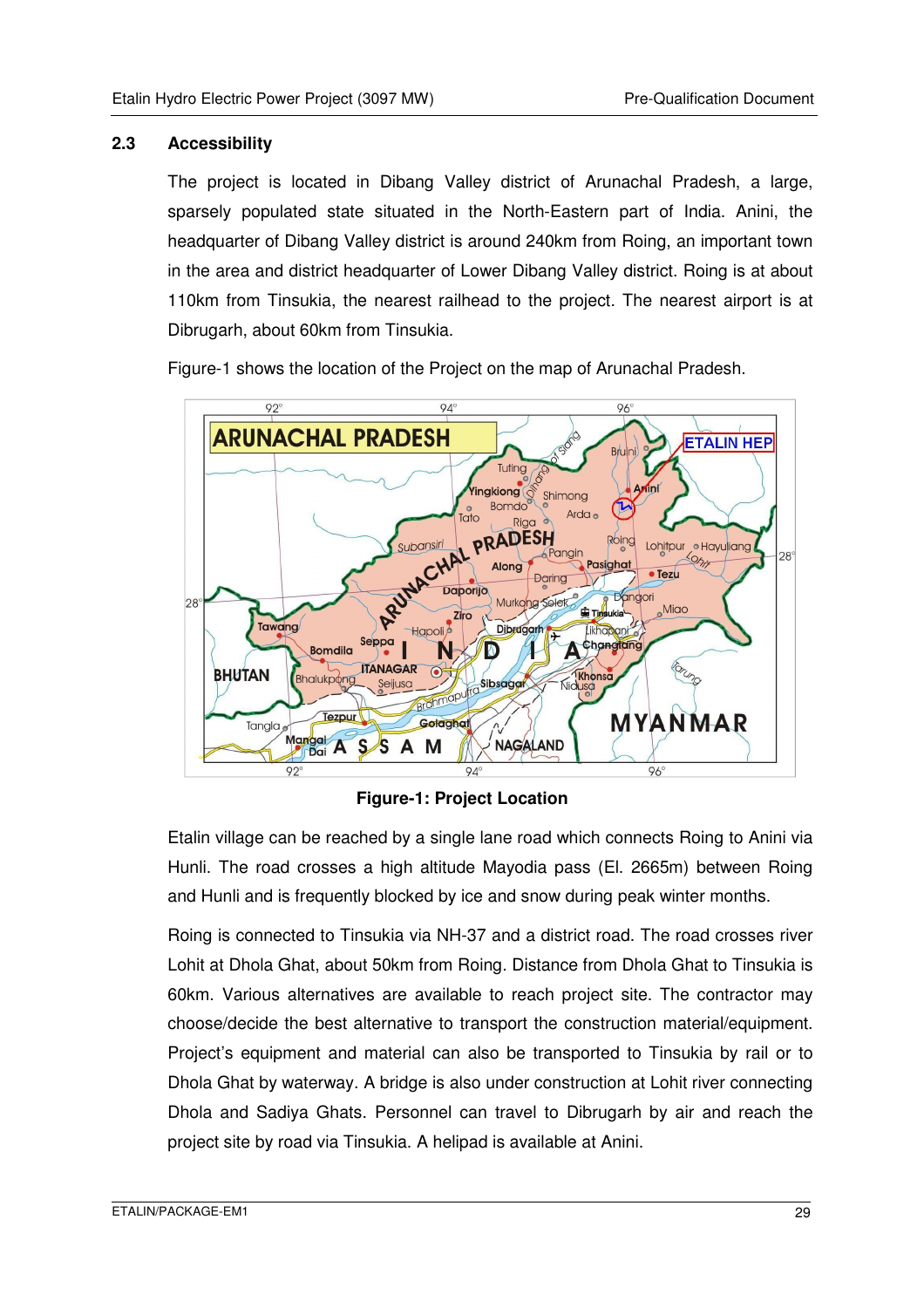## 2.3 Accessibility

The project is located in Dibang Valley district of Arunachal Pradesh, a large, sparsely populated state situated in the North-Eastern part of India. Anini, the headquarter of Dibang Valley district is around 240km from Roing, an important town in the area and district headquarter of Lower Dibang Valley district. Roing is at about 110km from Tinsukia, the nearest railhead to the project. The nearest airport is at Dibrugarh, about 60km from Tinsukia.

Figure-1 shows the location of the Project on the map of Arunachal Pradesh.

**Figure-1: Project Location**

Etalin village can be reached by a single lane road which connects Roing to Anini via Hunli. The road crosses a high altitude Mayodia pass (El. 2665m) between Roing and Hunli and is frequently blocked by ice and snow during peak winter months.

Roing is connected to Tinsukia via NH-37 and a district road. The road crosses river Lohit at Dhola Ghat, about 50km from Roing. Distance from Dhola Ghat to Tinsukia is 60km. Various alternatives are available to reach project site. The contractor may choose/decide the best alternative to transport the construction material/equipment. Project's equipment and material can also be transported to Tinsukia by rail or to Dhola Ghat by waterway. A bridge is also under construction at Lohit river connecting Dhola and Sadiya Ghats. Personnel can travel to Dibrugarh by air and reach the project site by road via Tinsukia. A helipad is available at Anini.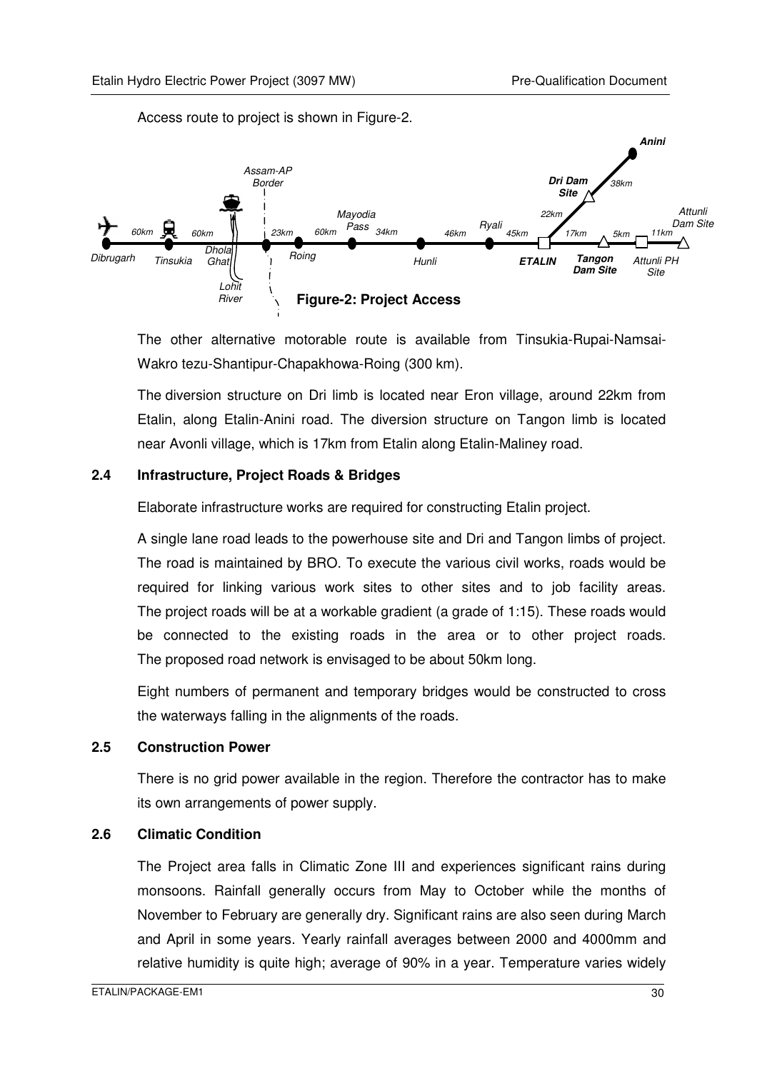Access route to project is shown in Figure-2.

**Figure-2: Project Access**

The other alternative motorable route is available from Tinsukia-Rupai-Namsai-Wakro tezu-Shantipur-Chapakhowa-Roing (300 km).

The diversion structure on Dri limb is located near Eron village, around 22km from Etalin, along Etalin-Anini road. The diversion structure on Tangon limb is located near Avonli village, which is 17km from Etalin along Etalin-Maliney road.

## 2.4 Infrastructure, Project Roads & Bridges

Elaborate infrastructure works are required for constructing Etalin project.

A single lane road leads to the powerhouse site and Dri and Tangon limbs of project. The road is maintained by BRO. To execute the various civil works, roads would be required for linking various work sites to other sites and to job facility areas. The project roads will be at a workable gradient (a grade of 1:15). These roads would be connected to the existing roads in the area or to other project roads. The proposed road network is envisaged to be about 50km long.

Eight numbers of permanent and temporary bridges would be constructed to cross the waterways falling in the alignments of the roads.

## 2.5 Construction Power

There is no grid power available in the region. Therefore the contractor has to make its own arrangements of power supply.

## 2.6 Climatic Condition

The Project area falls in Climatic Zone III and experiences significant rains during monsoons. Rainfall generally occurs from May to October while the months of November to February are generally dry. Significant rains are also seen during March and April in some years. Yearly rainfall averages between 2000 and 4000mm and relative humidity is quite high; average of 90% in a year. Temperature varies widely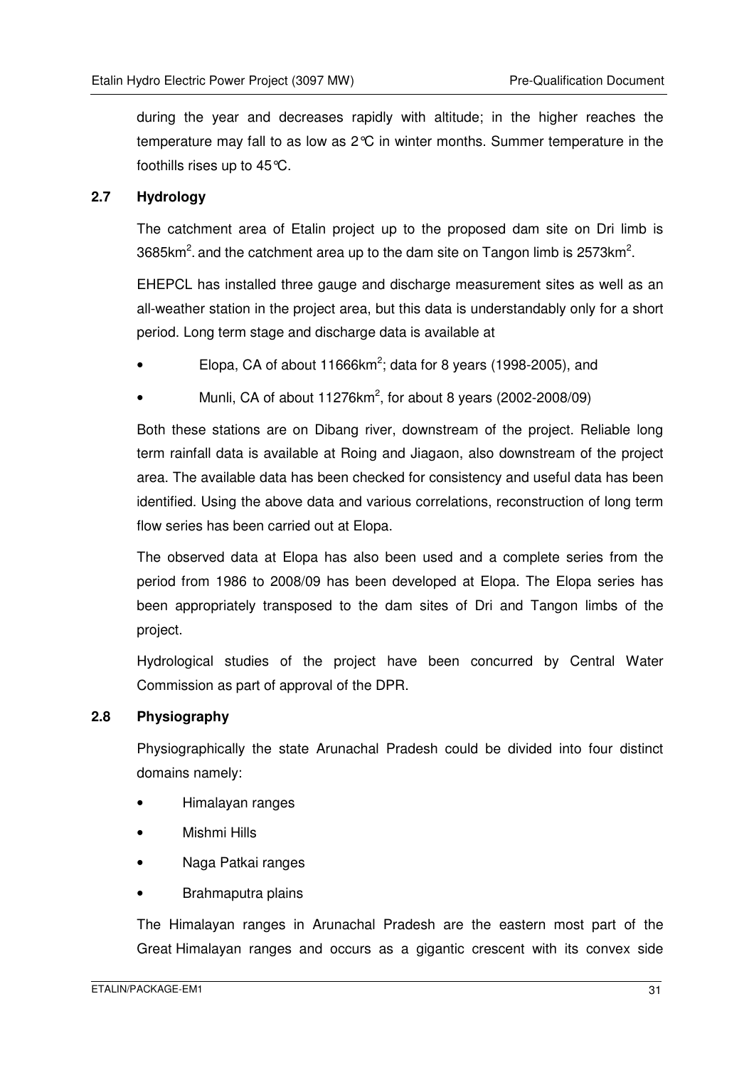during the year and decreases rapidly with altitude; in the higher reaches the temperature may fall to as low as 2°C in winter months. Summer temperature in the foothills rises up to 45°C.

## 2.7 Hydrology

The catchment area of Etalin project up to the proposed dam site on Dri limb is 3685km$^2$. and the catchment area up to the dam site on Tangon limb is 2573km$^2$.

EHEPCL has installed three gauge and discharge measurement sites as well as an all-weather station in the project area, but this data is understandably only for a short period. Long term stage and discharge data is available at

- Elopa, CA of about 11666km$^2$; data for 8 years (1998-2005), and
- Munli, CA of about 11276km$^2$, for about 8 years (2002-2008/09)

Both these stations are on Dibang river, downstream of the project. Reliable long term rainfall data is available at Roing and Jiagaon, also downstream of the project area. The available data has been checked for consistency and useful data has been identified. Using the above data and various correlations, reconstruction of long term flow series has been carried out at Elopa.

The observed data at Elopa has also been used and a complete series from the period from 1986 to 2008/09 has been developed at Elopa. The Elopa series has been appropriately transposed to the dam sites of Dri and Tangon limbs of the project.

Hydrological studies of the project have been concurred by Central Water Commission as part of approval of the DPR.

## 2.8 Physiography

Physiographically the state Arunachal Pradesh could be divided into four distinct domains namely:

- Himalayan ranges
- Mishmi Hills
- Naga Patkai ranges
- Brahmaputra plains

The Himalayan ranges in Arunachal Pradesh are the eastern most part of the Great Himalayan ranges and occurs as a gigantic crescent with its convex side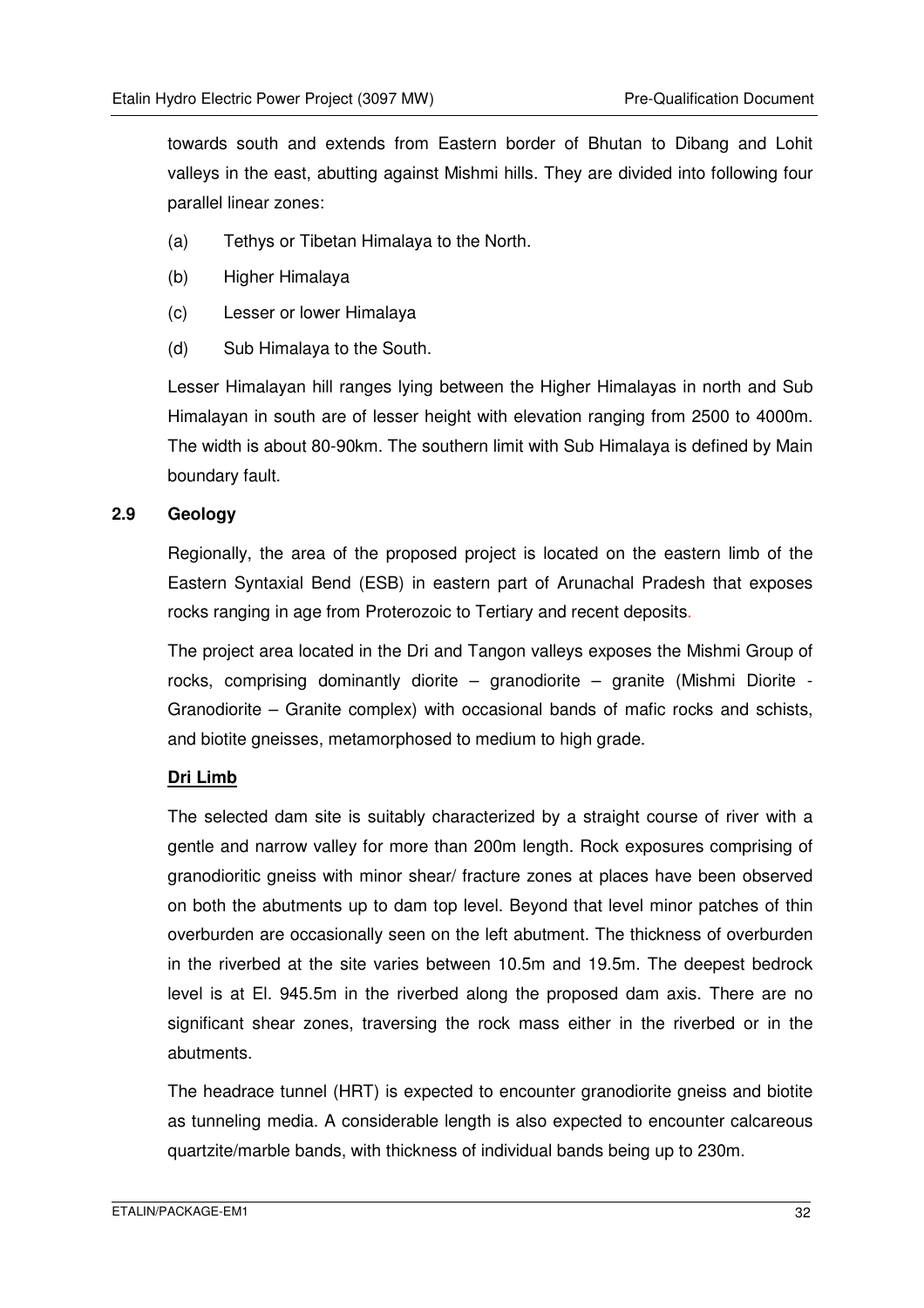towards south and extends from Eastern border of Bhutan to Dibang and Lohit valleys in the east, abutting against Mishmi hills. They are divided into following four parallel linear zones:

(a) Tethys or Tibetan Himalaya to the North.

(b) Higher Himalaya

(c) Lesser or lower Himalaya

(d) Sub Himalaya to the South.

Lesser Himalayan hill ranges lying between the Higher Himalayas in north and Sub Himalayan in south are of lesser height with elevation ranging from 2500 to 4000m. The width is about 80-90km. The southern limit with Sub Himalaya is defined by Main boundary fault.

## 2.9 Geology

Regionally, the area of the proposed project is located on the eastern limb of the Eastern Syntaxial Bend (ESB) in eastern part of Arunachal Pradesh that exposes rocks ranging in age from Proterozoic to Tertiary and recent deposits.

The project area located in the Dri and Tangon valleys exposes the Mishmi Group of rocks, comprising dominantly diorite – granodiorite – granite (Mishmi Diorite - Granodiorite – Granite complex) with occasional bands of mafic rocks and schists, and biotite gneisses, metamorphosed to medium to high grade.

**Dri Limb**

The selected dam site is suitably characterized by a straight course of river with a gentle and narrow valley for more than 200m length. Rock exposures comprising of granodioritic gneiss with minor shear/ fracture zones at places have been observed on both the abutments up to dam top level. Beyond that level minor patches of thin overburden are occasionally seen on the left abutment. The thickness of overburden in the riverbed at the site varies between 10.5m and 19.5m. The deepest bedrock level is at El. 945.5m in the riverbed along the proposed dam axis. There are no significant shear zones, traversing the rock mass either in the riverbed or in the abutments.

The headrace tunnel (HRT) is expected to encounter granodiorite gneiss and biotite as tunneling media. A considerable length is also expected to encounter calcareous quartzite/marble bands, with thickness of individual bands being up to 230m.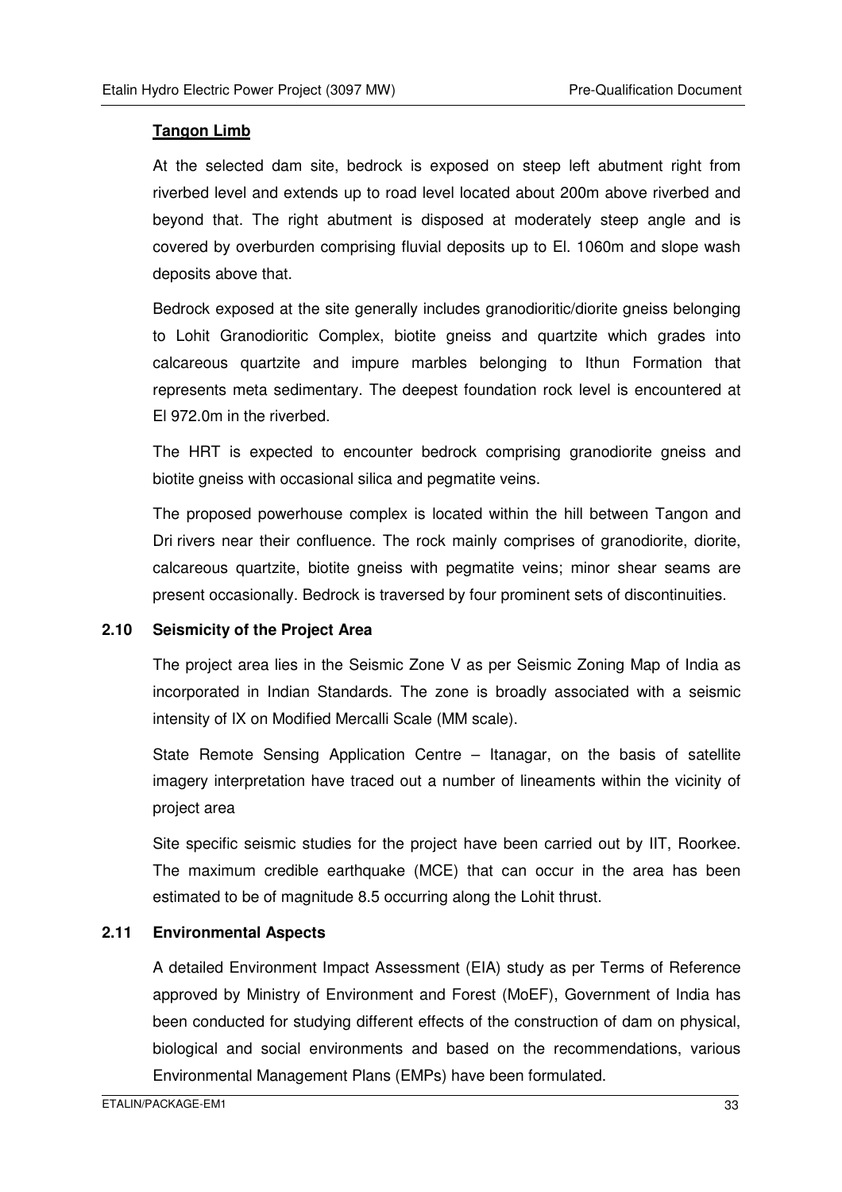**Tangon Limb**

At the selected dam site, bedrock is exposed on steep left abutment right from riverbed level and extends up to road level located about 200m above riverbed and beyond that. The right abutment is disposed at moderately steep angle and is covered by overburden comprising fluvial deposits up to El. 1060m and slope wash deposits above that.

Bedrock exposed at the site generally includes granodioritic/diorite gneiss belonging to Lohit Granodioritic Complex, biotite gneiss and quartzite which grades into calcareous quartzite and impure marbles belonging to Ithun Formation that represents meta sedimentary. The deepest foundation rock level is encountered at El 972.0m in the riverbed.

The HRT is expected to encounter bedrock comprising granodiorite gneiss and biotite gneiss with occasional silica and pegmatite veins.

The proposed powerhouse complex is located within the hill between Tangon and Dri rivers near their confluence. The rock mainly comprises of granodiorite, diorite, calcareous quartzite, biotite gneiss with pegmatite veins; minor shear seams are present occasionally. Bedrock is traversed by four prominent sets of discontinuities.

## 2.10 Seismicity of the Project Area

The project area lies in the Seismic Zone V as per Seismic Zoning Map of India as incorporated in Indian Standards. The zone is broadly associated with a seismic intensity of IX on Modified Mercalli Scale (MM scale).

State Remote Sensing Application Centre – Itanagar, on the basis of satellite imagery interpretation have traced out a number of lineaments within the vicinity of project area

Site specific seismic studies for the project have been carried out by IIT, Roorkee. The maximum credible earthquake (MCE) that can occur in the area has been estimated to be of magnitude 8.5 occurring along the Lohit thrust.

## 2.11 Environmental Aspects

A detailed Environment Impact Assessment (EIA) study as per Terms of Reference approved by Ministry of Environment and Forest (MoEF), Government of India has been conducted for studying different effects of the construction of dam on physical, biological and social environments and based on the recommendations, various Environmental Management Plans (EMPs) have been formulated.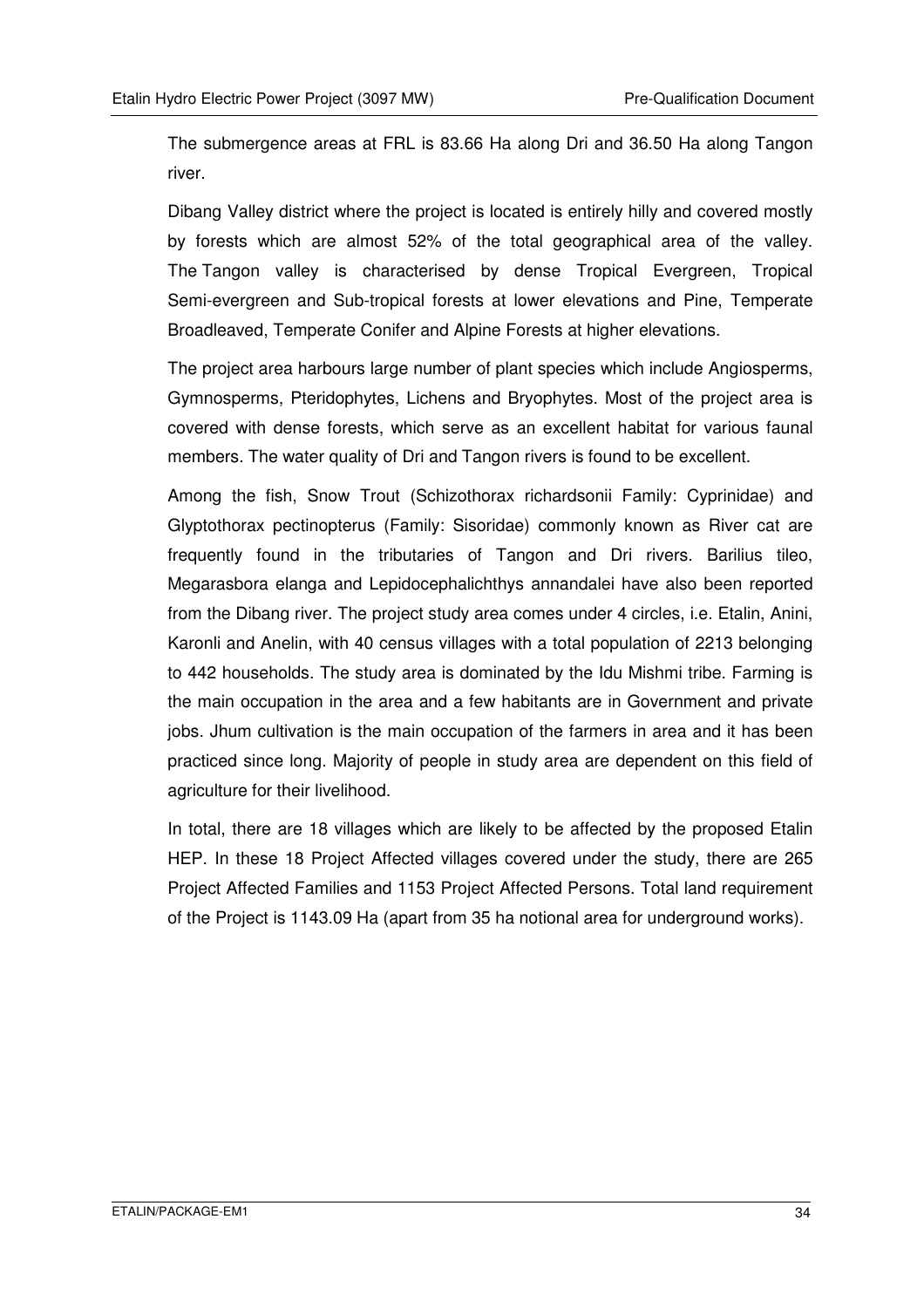The submergence areas at FRL is 83.66 Ha along Dri and 36.50 Ha along Tangon river.

Dibang Valley district where the project is located is entirely hilly and covered mostly by forests which are almost 52% of the total geographical area of the valley. The Tangon valley is characterised by dense Tropical Evergreen, Tropical Semi-evergreen and Sub-tropical forests at lower elevations and Pine, Temperate Broadleaved, Temperate Conifer and Alpine Forests at higher elevations.

The project area harbours large number of plant species which include Angiosperms, Gymnosperms, Pteridophytes, Lichens and Bryophytes. Most of the project area is covered with dense forests, which serve as an excellent habitat for various faunal members. The water quality of Dri and Tangon rivers is found to be excellent.

Among the fish, Snow Trout (Schizothorax richardsonii Family: Cyprinidae) and Glyptothorax pectinopterus (Family: Sisoridae) commonly known as River cat are frequently found in the tributaries of Tangon and Dri rivers. Barilius tileo, Megarasbora elanga and Lepidocephalichthys annandalei have also been reported from the Dibang river. The project study area comes under 4 circles, i.e. Etalin, Anini, Karonli and Anelin, with 40 census villages with a total population of 2213 belonging to 442 households. The study area is dominated by the Idu Mishmi tribe. Farming is the main occupation in the area and a few habitants are in Government and private jobs. Jhum cultivation is the main occupation of the farmers in area and it has been practiced since long. Majority of people in study area are dependent on this field of agriculture for their livelihood.

In total, there are 18 villages which are likely to be affected by the proposed Etalin HEP. In these 18 Project Affected villages covered under the study, there are 265 Project Affected Families and 1153 Project Affected Persons. Total land requirement of the Project is 1143.09 Ha (apart from 35 ha notional area for underground works).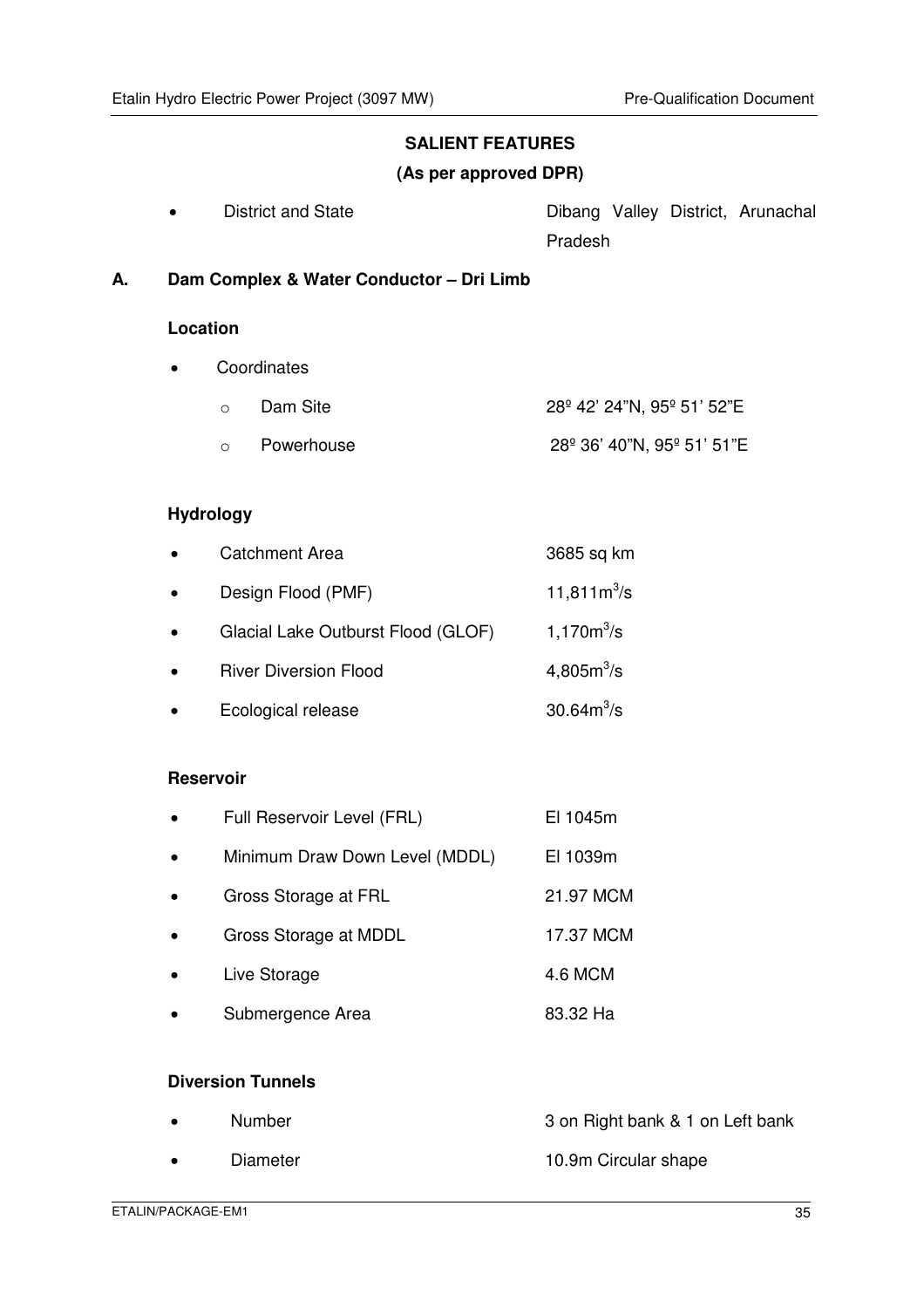## SALIENT FEATURES

**(As per approved DPR)**

- District and State — Dibang Valley District, Arunachal Pradesh

### A. Dam Complex & Water Conductor – Dri Limb

**Location**

- Coordinates
  - Dam Site — 28º 42' 24"N, 95º 51' 52"E
  - Powerhouse — 28º 36' 40"N, 95º 51' 51"E

**Hydrology**

| | |
|---|---|
| Catchment Area | 3685 sq km |
| Design Flood (PMF) | 11,811$m^3$/s |
| Glacial Lake Outburst Flood (GLOF) | 1,170$m^3$/s |
| River Diversion Flood | 4,805$m^3$/s |
| Ecological release | 30.64$m^3$/s |

**Reservoir**

| | |
|---|---|
| Full Reservoir Level (FRL) | El 1045m |
| Minimum Draw Down Level (MDDL) | El 1039m |
| Gross Storage at FRL | 21.97 MCM |
| Gross Storage at MDDL | 17.37 MCM |
| Live Storage | 4.6 MCM |
| Submergence Area | 83.32 Ha |

**Diversion Tunnels**

| | |
|---|---|
| Number | 3 on Right bank & 1 on Left bank |
| Diameter | 10.9m Circular shape |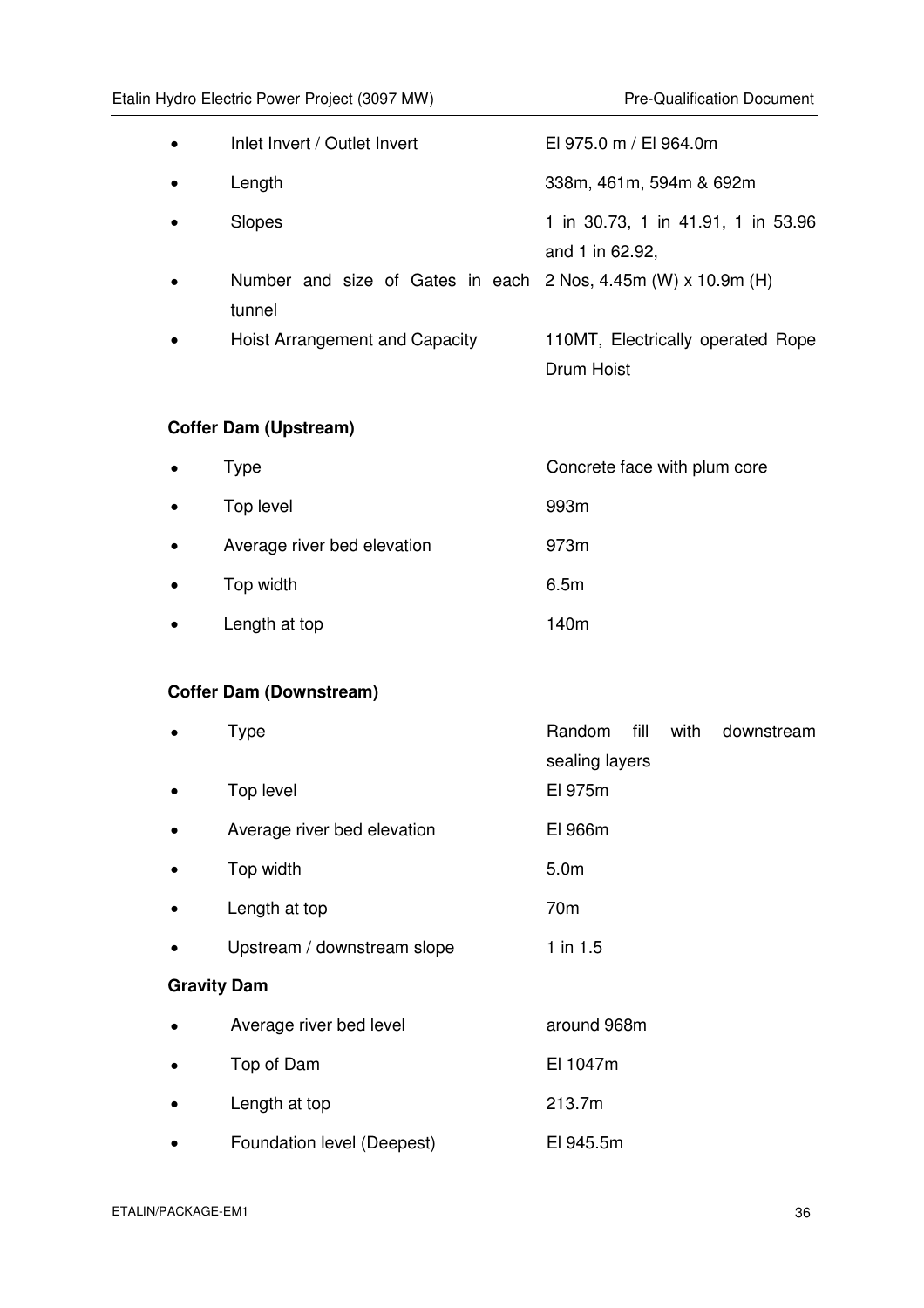- Inlet Invert / Outlet Invert — El 975.0 m / El 964.0m
- Length — 338m, 461m, 594m & 692m
- Slopes — 1 in 30.73, 1 in 41.91, 1 in 53.96 and 1 in 62.92,
- Number and size of Gates in each tunnel — 2 Nos, 4.45m (W) x 10.9m (H)
- Hoist Arrangement and Capacity — 110MT, Electrically operated Rope Drum Hoist

**Coffer Dam (Upstream)**

- Type — Concrete face with plum core
- Top level — 993m
- Average river bed elevation — 973m
- Top width — 6.5m
- Length at top — 140m

**Coffer Dam (Downstream)**

- Type — Random fill with downstream sealing layers
- Top level — El 975m
- Average river bed elevation — El 966m
- Top width — 5.0m
- Length at top — 70m
- Upstream / downstream slope — 1 in 1.5

**Gravity Dam**

- Average river bed level — around 968m
- Top of Dam — El 1047m
- Length at top — 213.7m
- Foundation level (Deepest) — El 945.5m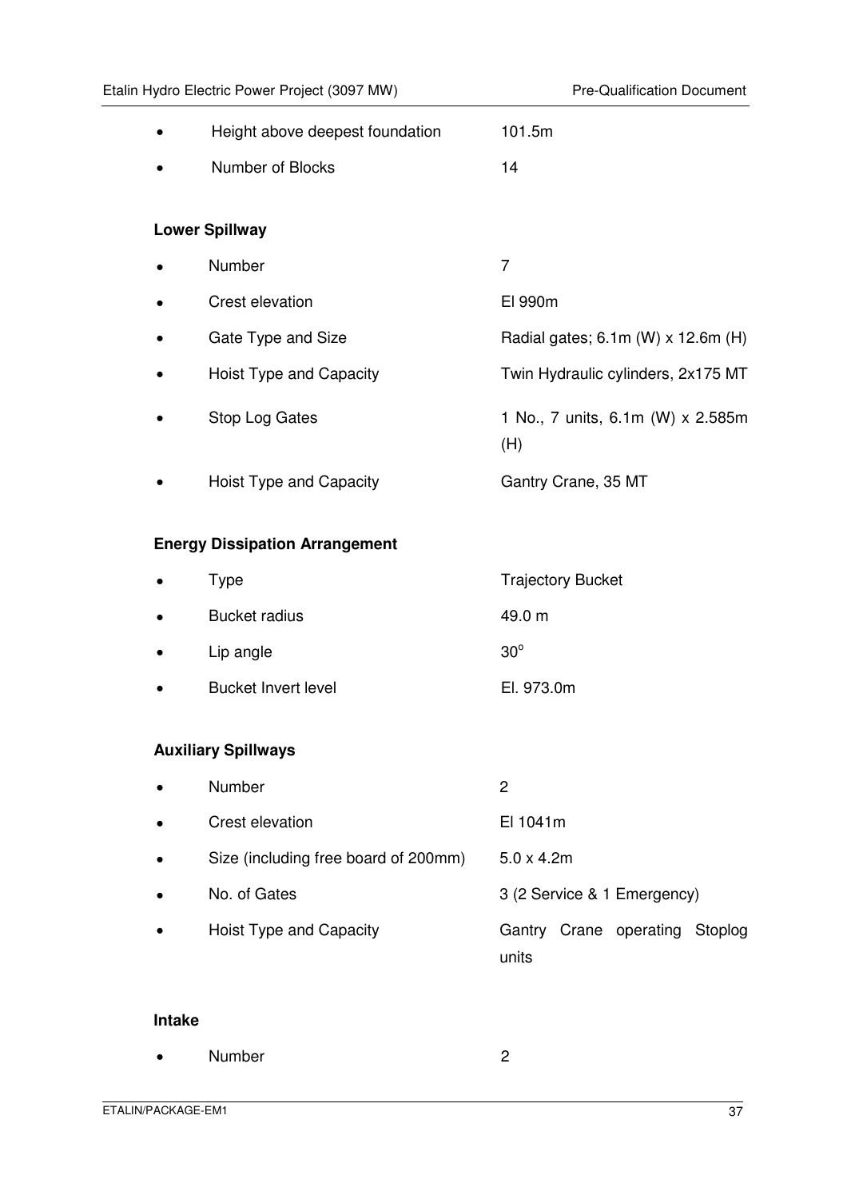- Height above deepest foundation 101.5m
- Number of Blocks 14

**Lower Spillway**

- Number 7
- Crest elevation El 990m
- Gate Type and Size Radial gates; 6.1m (W) x 12.6m (H)
- Hoist Type and Capacity Twin Hydraulic cylinders, 2x175 MT
- Stop Log Gates 1 No., 7 units, 6.1m (W) x 2.585m (H)
- Hoist Type and Capacity Gantry Crane, 35 MT

**Energy Dissipation Arrangement**

- Type Trajectory Bucket
- Bucket radius 49.0 m
- Lip angle $30^{\circ}$
- Bucket Invert level El. 973.0m

**Auxiliary Spillways**

- Number 2
- Crest elevation El 1041m
- Size (including free board of 200mm) 5.0 x 4.2m
- No. of Gates 3 (2 Service & 1 Emergency)
- Hoist Type and Capacity Gantry Crane operating Stoplog units

**Intake**

- Number 2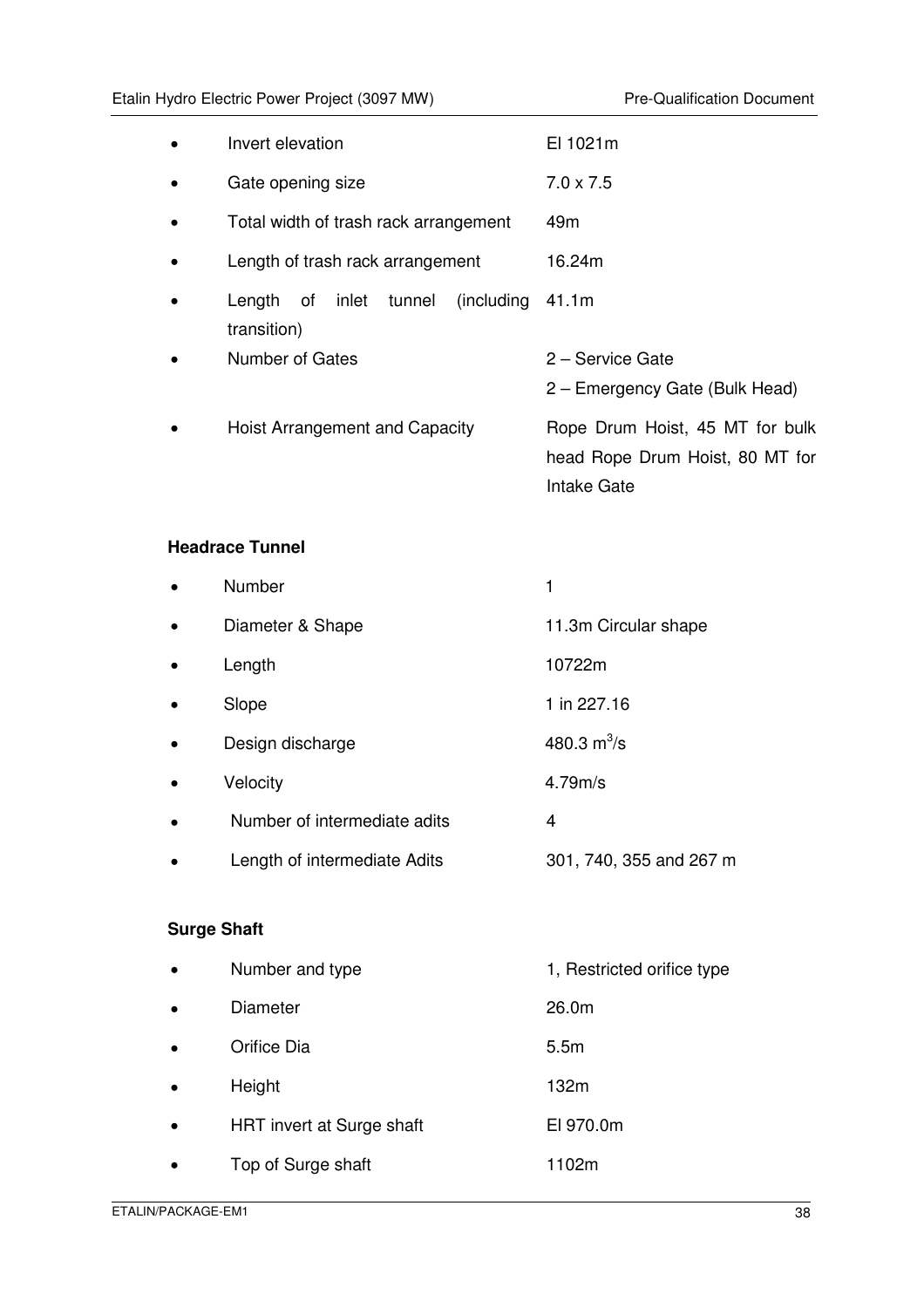- Invert elevation — El 1021m
- Gate opening size — 7.0 x 7.5
- Total width of trash rack arrangement — 49m
- Length of trash rack arrangement — 16.24m
- Length of inlet tunnel (including transition) — 41.1m
- Number of Gates — 2 – Service Gate
  2 – Emergency Gate (Bulk Head)
- Hoist Arrangement and Capacity — Rope Drum Hoist, 45 MT for bulk head Rope Drum Hoist, 80 MT for Intake Gate

**Headrace Tunnel**

- Number — 1
- Diameter & Shape — 11.3m Circular shape
- Length — 10722m
- Slope — 1 in 227.16
- Design discharge — 480.3 $m^3/s$
- Velocity — 4.79m/s
- Number of intermediate adits — 4
- Length of intermediate Adits — 301, 740, 355 and 267 m

**Surge Shaft**

- Number and type — 1, Restricted orifice type
- Diameter — 26.0m
- Orifice Dia — 5.5m
- Height — 132m
- HRT invert at Surge shaft — El 970.0m
- Top of Surge shaft — 1102m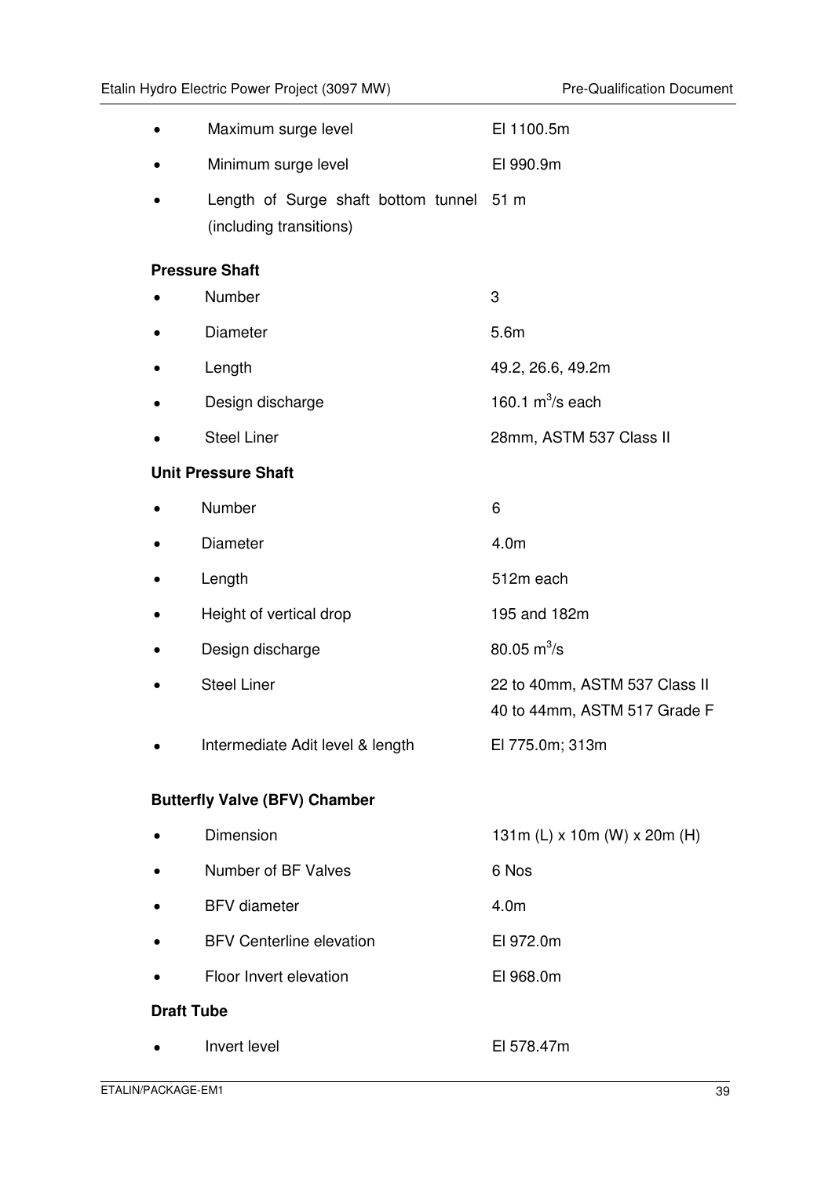- Maximum surge level — El 1100.5m
- Minimum surge level — El 990.9m
- Length of Surge shaft bottom tunnel (including transitions) — 51 m

**Pressure Shaft**

- Number — 3
- Diameter — 5.6m
- Length — 49.2, 26.6, 49.2m
- Design discharge — 160.1 $m^3/s$ each
- Steel Liner — 28mm, ASTM 537 Class II

**Unit Pressure Shaft**

- Number — 6
- Diameter — 4.0m
- Length — 512m each
- Height of vertical drop — 195 and 182m
- Design discharge — 80.05 $m^3/s$
- Steel Liner — 22 to 40mm, ASTM 537 Class II; 40 to 44mm, ASTM 517 Grade F
- Intermediate Adit level & length — El 775.0m; 313m

**Butterfly Valve (BFV) Chamber**

- Dimension — 131m (L) x 10m (W) x 20m (H)
- Number of BF Valves — 6 Nos
- BFV diameter — 4.0m
- BFV Centerline elevation — El 972.0m
- Floor Invert elevation — El 968.0m

**Draft Tube**

- Invert level — El 578.47m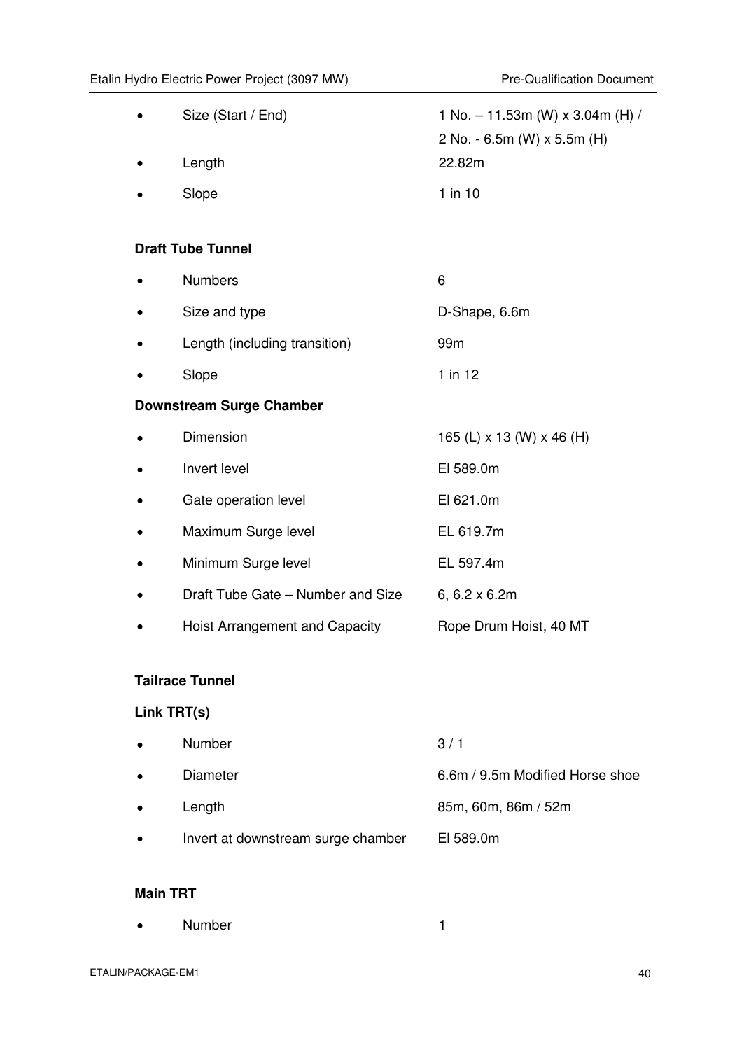- Size (Start / End) — 1 No. – 11.53m (W) x 3.04m (H) / 2 No. - 6.5m (W) x 5.5m (H)
- Length — 22.82m
- Slope — 1 in 10

**Draft Tube Tunnel**

- Numbers — 6
- Size and type — D-Shape, 6.6m
- Length (including transition) — 99m
- Slope — 1 in 12

**Downstream Surge Chamber**

- Dimension — 165 (L) x 13 (W) x 46 (H)
- Invert level — El 589.0m
- Gate operation level — El 621.0m
- Maximum Surge level — EL 619.7m
- Minimum Surge level — EL 597.4m
- Draft Tube Gate – Number and Size — 6, 6.2 x 6.2m
- Hoist Arrangement and Capacity — Rope Drum Hoist, 40 MT

**Tailrace Tunnel**

**Link TRT(s)**

- Number — 3 / 1
- Diameter — 6.6m / 9.5m Modified Horse shoe
- Length — 85m, 60m, 86m / 52m
- Invert at downstream surge chamber — El 589.0m

**Main TRT**

- Number — 1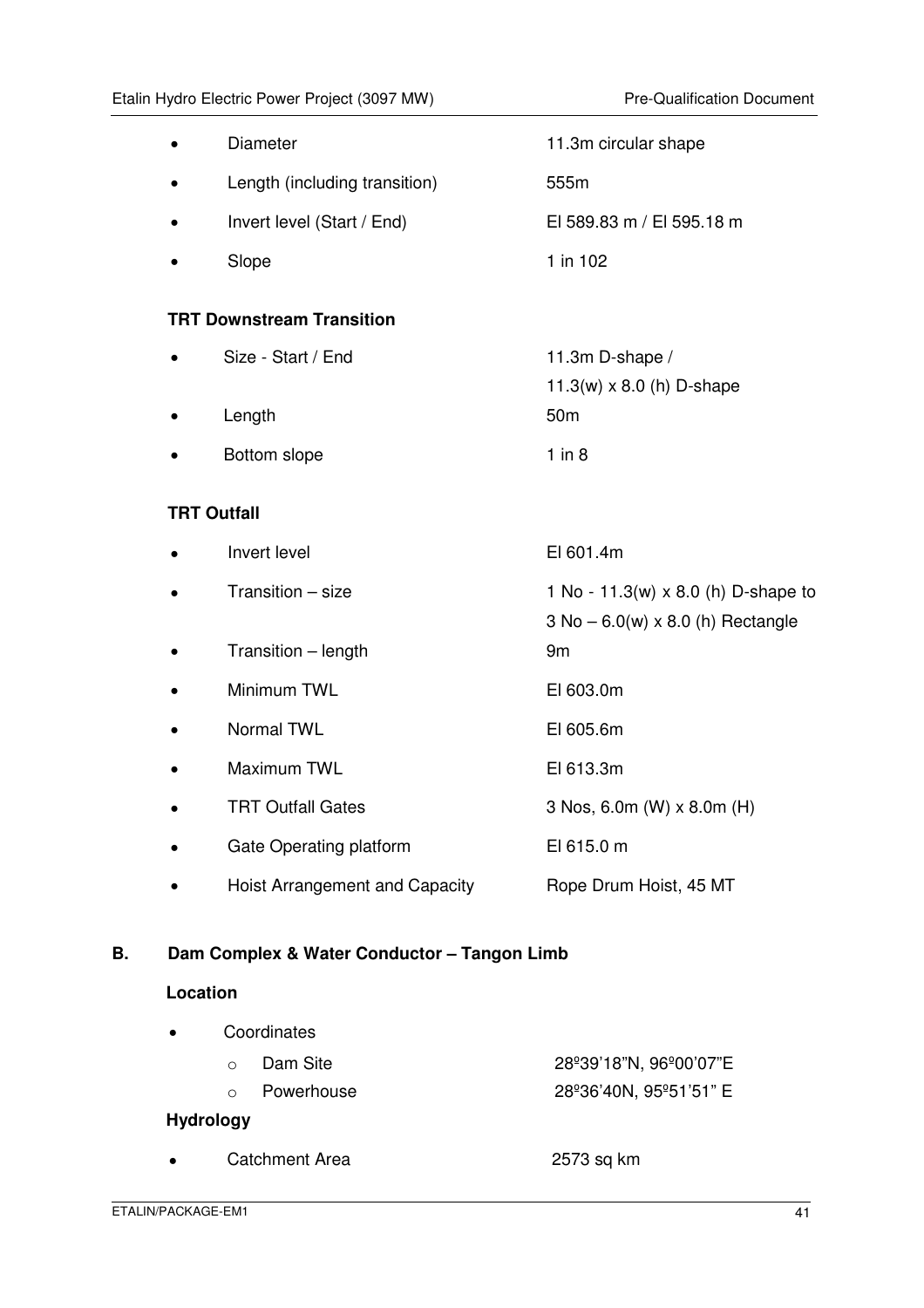- Diameter — 11.3m circular shape
- Length (including transition) — 555m
- Invert level (Start / End) — El 589.83 m / El 595.18 m
- Slope — 1 in 102

**TRT Downstream Transition**

- Size - Start / End — 11.3m D-shape / 11.3(w) x 8.0 (h) D-shape
- Length — 50m
- Bottom slope — 1 in 8

**TRT Outfall**

- Invert level — El 601.4m
- Transition – size — 1 No - 11.3(w) x 8.0 (h) D-shape to 3 No – 6.0(w) x 8.0 (h) Rectangle
- Transition – length — 9m
- Minimum TWL — El 603.0m
- Normal TWL — El 605.6m
- Maximum TWL — El 613.3m
- TRT Outfall Gates — 3 Nos, 6.0m (W) x 8.0m (H)
- Gate Operating platform — El 615.0 m
- Hoist Arrangement and Capacity — Rope Drum Hoist, 45 MT

## B. Dam Complex & Water Conductor – Tangon Limb

**Location**

- Coordinates
  - Dam Site — 28º39'18"N, 96º00'07"E
  - Powerhouse — 28º36'40N, 95º51'51" E

**Hydrology**

- Catchment Area — 2573 sq km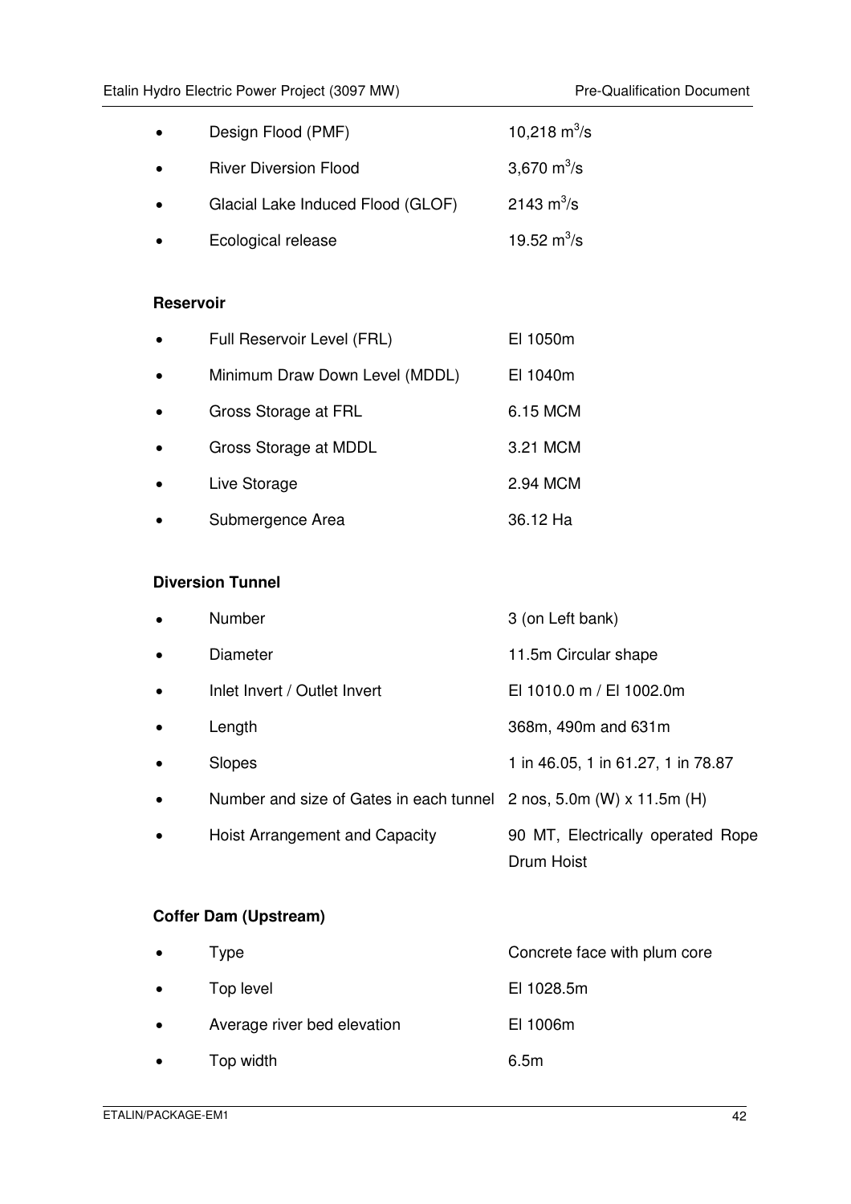- Design Flood (PMF) 10,218 $m^3/s$
- River Diversion Flood 3,670 $m^3/s$
- Glacial Lake Induced Flood (GLOF) 2143 $m^3/s$
- Ecological release 19.52 $m^3/s$

**Reservoir**

- Full Reservoir Level (FRL) El 1050m
- Minimum Draw Down Level (MDDL) El 1040m
- Gross Storage at FRL 6.15 MCM
- Gross Storage at MDDL 3.21 MCM
- Live Storage 2.94 MCM
- Submergence Area 36.12 Ha

**Diversion Tunnel**

- Number 3 (on Left bank)
- Diameter 11.5m Circular shape
- Inlet Invert / Outlet Invert El 1010.0 m / El 1002.0m
- Length 368m, 490m and 631m
- Slopes 1 in 46.05, 1 in 61.27, 1 in 78.87
- Number and size of Gates in each tunnel 2 nos, 5.0m (W) x 11.5m (H)
- Hoist Arrangement and Capacity 90 MT, Electrically operated Rope Drum Hoist

**Coffer Dam (Upstream)**

- Type Concrete face with plum core
- Top level El 1028.5m
- Average river bed elevation El 1006m
- Top width 6.5m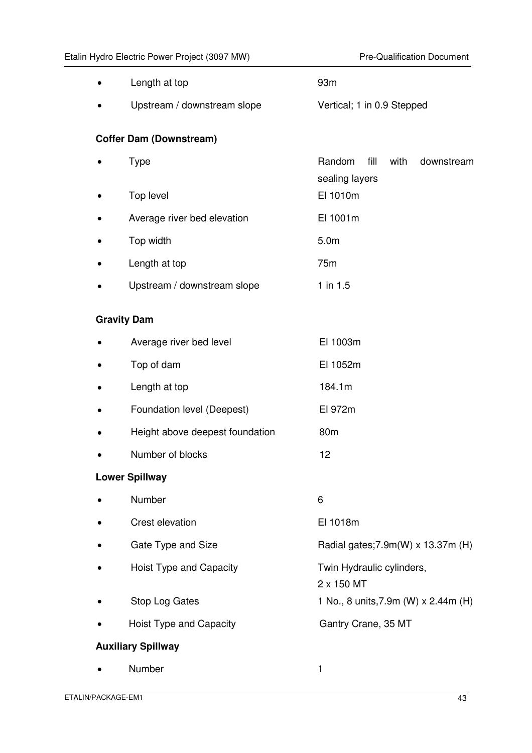- Length at top — 93m
- Upstream / downstream slope — Vertical; 1 in 0.9 Stepped

**Coffer Dam (Downstream)**

- Type — Random fill with downstream sealing layers
- Top level — El 1010m
- Average river bed elevation — El 1001m
- Top width — 5.0m
- Length at top — 75m
- Upstream / downstream slope — 1 in 1.5

**Gravity Dam**

- Average river bed level — El 1003m
- Top of dam — El 1052m
- Length at top — 184.1m
- Foundation level (Deepest) — El 972m
- Height above deepest foundation — 80m
- Number of blocks — 12

**Lower Spillway**

- Number — 6
- Crest elevation — El 1018m
- Gate Type and Size — Radial gates;7.9m(W) x 13.37m (H)
- Hoist Type and Capacity — Twin Hydraulic cylinders, 2 x 150 MT
- Stop Log Gates — 1 No., 8 units,7.9m (W) x 2.44m (H)
- Hoist Type and Capacity — Gantry Crane, 35 MT

**Auxiliary Spillway**

- Number — 1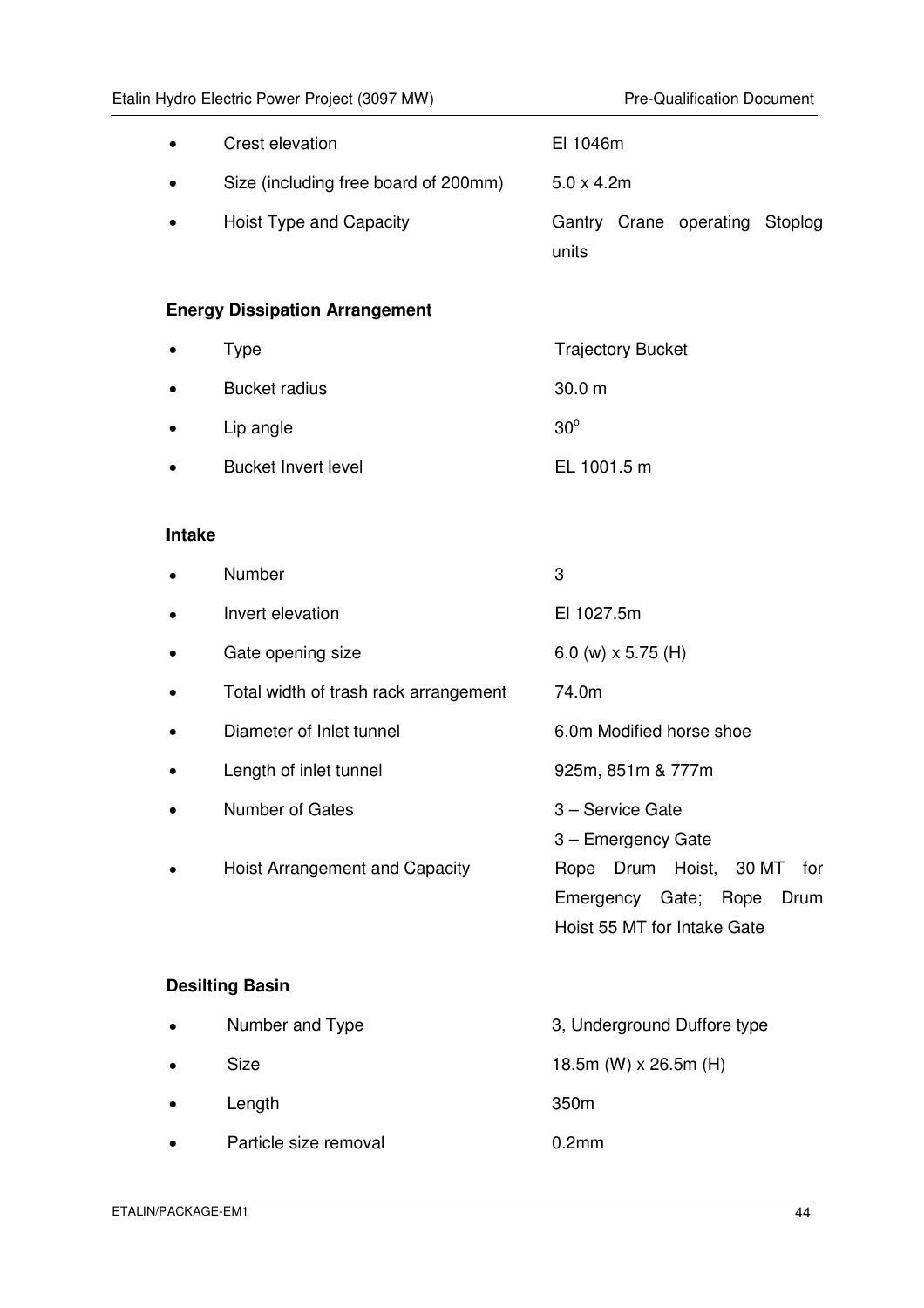- Crest elevation — El 1046m
- Size (including free board of 200mm) — 5.0 x 4.2m
- Hoist Type and Capacity — Gantry Crane operating Stoplog units

**Energy Dissipation Arrangement**

- Type — Trajectory Bucket
- Bucket radius — 30.0 m
- Lip angle — $30^{o}$
- Bucket Invert level — EL 1001.5 m

**Intake**

- Number — 3
- Invert elevation — El 1027.5m
- Gate opening size — 6.0 (w) x 5.75 (H)
- Total width of trash rack arrangement — 74.0m
- Diameter of Inlet tunnel — 6.0m Modified horse shoe
- Length of inlet tunnel — 925m, 851m & 777m
- Number of Gates — 3 – Service Gate; 3 – Emergency Gate
- Hoist Arrangement and Capacity — Rope Drum Hoist, 30 MT for Emergency Gate; Rope Drum Hoist 55 MT for Intake Gate

**Desilting Basin**

- Number and Type — 3, Underground Duffore type
- Size — 18.5m (W) x 26.5m (H)
- Length — 350m
- Particle size removal — 0.2mm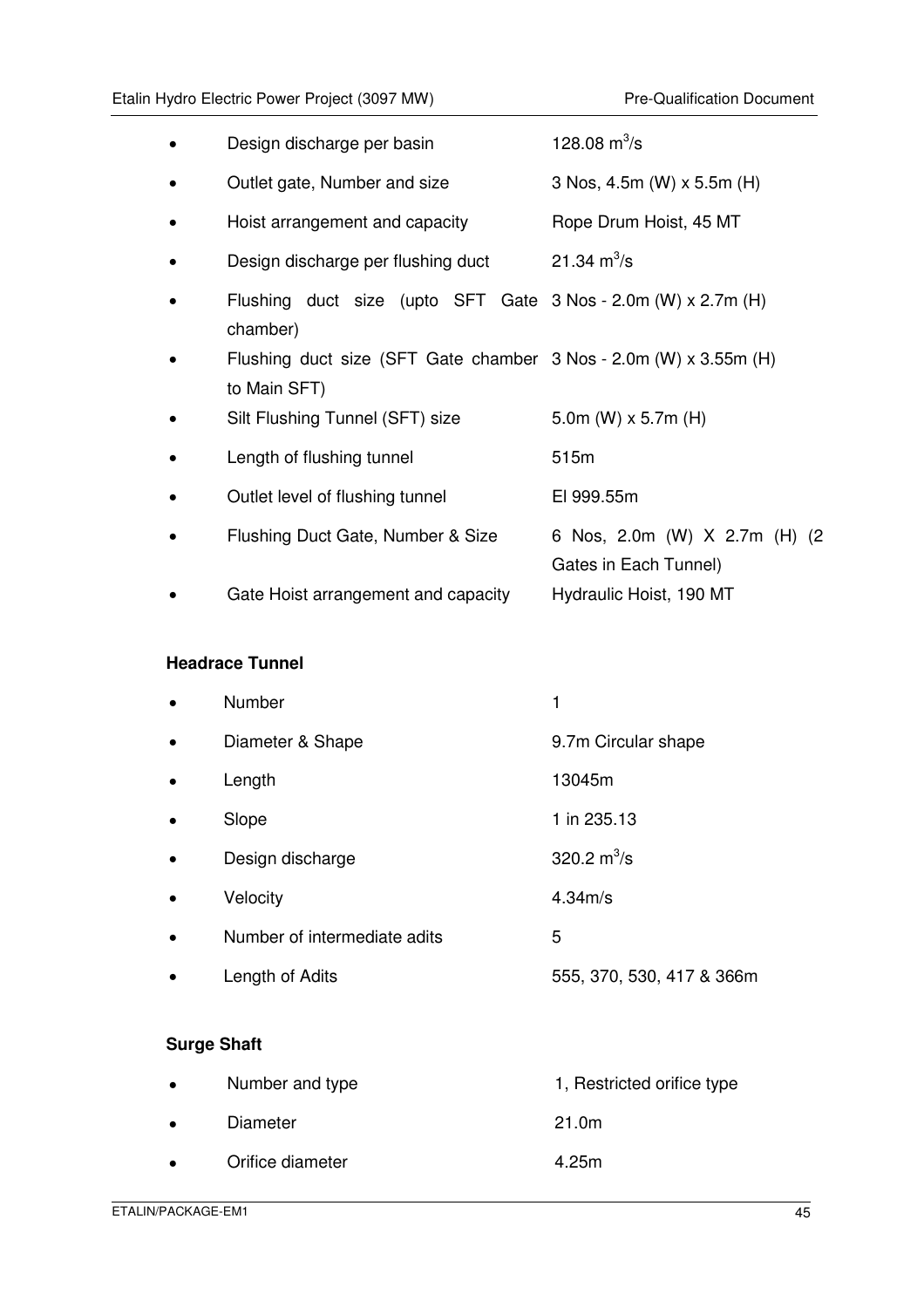- Design discharge per basin — 128.08 $m^3/s$
- Outlet gate, Number and size — 3 Nos, 4.5m (W) x 5.5m (H)
- Hoist arrangement and capacity — Rope Drum Hoist, 45 MT
- Design discharge per flushing duct — 21.34 $m^3/s$
- Flushing duct size (upto SFT Gate chamber) — 3 Nos - 2.0m (W) x 2.7m (H)
- Flushing duct size (SFT Gate chamber to Main SFT) — 3 Nos - 2.0m (W) x 3.55m (H)
- Silt Flushing Tunnel (SFT) size — 5.0m (W) x 5.7m (H)
- Length of flushing tunnel — 515m
- Outlet level of flushing tunnel — El 999.55m
- Flushing Duct Gate, Number & Size — 6 Nos, 2.0m (W) X 2.7m (H) (2 Gates in Each Tunnel)
- Gate Hoist arrangement and capacity — Hydraulic Hoist, 190 MT

**Headrace Tunnel**

- Number — 1
- Diameter & Shape — 9.7m Circular shape
- Length — 13045m
- Slope — 1 in 235.13
- Design discharge — 320.2 $m^3/s$
- Velocity — 4.34m/s
- Number of intermediate adits — 5
- Length of Adits — 555, 370, 530, 417 & 366m

**Surge Shaft**

- Number and type — 1, Restricted orifice type
- Diameter — 21.0m
- Orifice diameter — 4.25m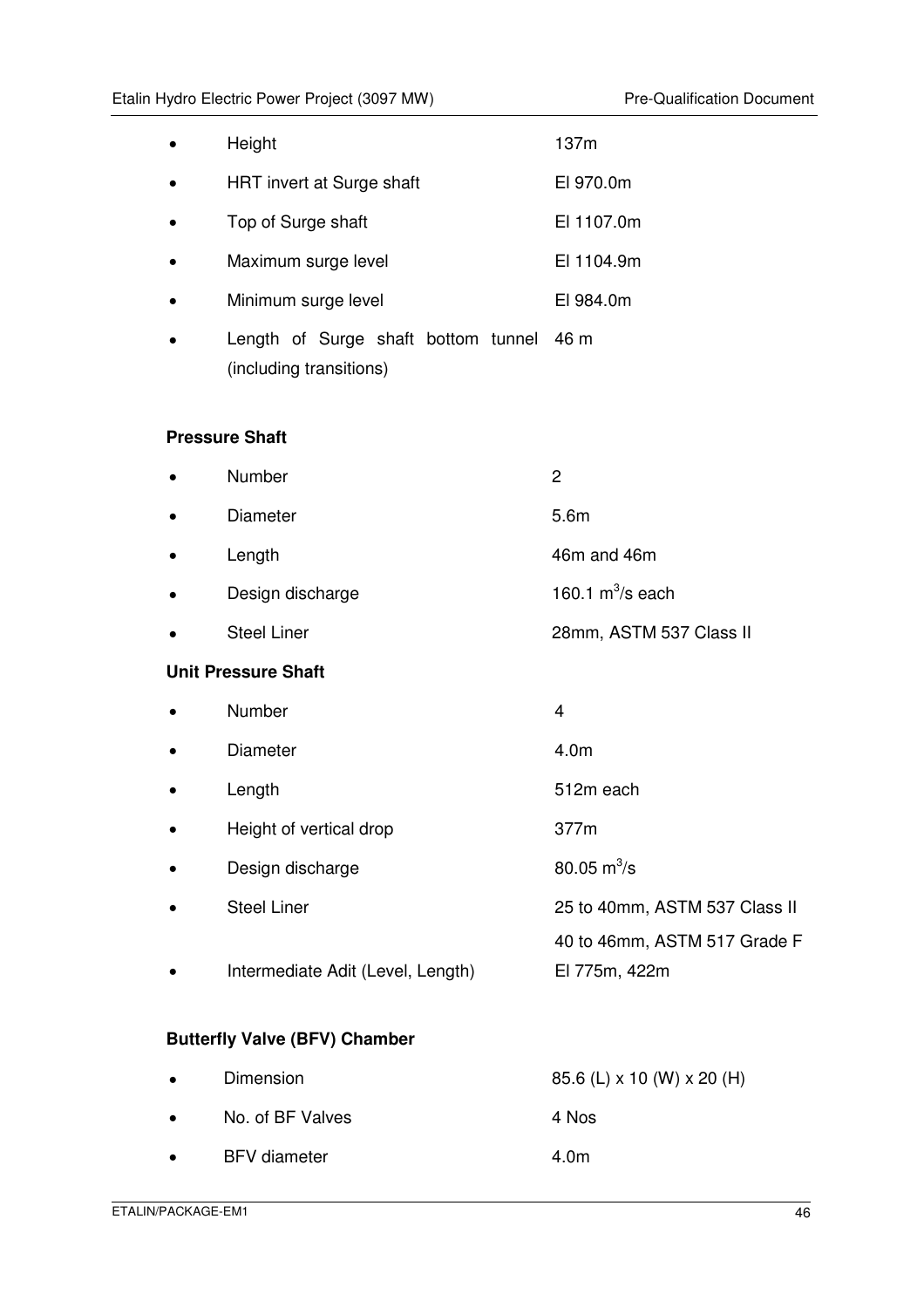- Height 137m
- HRT invert at Surge shaft El 970.0m
- Top of Surge shaft El 1107.0m
- Maximum surge level El 1104.9m
- Minimum surge level El 984.0m
- Length of Surge shaft bottom tunnel (including transitions) 46 m

**Pressure Shaft**

- Number 2
- Diameter 5.6m
- Length 46m and 46m
- Design discharge 160.1 $m^3/s$ each
- Steel Liner 28mm, ASTM 537 Class II

**Unit Pressure Shaft**

- Number 4
- Diameter 4.0m
- Length 512m each
- Height of vertical drop 377m
- Design discharge 80.05 $m^3/s$
- Steel Liner 25 to 40mm, ASTM 537 Class II
  40 to 46mm, ASTM 517 Grade F
- Intermediate Adit (Level, Length) El 775m, 422m

**Butterfly Valve (BFV) Chamber**

- Dimension 85.6 (L) x 10 (W) x 20 (H)
- No. of BF Valves 4 Nos
- BFV diameter 4.0m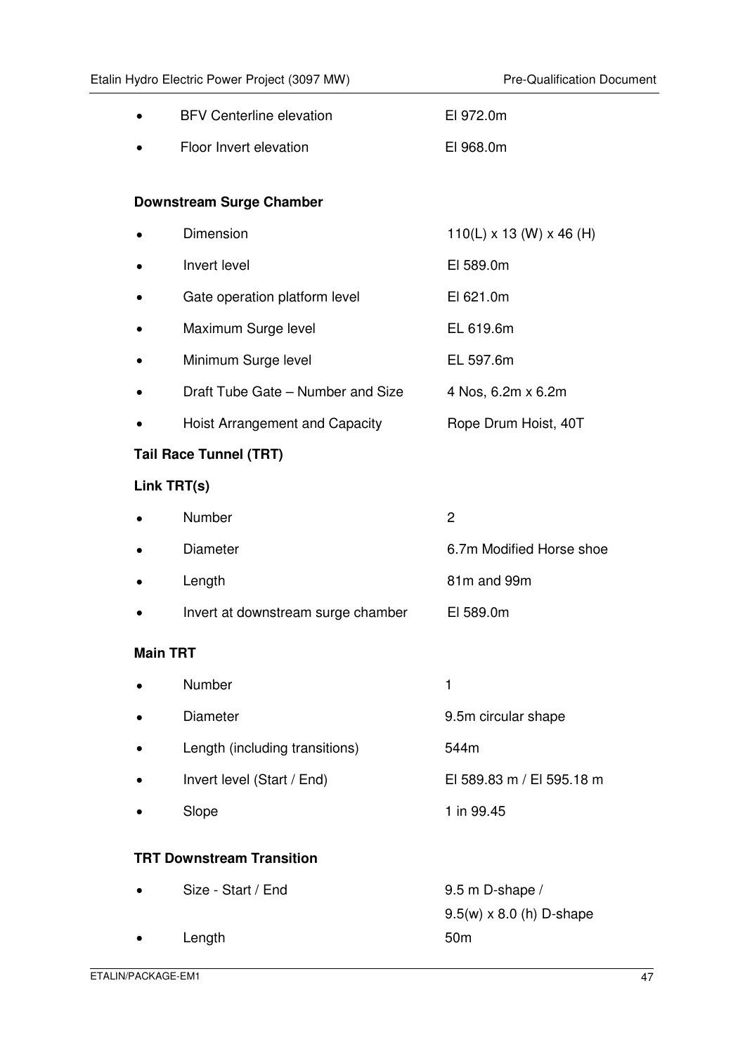- BFV Centerline elevation — El 972.0m
- Floor Invert elevation — El 968.0m

**Downstream Surge Chamber**

- Dimension — 110(L) x 13 (W) x 46 (H)
- Invert level — El 589.0m
- Gate operation platform level — El 621.0m
- Maximum Surge level — EL 619.6m
- Minimum Surge level — EL 597.6m
- Draft Tube Gate – Number and Size — 4 Nos, 6.2m x 6.2m
- Hoist Arrangement and Capacity — Rope Drum Hoist, 40T

**Tail Race Tunnel (TRT)**

**Link TRT(s)**

- Number — 2
- Diameter — 6.7m Modified Horse shoe
- Length — 81m and 99m
- Invert at downstream surge chamber — El 589.0m

**Main TRT**

- Number — 1
- Diameter — 9.5m circular shape
- Length (including transitions) — 544m
- Invert level (Start / End) — El 589.83 m / El 595.18 m
- Slope — 1 in 99.45

**TRT Downstream Transition**

- Size - Start / End — 9.5 m D-shape / 9.5(w) x 8.0 (h) D-shape
- Length — 50m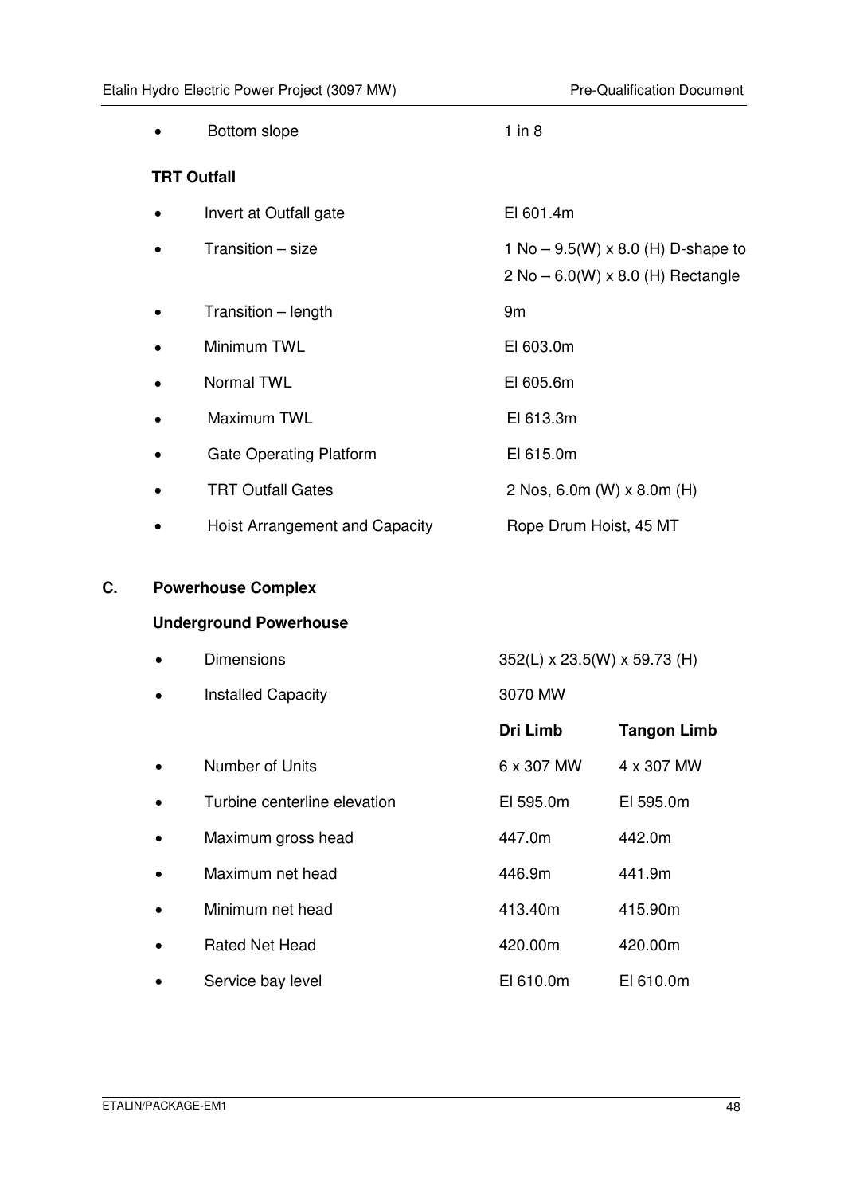- Bottom slope — 1 in 8

**TRT Outfall**

- Invert at Outfall gate — El 601.4m
- Transition – size — 1 No – 9.5(W) x 8.0 (H) D-shape to 2 No – 6.0(W) x 8.0 (H) Rectangle
- Transition – length — 9m
- Minimum TWL — El 603.0m
- Normal TWL — El 605.6m
- Maximum TWL — El 613.3m
- Gate Operating Platform — El 615.0m
- TRT Outfall Gates — 2 Nos, 6.0m (W) x 8.0m (H)
- Hoist Arrangement and Capacity — Rope Drum Hoist, 45 MT

## C. Powerhouse Complex

**Underground Powerhouse**

- Dimensions — 352(L) x 23.5(W) x 59.73 (H)
- Installed Capacity — 3070 MW

| | Dri Limb | Tangon Limb |
|---|---|---|
| • Number of Units | 6 x 307 MW | 4 x 307 MW |
| • Turbine centerline elevation | El 595.0m | El 595.0m |
| • Maximum gross head | 447.0m | 442.0m |
| • Maximum net head | 446.9m | 441.9m |
| • Minimum net head | 413.40m | 415.90m |
| • Rated Net Head | 420.00m | 420.00m |
| • Service bay level | El 610.0m | El 610.0m |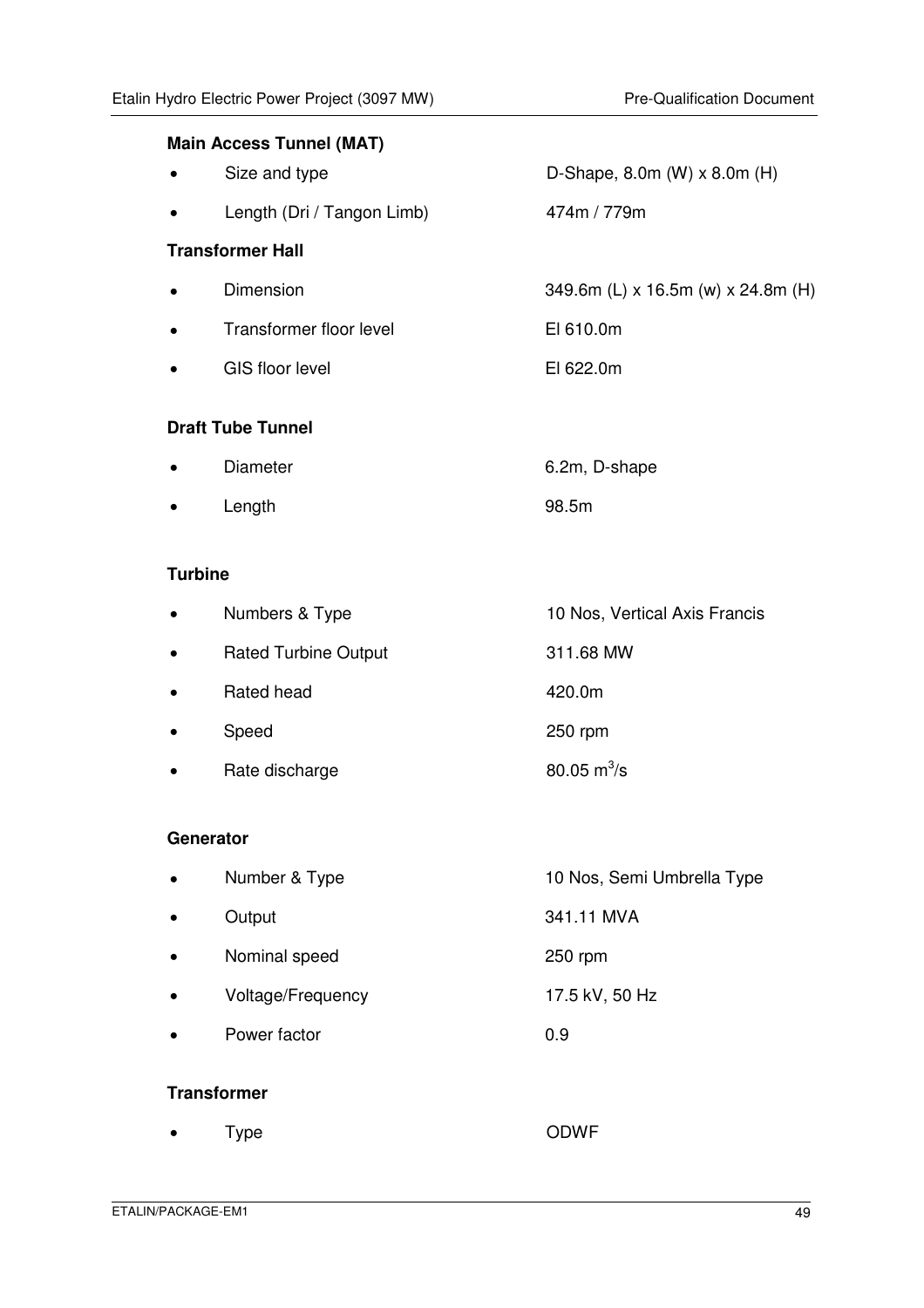**Main Access Tunnel (MAT)**

- Size and type: D-Shape, 8.0m (W) x 8.0m (H)
- Length (Dri / Tangon Limb): 474m / 779m

**Transformer Hall**

- Dimension: 349.6m (L) x 16.5m (w) x 24.8m (H)
- Transformer floor level: El 610.0m
- GIS floor level: El 622.0m

**Draft Tube Tunnel**

- Diameter: 6.2m, D-shape
- Length: 98.5m

**Turbine**

- Numbers & Type: 10 Nos, Vertical Axis Francis
- Rated Turbine Output: 311.68 MW
- Rated head: 420.0m
- Speed: 250 rpm
- Rate discharge: 80.05 $m^3/s$

**Generator**

- Number & Type: 10 Nos, Semi Umbrella Type
- Output: 341.11 MVA
- Nominal speed: 250 rpm
- Voltage/Frequency: 17.5 kV, 50 Hz
- Power factor: 0.9

**Transformer**

- Type: ODWF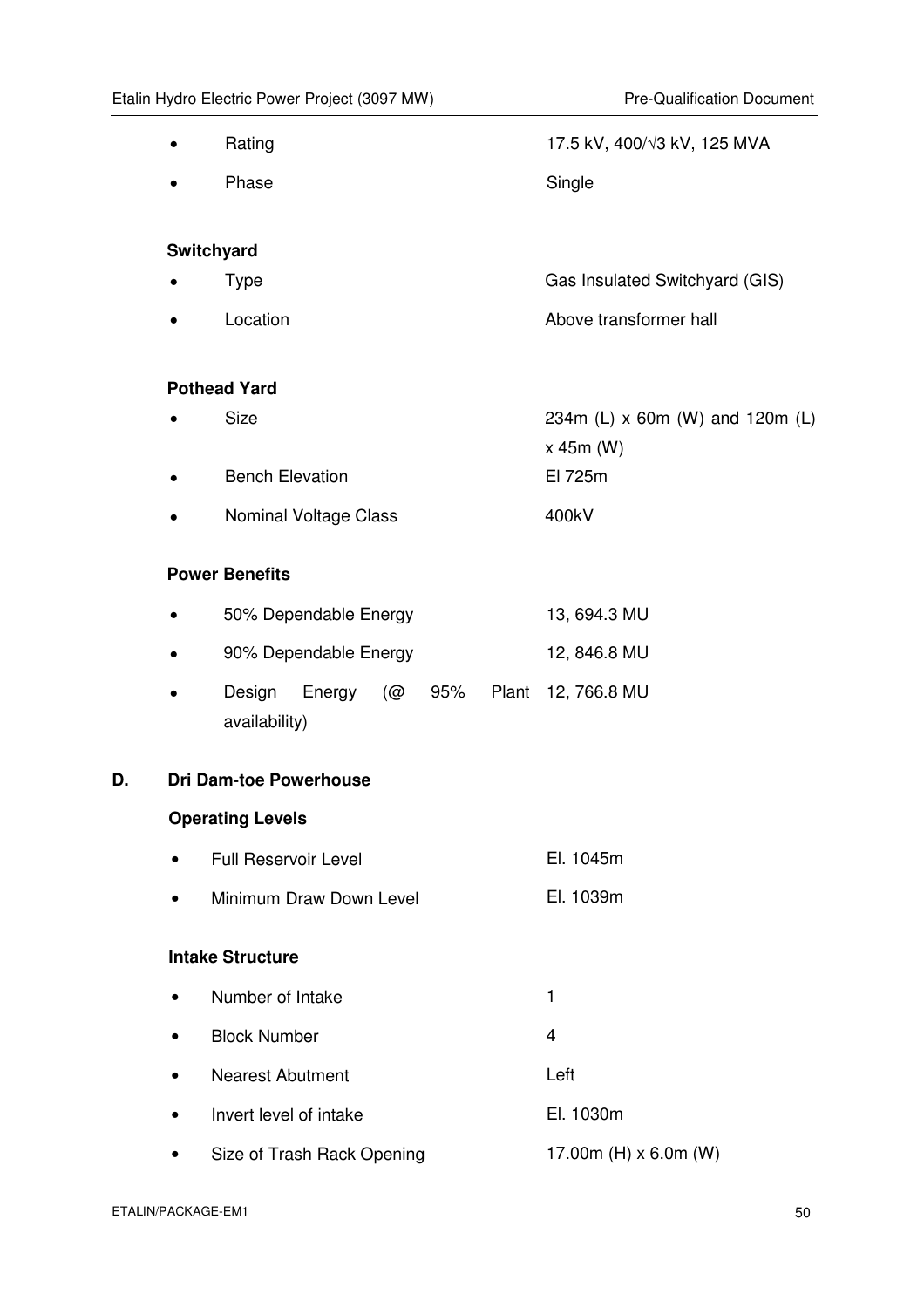- Rating — 17.5 kV, 400/√3 kV, 125 MVA
- Phase — Single

**Switchyard**

- Type — Gas Insulated Switchyard (GIS)
- Location — Above transformer hall

**Pothead Yard**

- Size — 234m (L) x 60m (W) and 120m (L) x 45m (W)
- Bench Elevation — El 725m
- Nominal Voltage Class — 400kV

**Power Benefits**

- 50% Dependable Energy — 13, 694.3 MU
- 90% Dependable Energy — 12, 846.8 MU
- Design Energy (@ 95% Plant availability) — 12, 766.8 MU

**D. Dri Dam-toe Powerhouse**

**Operating Levels**

- Full Reservoir Level — El. 1045m
- Minimum Draw Down Level — El. 1039m

**Intake Structure**

- Number of Intake — 1
- Block Number — 4
- Nearest Abutment — Left
- Invert level of intake — El. 1030m
- Size of Trash Rack Opening — 17.00m (H) x 6.0m (W)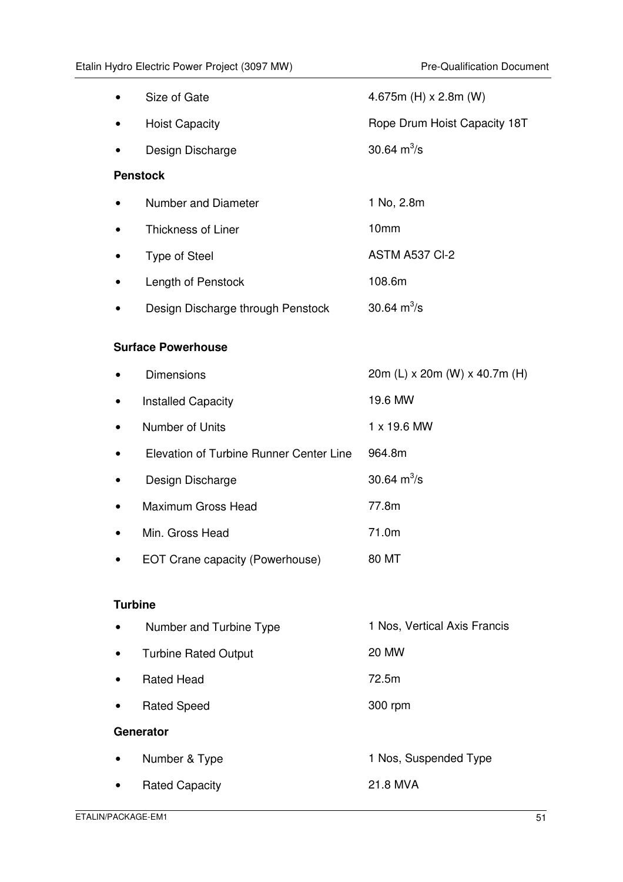- Size of Gate — 4.675m (H) x 2.8m (W)
- Hoist Capacity — Rope Drum Hoist Capacity 18T
- Design Discharge — 30.64 $m^3/s$

**Penstock**

- Number and Diameter — 1 No, 2.8m
- Thickness of Liner — 10mm
- Type of Steel — ASTM A537 Cl-2
- Length of Penstock — 108.6m
- Design Discharge through Penstock — 30.64 $m^3/s$

**Surface Powerhouse**

- Dimensions — 20m (L) x 20m (W) x 40.7m (H)
- Installed Capacity — 19.6 MW
- Number of Units — 1 x 19.6 MW
- Elevation of Turbine Runner Center Line — 964.8m
- Design Discharge — 30.64 $m^3/s$
- Maximum Gross Head — 77.8m
- Min. Gross Head — 71.0m
- EOT Crane capacity (Powerhouse) — 80 MT

**Turbine**

- Number and Turbine Type — 1 Nos, Vertical Axis Francis
- Turbine Rated Output — 20 MW
- Rated Head — 72.5m
- Rated Speed — 300 rpm

**Generator**

- Number & Type — 1 Nos, Suspended Type
- Rated Capacity — 21.8 MVA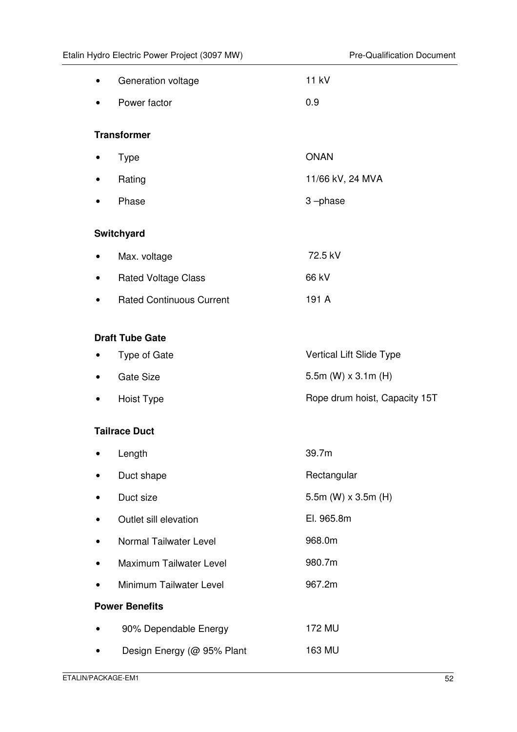- Generation voltage — 11 kV
- Power factor — 0.9

**Transformer**

- Type — ONAN
- Rating — 11/66 kV, 24 MVA
- Phase — 3 –phase

**Switchyard**

- Max. voltage — 72.5 kV
- Rated Voltage Class — 66 kV
- Rated Continuous Current — 191 A

**Draft Tube Gate**

- Type of Gate — Vertical Lift Slide Type
- Gate Size — 5.5m (W) x 3.1m (H)
- Hoist Type — Rope drum hoist, Capacity 15T

**Tailrace Duct**

- Length — 39.7m
- Duct shape — Rectangular
- Duct size — 5.5m (W) x 3.5m (H)
- Outlet sill elevation — El. 965.8m
- Normal Tailwater Level — 968.0m
- Maximum Tailwater Level — 980.7m
- Minimum Tailwater Level — 967.2m

**Power Benefits**

- 90% Dependable Energy — 172 MU
- Design Energy (@ 95% Plant — 163 MU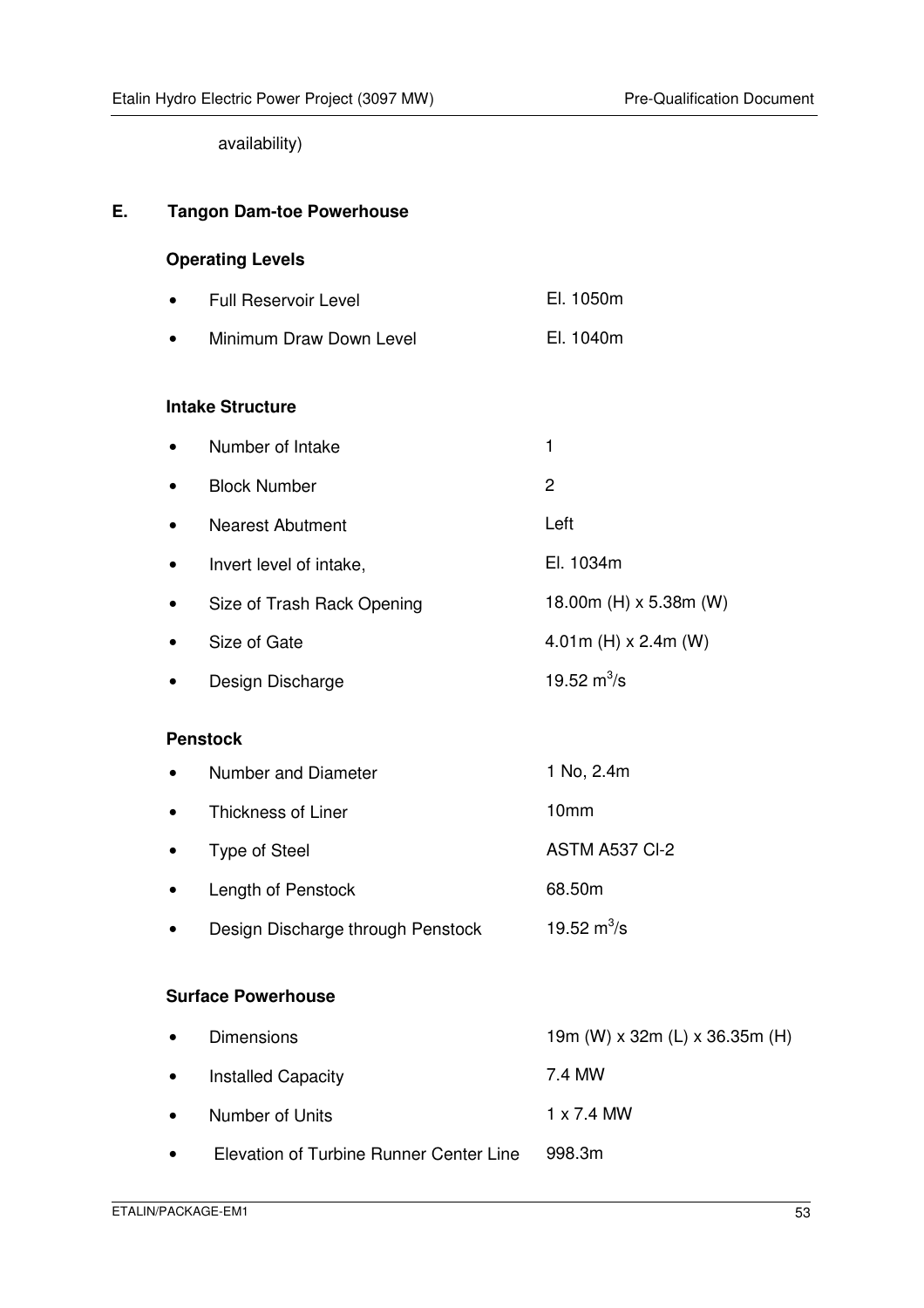availability)

## E. Tangon Dam-toe Powerhouse

### Operating Levels

- Full Reservoir Level — El. 1050m
- Minimum Draw Down Level — El. 1040m

### Intake Structure

- Number of Intake — 1
- Block Number — 2
- Nearest Abutment — Left
- Invert level of intake, — El. 1034m
- Size of Trash Rack Opening — 18.00m (H) x 5.38m (W)
- Size of Gate — 4.01m (H) x 2.4m (W)
- Design Discharge — 19.52 $m^3/s$

### Penstock

- Number and Diameter — 1 No, 2.4m
- Thickness of Liner — 10mm
- Type of Steel — ASTM A537 Cl-2
- Length of Penstock — 68.50m
- Design Discharge through Penstock — 19.52 $m^3/s$

### Surface Powerhouse

- Dimensions — 19m (W) x 32m (L) x 36.35m (H)
- Installed Capacity — 7.4 MW
- Number of Units — 1 x 7.4 MW
- Elevation of Turbine Runner Center Line — 998.3m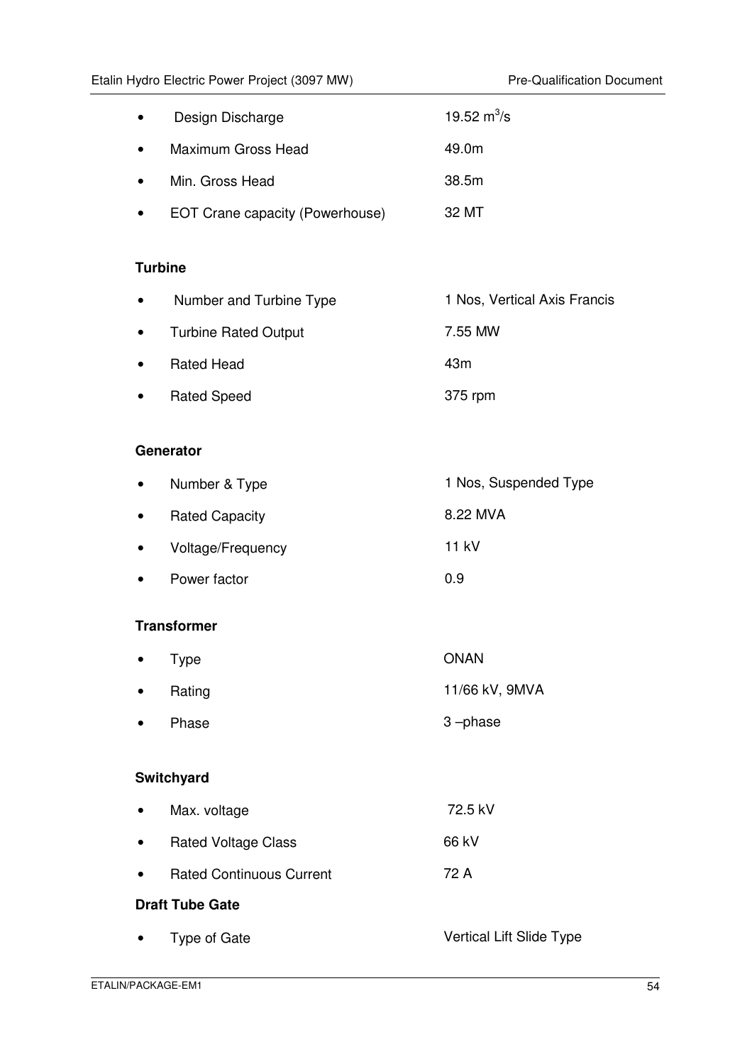- Design Discharge — $19.52\ m^3/s$
- Maximum Gross Head — 49.0m
- Min. Gross Head — 38.5m
- EOT Crane capacity (Powerhouse) — 32 MT

**Turbine**

- Number and Turbine Type — 1 Nos, Vertical Axis Francis
- Turbine Rated Output — 7.55 MW
- Rated Head — 43m
- Rated Speed — 375 rpm

**Generator**

- Number & Type — 1 Nos, Suspended Type
- Rated Capacity — 8.22 MVA
- Voltage/Frequency — 11 kV
- Power factor — 0.9

**Transformer**

- Type — ONAN
- Rating — 11/66 kV, 9MVA
- Phase — 3 –phase

**Switchyard**

- Max. voltage — 72.5 kV
- Rated Voltage Class — 66 kV
- Rated Continuous Current — 72 A

**Draft Tube Gate**

- Type of Gate — Vertical Lift Slide Type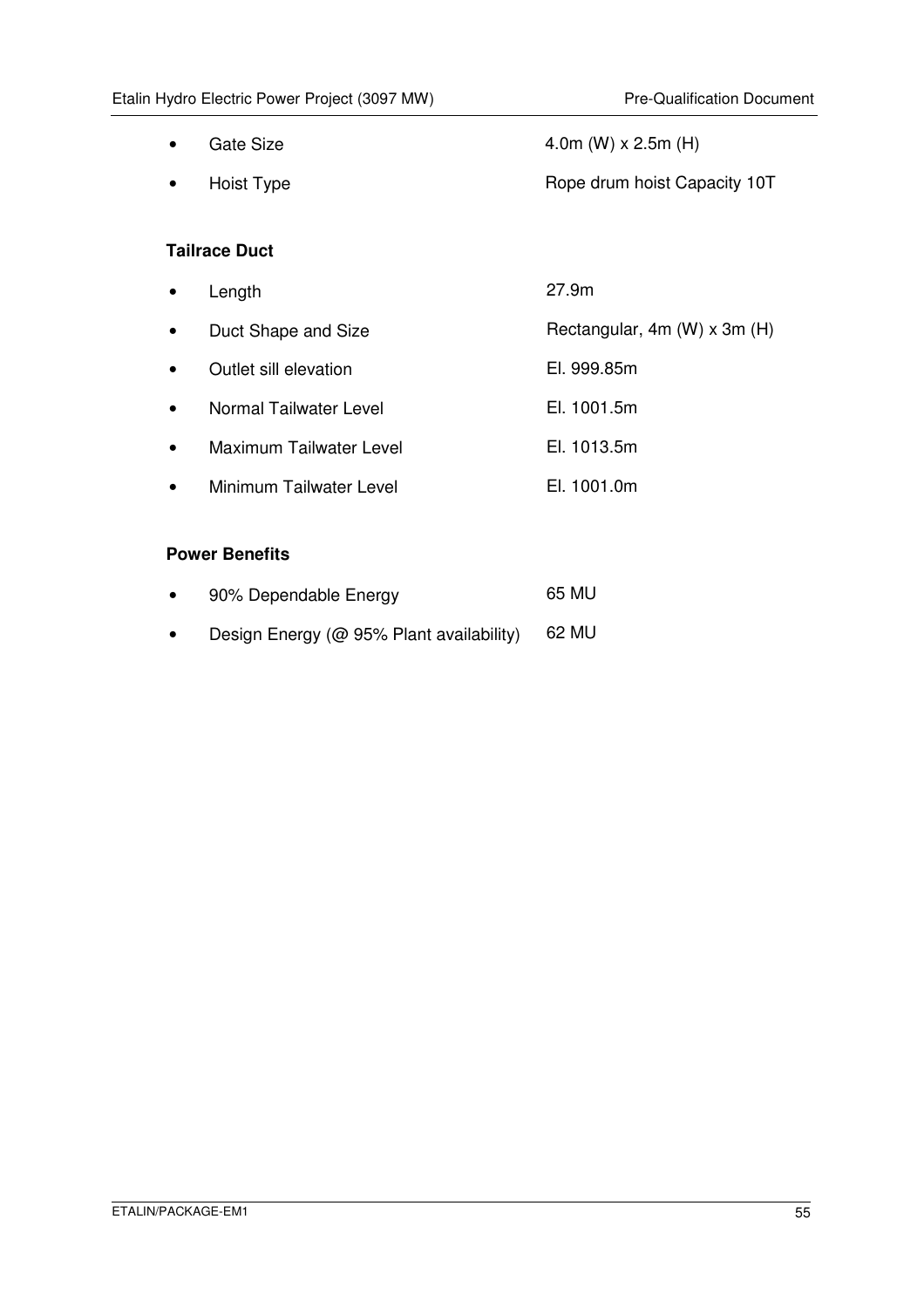- Gate Size 4.0m (W) x 2.5m (H)
- Hoist Type Rope drum hoist Capacity 10T

**Tailrace Duct**

- Length 27.9m
- Duct Shape and Size Rectangular, 4m (W) x 3m (H)
- Outlet sill elevation El. 999.85m
- Normal Tailwater Level El. 1001.5m
- Maximum Tailwater Level El. 1013.5m
- Minimum Tailwater Level El. 1001.0m

**Power Benefits**

- 90% Dependable Energy 65 MU
- Design Energy (@ 95% Plant availability) 62 MU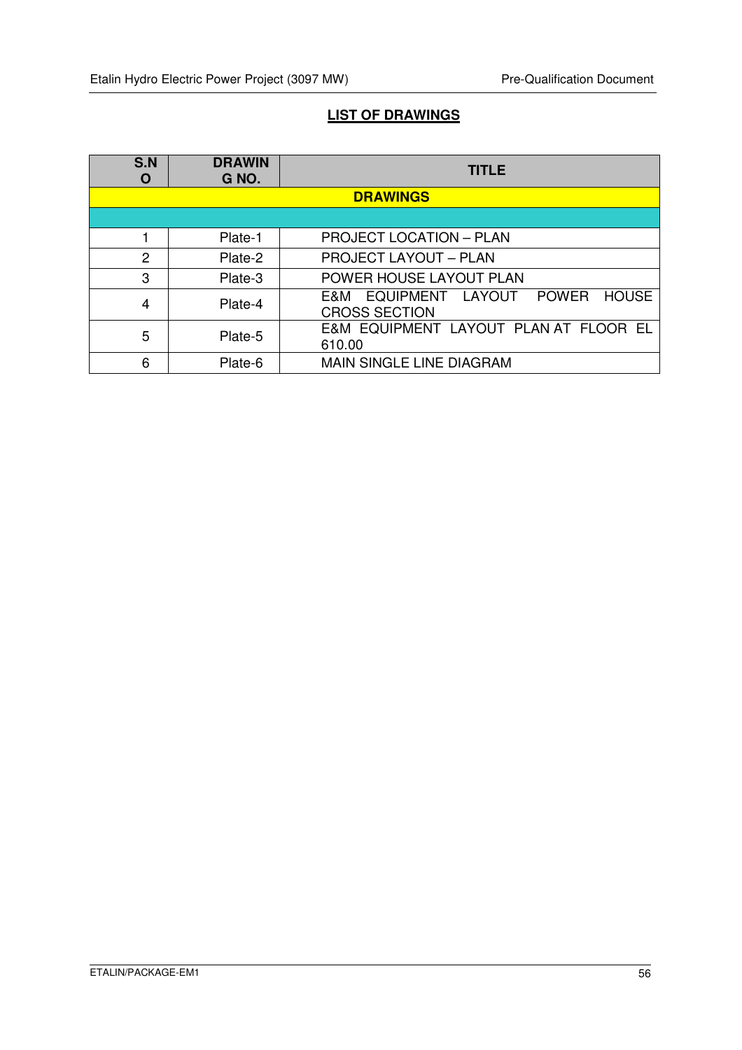## LIST OF DRAWINGS

| S.NO | DRAWING NO. | TITLE |
|---|---|---|
| **DRAWINGS** | | |
| | | |
| 1 | Plate-1 | PROJECT LOCATION – PLAN |
| 2 | Plate-2 | PROJECT LAYOUT – PLAN |
| 3 | Plate-3 | POWER HOUSE LAYOUT PLAN |
| 4 | Plate-4 | E&M EQUIPMENT LAYOUT POWER HOUSE CROSS SECTION |
| 5 | Plate-5 | E&M EQUIPMENT LAYOUT PLAN AT FLOOR EL 610.00 |
| 6 | Plate-6 | MAIN SINGLE LINE DIAGRAM |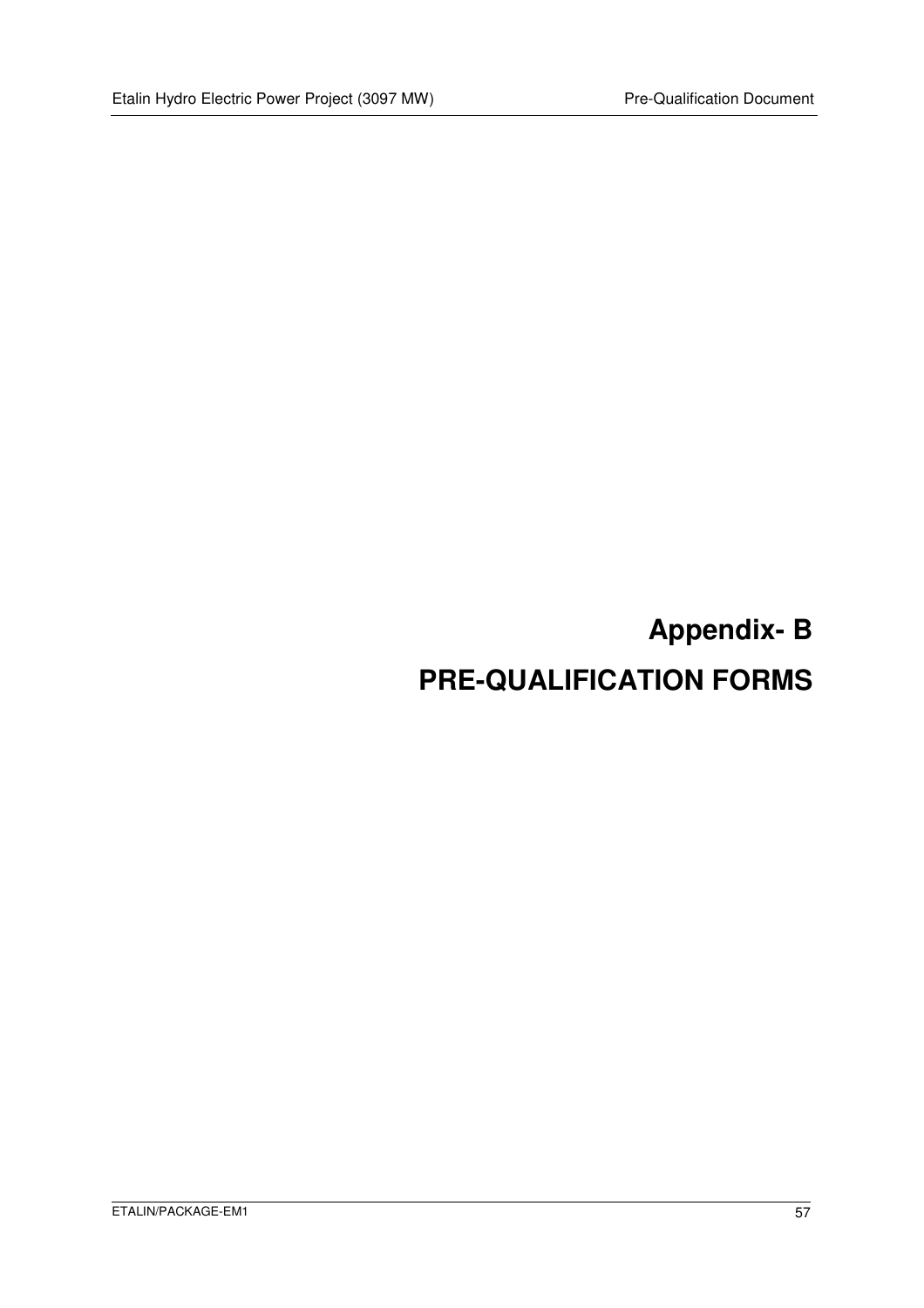# Appendix- B

# PRE-QUALIFICATION FORMS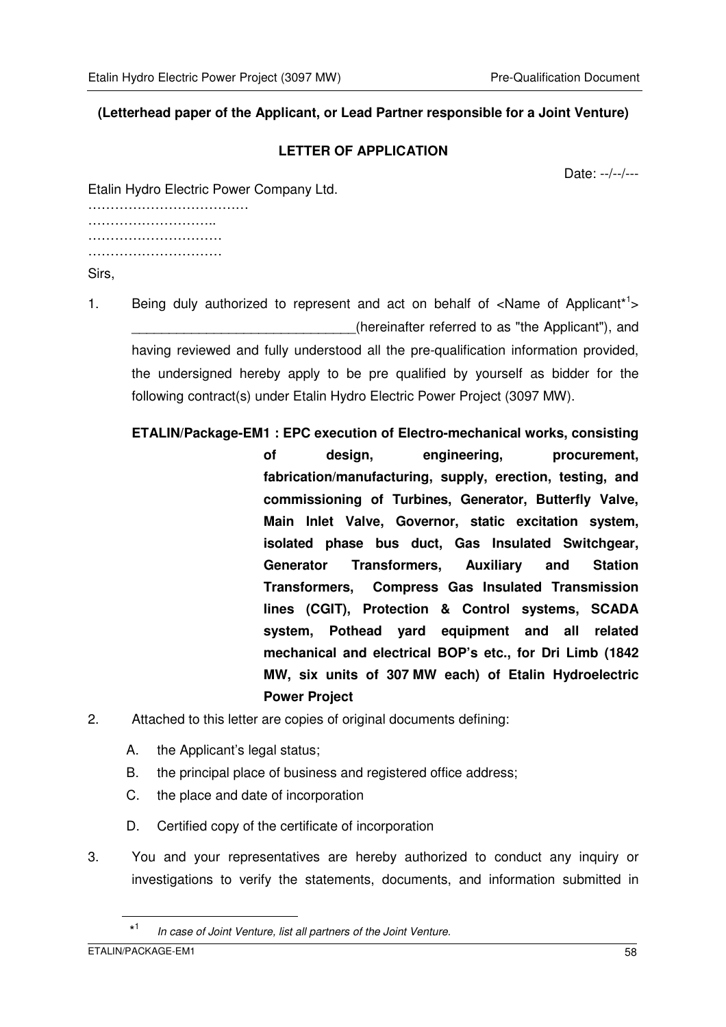**(Letterhead paper of the Applicant, or Lead Partner responsible for a Joint Venture)**

**LETTER OF APPLICATION**

Date: --/--/---

Etalin Hydro Electric Power Company Ltd.
………………………………
………………………..
…………………………
…………………………

Sirs,

1. Being duly authorized to represent and act on behalf of <Name of Applicant*[1]> ______________________________(hereinafter referred to as "the Applicant"), and having reviewed and fully understood all the pre-qualification information provided, the undersigned hereby apply to be pre qualified by yourself as bidder for the following contract(s) under Etalin Hydro Electric Power Project (3097 MW).

   **ETALIN/Package-EM1 : EPC execution of Electro-mechanical works, consisting of design, engineering, procurement, fabrication/manufacturing, supply, erection, testing, and commissioning of Turbines, Generator, Butterfly Valve, Main Inlet Valve, Governor, static excitation system, isolated phase bus duct, Gas Insulated Switchgear, Generator Transformers, Auxiliary and Station Transformers, Compress Gas Insulated Transmission lines (CGIT), Protection & Control systems, SCADA system, Pothead yard equipment and all related mechanical and electrical BOP's etc., for Dri Limb (1842 MW, six units of 307 MW each) of Etalin Hydroelectric Power Project**

2. Attached to this letter are copies of original documents defining:

   A. the Applicant's legal status;
   B. the principal place of business and registered office address;
   C. the place and date of incorporation
   D. Certified copy of the certificate of incorporation

3. You and your representatives are hereby authorized to conduct any inquiry or investigations to verify the statements, documents, and information submitted in

---

*[1] *In case of Joint Venture, list all partners of the Joint Venture.*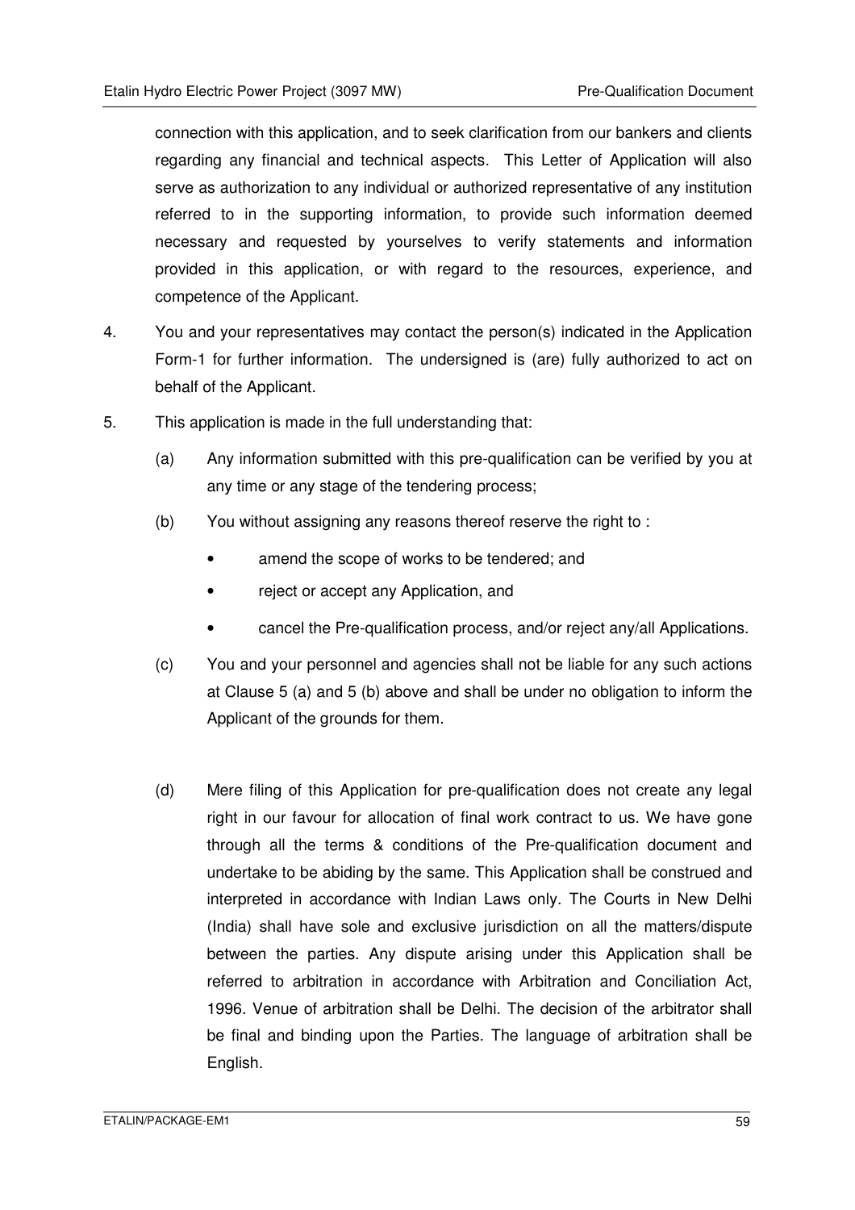connection with this application, and to seek clarification from our bankers and clients regarding any financial and technical aspects. This Letter of Application will also serve as authorization to any individual or authorized representative of any institution referred to in the supporting information, to provide such information deemed necessary and requested by yourselves to verify statements and information provided in this application, or with regard to the resources, experience, and competence of the Applicant.

4. You and your representatives may contact the person(s) indicated in the Application Form-1 for further information. The undersigned is (are) fully authorized to act on behalf of the Applicant.

5. This application is made in the full understanding that:

   (a) Any information submitted with this pre-qualification can be verified by you at any time or any stage of the tendering process;

   (b) You without assigning any reasons thereof reserve the right to :

      - amend the scope of works to be tendered; and
      - reject or accept any Application, and
      - cancel the Pre-qualification process, and/or reject any/all Applications.

   (c) You and your personnel and agencies shall not be liable for any such actions at Clause 5 (a) and 5 (b) above and shall be under no obligation to inform the Applicant of the grounds for them.

   (d) Mere filing of this Application for pre-qualification does not create any legal right in our favour for allocation of final work contract to us. We have gone through all the terms & conditions of the Pre-qualification document and undertake to be abiding by the same. This Application shall be construed and interpreted in accordance with Indian Laws only. The Courts in New Delhi (India) shall have sole and exclusive jurisdiction on all the matters/dispute between the parties. Any dispute arising under this Application shall be referred to arbitration in accordance with Arbitration and Conciliation Act, 1996. Venue of arbitration shall be Delhi. The decision of the arbitrator shall be final and binding upon the Parties. The language of arbitration shall be English.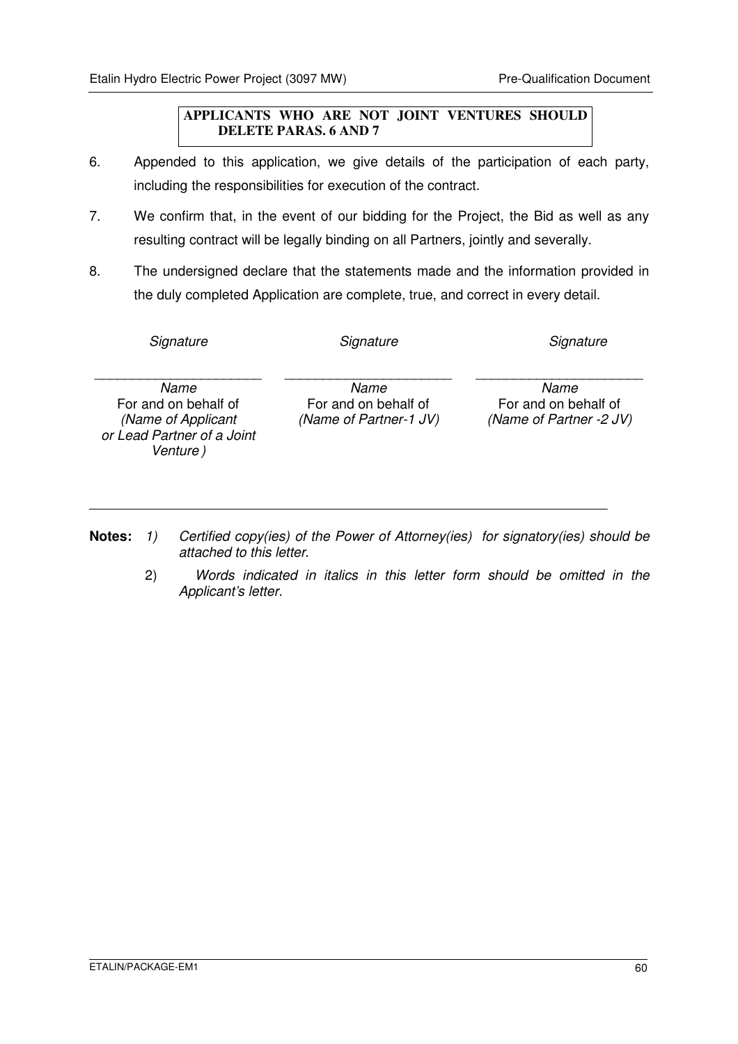**APPLICANTS WHO ARE NOT JOINT VENTURES SHOULD DELETE PARAS. 6 AND 7**

6. Appended to this application, we give details of the participation of each party, including the responsibilities for execution of the contract.

7. We confirm that, in the event of our bidding for the Project, the Bid as well as any resulting contract will be legally binding on all Partners, jointly and severally.

8. The undersigned declare that the statements made and the information provided in the duly completed Application are complete, true, and correct in every detail.

| *Signature* | *Signature* | *Signature* |
| --- | --- | --- |
| ______________________ | ______________________ | ______________________ |
| *Name* | *Name* | *Name* |
| For and on behalf of | For and on behalf of | For and on behalf of |
| *(Name of Applicant or Lead Partner of a Joint Venture )* | *(Name of Partner-1 JV)* | *(Name of Partner -2 JV)* |

---

**Notes:** *1) Certified copy(ies) of the Power of Attorney(ies) for signatory(ies) should be attached to this letter.*

2) *Words indicated in italics in this letter form should be omitted in the Applicant's letter.*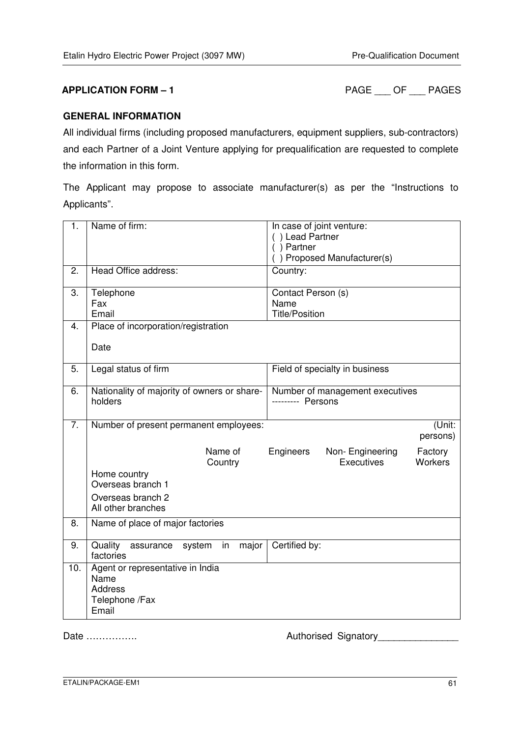**APPLICATION FORM – 1** PAGE ___ OF ___ PAGES

**GENERAL INFORMATION**

All individual firms (including proposed manufacturers, equipment suppliers, sub-contractors) and each Partner of a Joint Venture applying for prequalification are requested to complete the information in this form.

The Applicant may propose to associate manufacturer(s) as per the "Instructions to Applicants".

| | | | | | |
|---|---|---|---|---|---|
| 1. | Name of firm: | In case of joint venture:<br>( ) Lead Partner<br>( ) Partner<br>( ) Proposed Manufacturer(s) | | | |
| 2. | Head Office address: | Country: | | | |
| 3. | Telephone<br>Fax<br>Email | Contact Person (s)<br>Name<br>Title/Position | | | |
| 4. | Place of incorporation/registration<br><br>Date | | | | |
| 5. | Legal status of firm | Field of specialty in business | | | |
| 6. | Nationality of majority of owners or share-holders | Number of management executives<br>--------- Persons | | | |
| 7. | Number of present permanent employees: | | | | (Unit: persons) |
| | | Name of Country | Engineers | Non- Engineering Executives | Factory Workers |
| | Home country | | | | |
| | Overseas branch 1 | | | | |
| | Overseas branch 2 | | | | |
| | All other branches | | | | |
| 8. | Name of place of major factories | | | | |
| 9. | Quality assurance system in major factories | Certified by: | | | |
| 10. | Agent or representative in India<br>Name<br>Address<br>Telephone /Fax<br>Email | | | | |

Date ……………. Authorised Signatory_______________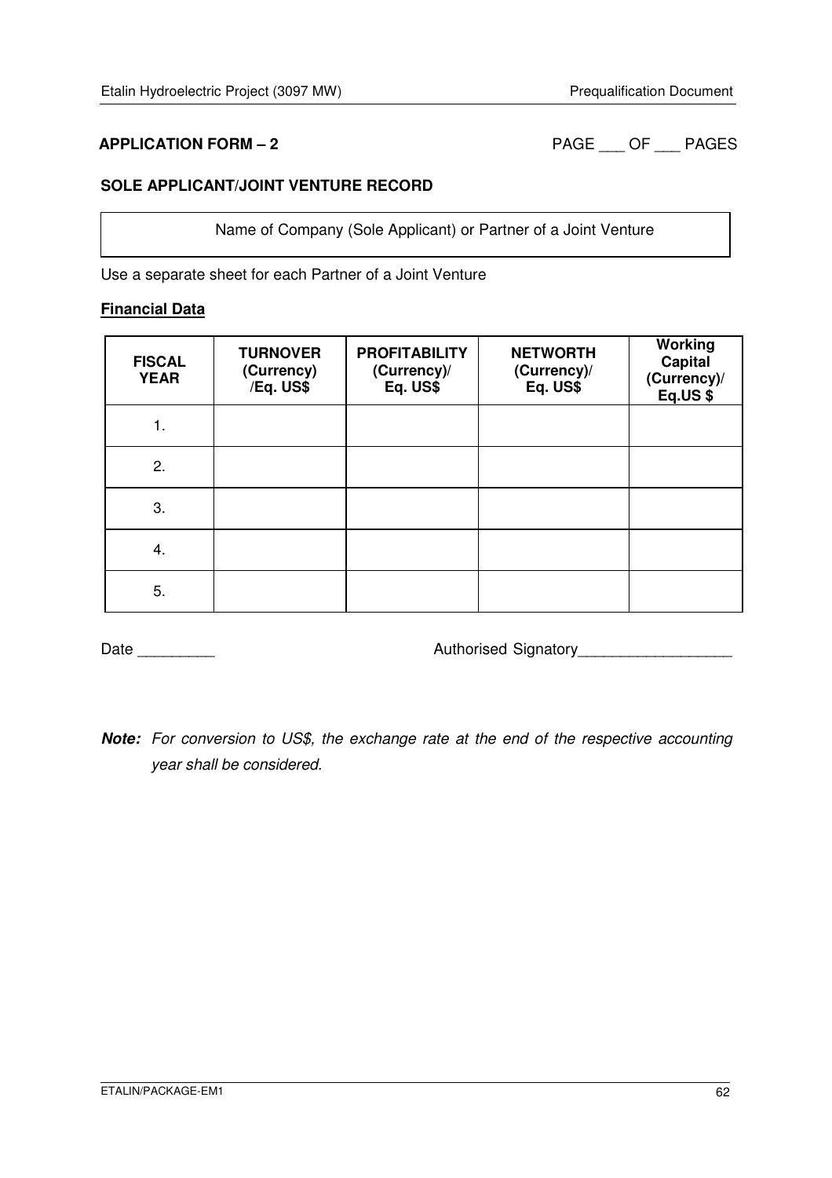**APPLICATION FORM – 2**

PAGE ___ OF ___ PAGES

**SOLE APPLICANT/JOINT VENTURE RECORD**

| Name of Company (Sole Applicant) or Partner of a Joint Venture |
|---|

Use a separate sheet for each Partner of a Joint Venture

**Financial Data**

| FISCAL YEAR | TURNOVER (Currency) /Eq. US$ | PROFITABILITY (Currency)/ Eq. US$ | NETWORTH (Currency)/ Eq. US$ | Working Capital (Currency)/ Eq.US $ |
|---|---|---|---|---|
| 1. | | | | |
| 2. | | | | |
| 3. | | | | |
| 4. | | | | |
| 5. | | | | |

Date _________

Authorised Signatory__________________

***Note:*** *For conversion to US$, the exchange rate at the end of the respective accounting year shall be considered.*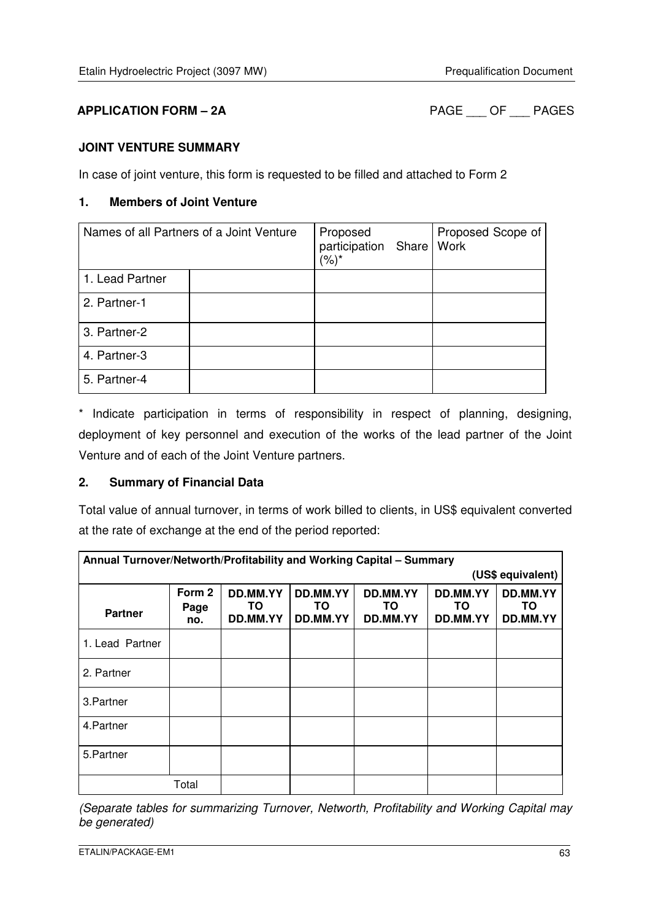**APPLICATION FORM – 2A** PAGE ___ OF ___ PAGES

**JOINT VENTURE SUMMARY**

In case of joint venture, this form is requested to be filled and attached to Form 2

**1. Members of Joint Venture**

| Names of all Partners of a Joint Venture | | Proposed participation Share (%)* | Proposed Scope of Work |
|---|---|---|---|
| 1. Lead Partner | | | |
| 2. Partner-1 | | | |
| 3. Partner-2 | | | |
| 4. Partner-3 | | | |
| 5. Partner-4 | | | |

* Indicate participation in terms of responsibility in respect of planning, designing, deployment of key personnel and execution of the works of the lead partner of the Joint Venture and of each of the Joint Venture partners.

**2. Summary of Financial Data**

Total value of annual turnover, in terms of work billed to clients, in US$ equivalent converted at the rate of exchange at the end of the period reported:

| **Annual Turnover/Networth/Profitability and Working Capital – Summary (US$ equivalent)** | | | | | | |
|---|---|---|---|---|---|---|
| **Partner** | **Form 2 Page no.** | **DD.MM.YY TO DD.MM.YY** | **DD.MM.YY TO DD.MM.YY** | **DD.MM.YY TO DD.MM.YY** | **DD.MM.YY TO DD.MM.YY** | **DD.MM.YY TO DD.MM.YY** |
| 1. Lead Partner | | | | | | |
| 2. Partner | | | | | | |
| 3.Partner | | | | | | |
| 4.Partner | | | | | | |
| 5.Partner | | | | | | |
| Total | | | | | | |

*(Separate tables for summarizing Turnover, Networth, Profitability and Working Capital may be generated)*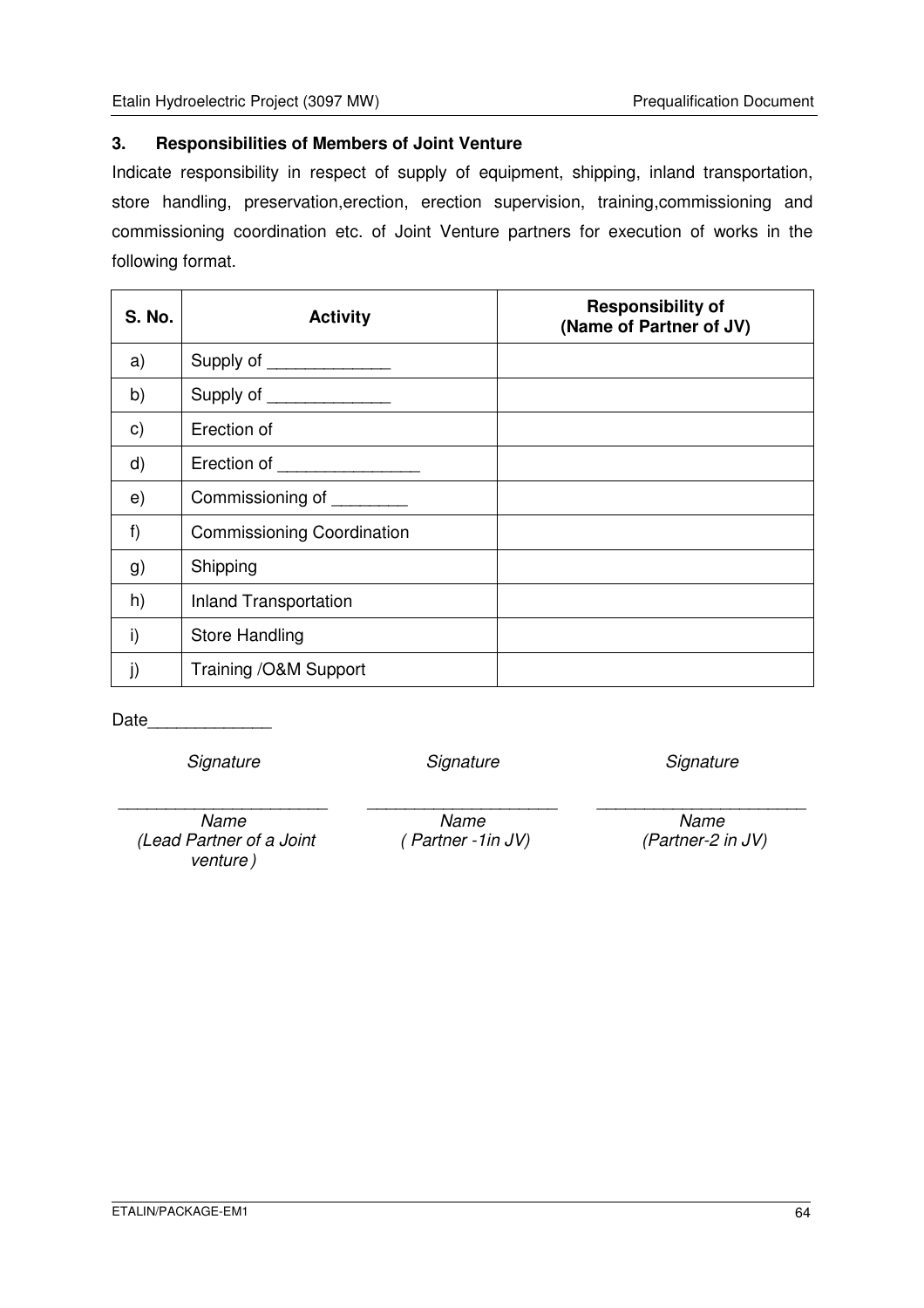## 3. Responsibilities of Members of Joint Venture

Indicate responsibility in respect of supply of equipment, shipping, inland transportation, store handling, preservation,erection, erection supervision, training,commissioning and commissioning coordination etc. of Joint Venture partners for execution of works in the following format.

| S. No. | Activity | Responsibility of (Name of Partner of JV) |
|---|---|---|
| a) | Supply of _____________ | |
| b) | Supply of _____________ | |
| c) | Erection of | |
| d) | Erection of _______________ | |
| e) | Commissioning of ________ | |
| f) | Commissioning Coordination | |
| g) | Shipping | |
| h) | Inland Transportation | |
| i) | Store Handling | |
| j) | Training /O&M Support | |

Date_____________

| *Signature* | *Signature* | *Signature* |
|---|---|---|
| ______________________ | ____________________ | ______________________ |
| *Name* | *Name* | *Name* |
| *(Lead Partner of a Joint venture )* | *( Partner -1in JV)* | *(Partner-2 in JV)* |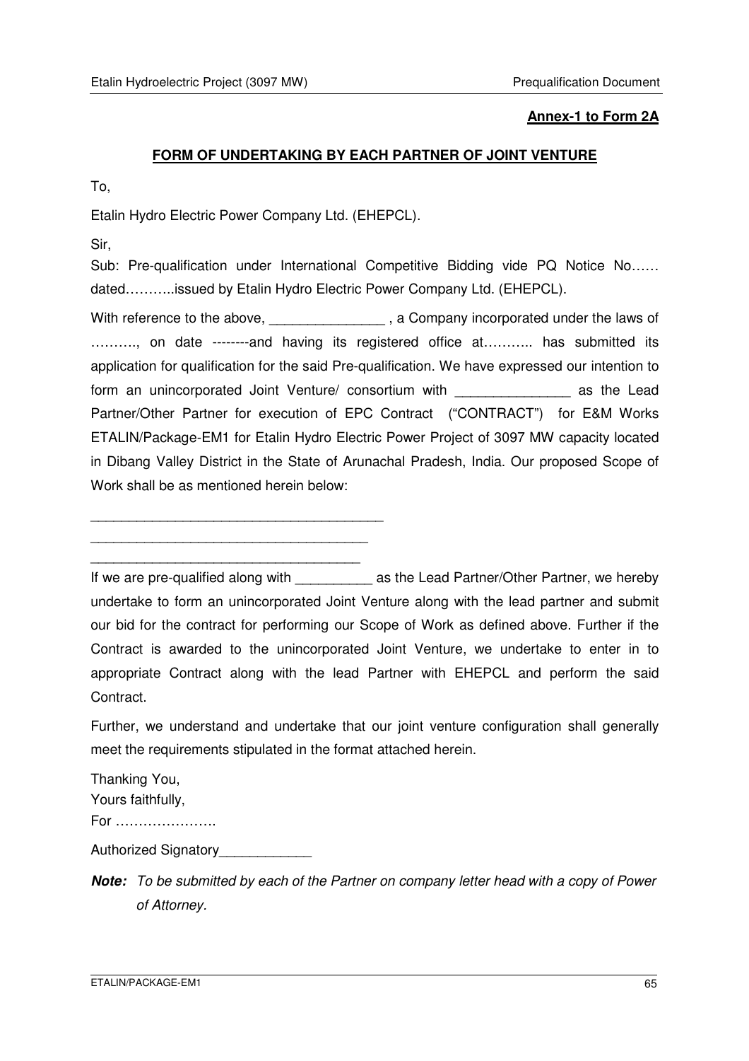**Annex-1 to Form 2A**

## FORM OF UNDERTAKING BY EACH PARTNER OF JOINT VENTURE

To,

Etalin Hydro Electric Power Company Ltd. (EHEPCL).

Sir,

Sub: Pre-qualification under International Competitive Bidding vide PQ Notice No…… dated………..issued by Etalin Hydro Electric Power Company Ltd. (EHEPCL).

With reference to the above, _______________ , a Company incorporated under the laws of ………., on date --------and having its registered office at……….. has submitted its application for qualification for the said Pre-qualification. We have expressed our intention to form an unincorporated Joint Venture/ consortium with _______________ as the Lead Partner/Other Partner for execution of EPC Contract ("CONTRACT") for E&M Works ETALIN/Package-EM1 for Etalin Hydro Electric Power Project of 3097 MW capacity located in Dibang Valley District in the State of Arunachal Pradesh, India. Our proposed Scope of Work shall be as mentioned herein below:

______________________________________

____________________________________

___________________________________

If we are pre-qualified along with __________ as the Lead Partner/Other Partner, we hereby undertake to form an unincorporated Joint Venture along with the lead partner and submit our bid for the contract for performing our Scope of Work as defined above. Further if the Contract is awarded to the unincorporated Joint Venture, we undertake to enter in to appropriate Contract along with the lead Partner with EHEPCL and perform the said Contract.

Further, we understand and undertake that our joint venture configuration shall generally meet the requirements stipulated in the format attached herein.

Thanking You,
Yours faithfully,
For ………………….

Authorized Signatory____________

***Note:*** *To be submitted by each of the Partner on company letter head with a copy of Power of Attorney.*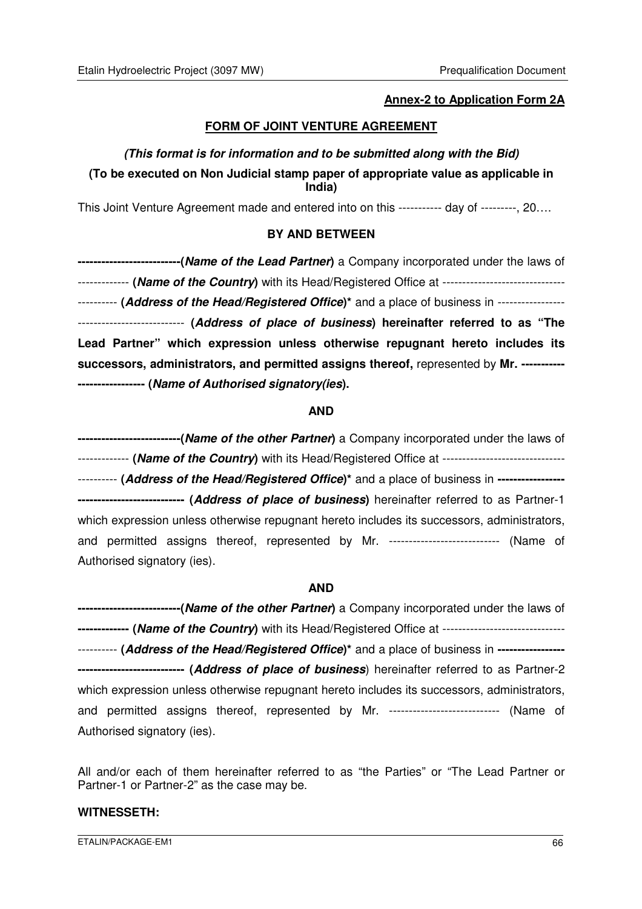**Annex-2 to Application Form 2A**

## FORM OF JOINT VENTURE AGREEMENT

***(This format is for information and to be submitted along with the Bid)***

**(To be executed on Non Judicial stamp paper of appropriate value as applicable in India)**

This Joint Venture Agreement made and entered into on this ----------- day of ---------, 20….

**BY AND BETWEEN**

**-------------------------(*Name of the Lead Partner*)** a Company incorporated under the laws of ------------- **(*Name of the Country*)** with its Head/Registered Office at ------------------------------- ---------- **(*Address of the Head/Registered Office*)*** and a place of business in ----------------- --------------------------- **(*Address of place of business*) hereinafter referred to as "The Lead Partner" which expression unless otherwise repugnant hereto includes its successors, administrators, and permitted assigns thereof,** represented by **Mr. ---------- ----------------- (*Name of Authorised signatory(ies*).**

**AND**

**-------------------------(*Name of the other Partner*)** a Company incorporated under the laws of ------------- **(*Name of the Country*)** with its Head/Registered Office at ------------------------------- ---------- **(*Address of the Head/Registered Office*)*** and a place of business in **----------------- -------------------------- (*Address of place of business*)** hereinafter referred to as Partner-1 which expression unless otherwise repugnant hereto includes its successors, administrators, and permitted assigns thereof, represented by Mr. ---------------------------- (Name of Authorised signatory (ies).

**AND**

**-------------------------(*Name of the other Partner*)** a Company incorporated under the laws of **------------- (*Name of the Country*)** with its Head/Registered Office at ------------------------------- ---------- **(*Address of the Head/Registered Office*)*** and a place of business in **----------------- -------------------------- (*Address of place of business*)** hereinafter referred to as Partner-2 which expression unless otherwise repugnant hereto includes its successors, administrators, and permitted assigns thereof, represented by Mr. ---------------------------- (Name of Authorised signatory (ies).

All and/or each of them hereinafter referred to as "the Parties" or "The Lead Partner or Partner-1 or Partner-2" as the case may be.

**WITNESSETH:**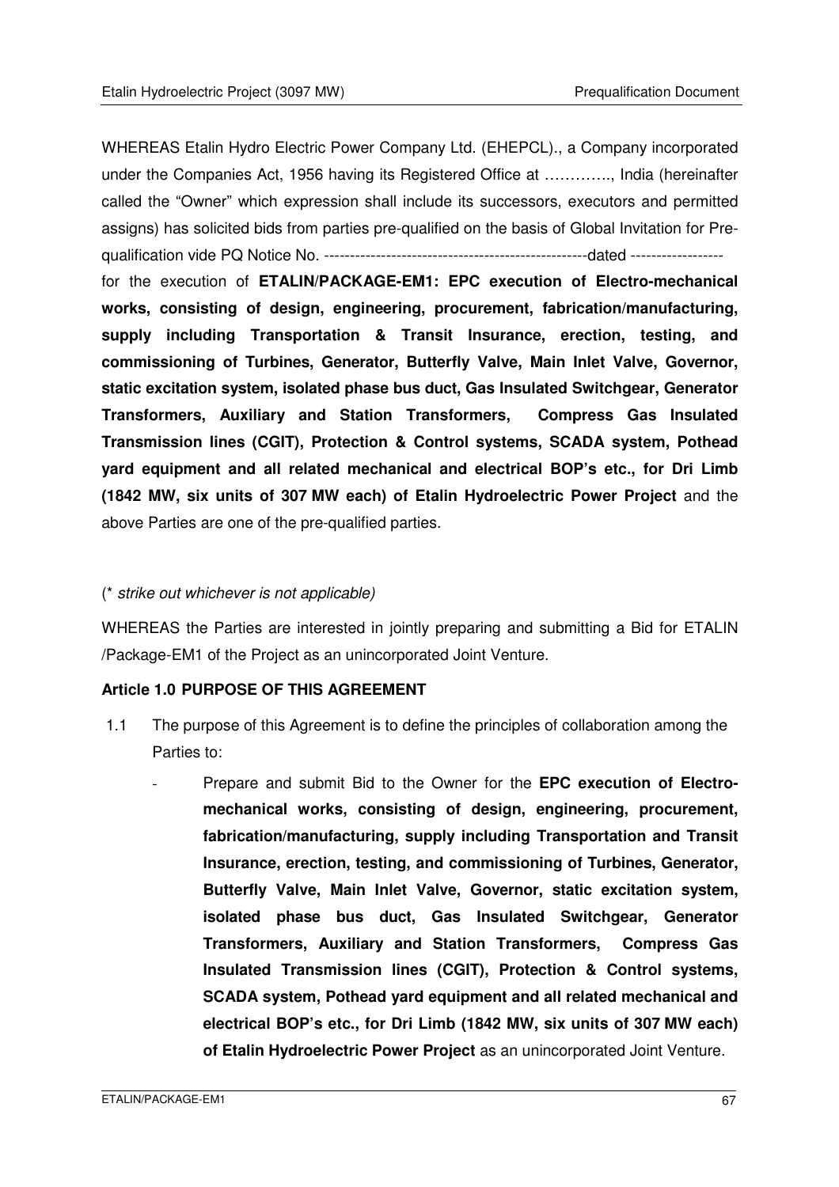WHEREAS Etalin Hydro Electric Power Company Ltd. (EHEPCL)., a Company incorporated under the Companies Act, 1956 having its Registered Office at ………….., India (hereinafter called the "Owner" which expression shall include its successors, executors and permitted assigns) has solicited bids from parties pre-qualified on the basis of Global Invitation for Pre-qualification vide PQ Notice No. ---------------------------------------------------dated ------------------ for the execution of **ETALIN/PACKAGE-EM1: EPC execution of Electro-mechanical works, consisting of design, engineering, procurement, fabrication/manufacturing, supply including Transportation & Transit Insurance, erection, testing, and commissioning of Turbines, Generator, Butterfly Valve, Main Inlet Valve, Governor, static excitation system, isolated phase bus duct, Gas Insulated Switchgear, Generator Transformers, Auxiliary and Station Transformers, Compress Gas Insulated Transmission lines (CGIT), Protection & Control systems, SCADA system, Pothead yard equipment and all related mechanical and electrical BOP's etc., for Dri Limb (1842 MW, six units of 307 MW each) of Etalin Hydroelectric Power Project** and the above Parties are one of the pre-qualified parties.

(* *strike out whichever is not applicable)*

WHEREAS the Parties are interested in jointly preparing and submitting a Bid for ETALIN /Package-EM1 of the Project as an unincorporated Joint Venture.

**Article 1.0 PURPOSE OF THIS AGREEMENT**

1.1 The purpose of this Agreement is to define the principles of collaboration among the Parties to:

- Prepare and submit Bid to the Owner for the **EPC execution of Electro-mechanical works, consisting of design, engineering, procurement, fabrication/manufacturing, supply including Transportation and Transit Insurance, erection, testing, and commissioning of Turbines, Generator, Butterfly Valve, Main Inlet Valve, Governor, static excitation system, isolated phase bus duct, Gas Insulated Switchgear, Generator Transformers, Auxiliary and Station Transformers, Compress Gas Insulated Transmission lines (CGIT), Protection & Control systems, SCADA system, Pothead yard equipment and all related mechanical and electrical BOP's etc., for Dri Limb (1842 MW, six units of 307 MW each) of Etalin Hydroelectric Power Project** as an unincorporated Joint Venture.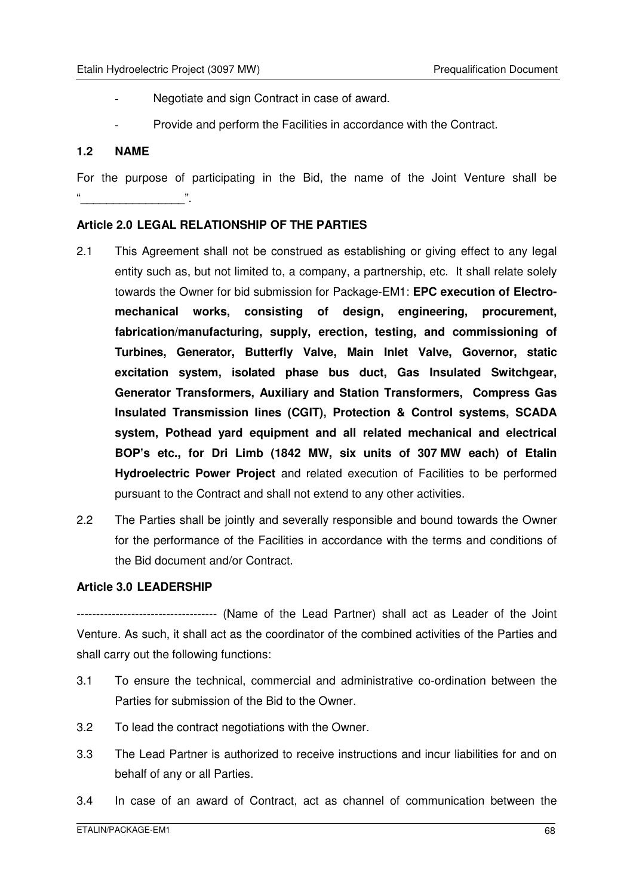- Negotiate and sign Contract in case of award.
- Provide and perform the Facilities in accordance with the Contract.

### 1.2 NAME

For the purpose of participating in the Bid, the name of the Joint Venture shall be "________________".

### Article 2.0 LEGAL RELATIONSHIP OF THE PARTIES

2.1 This Agreement shall not be construed as establishing or giving effect to any legal entity such as, but not limited to, a company, a partnership, etc. It shall relate solely towards the Owner for bid submission for Package-EM1: **EPC execution of Electro-mechanical works, consisting of design, engineering, procurement, fabrication/manufacturing, supply, erection, testing, and commissioning of Turbines, Generator, Butterfly Valve, Main Inlet Valve, Governor, static excitation system, isolated phase bus duct, Gas Insulated Switchgear, Generator Transformers, Auxiliary and Station Transformers, Compress Gas Insulated Transmission lines (CGIT), Protection & Control systems, SCADA system, Pothead yard equipment and all related mechanical and electrical BOP's etc., for Dri Limb (1842 MW, six units of 307 MW each) of Etalin Hydroelectric Power Project** and related execution of Facilities to be performed pursuant to the Contract and shall not extend to any other activities.

2.2 The Parties shall be jointly and severally responsible and bound towards the Owner for the performance of the Facilities in accordance with the terms and conditions of the Bid document and/or Contract.

### Article 3.0 LEADERSHIP

----------------------------------- (Name of the Lead Partner) shall act as Leader of the Joint Venture. As such, it shall act as the coordinator of the combined activities of the Parties and shall carry out the following functions:

3.1 To ensure the technical, commercial and administrative co-ordination between the Parties for submission of the Bid to the Owner.

3.2 To lead the contract negotiations with the Owner.

3.3 The Lead Partner is authorized to receive instructions and incur liabilities for and on behalf of any or all Parties.

3.4 In case of an award of Contract, act as channel of communication between the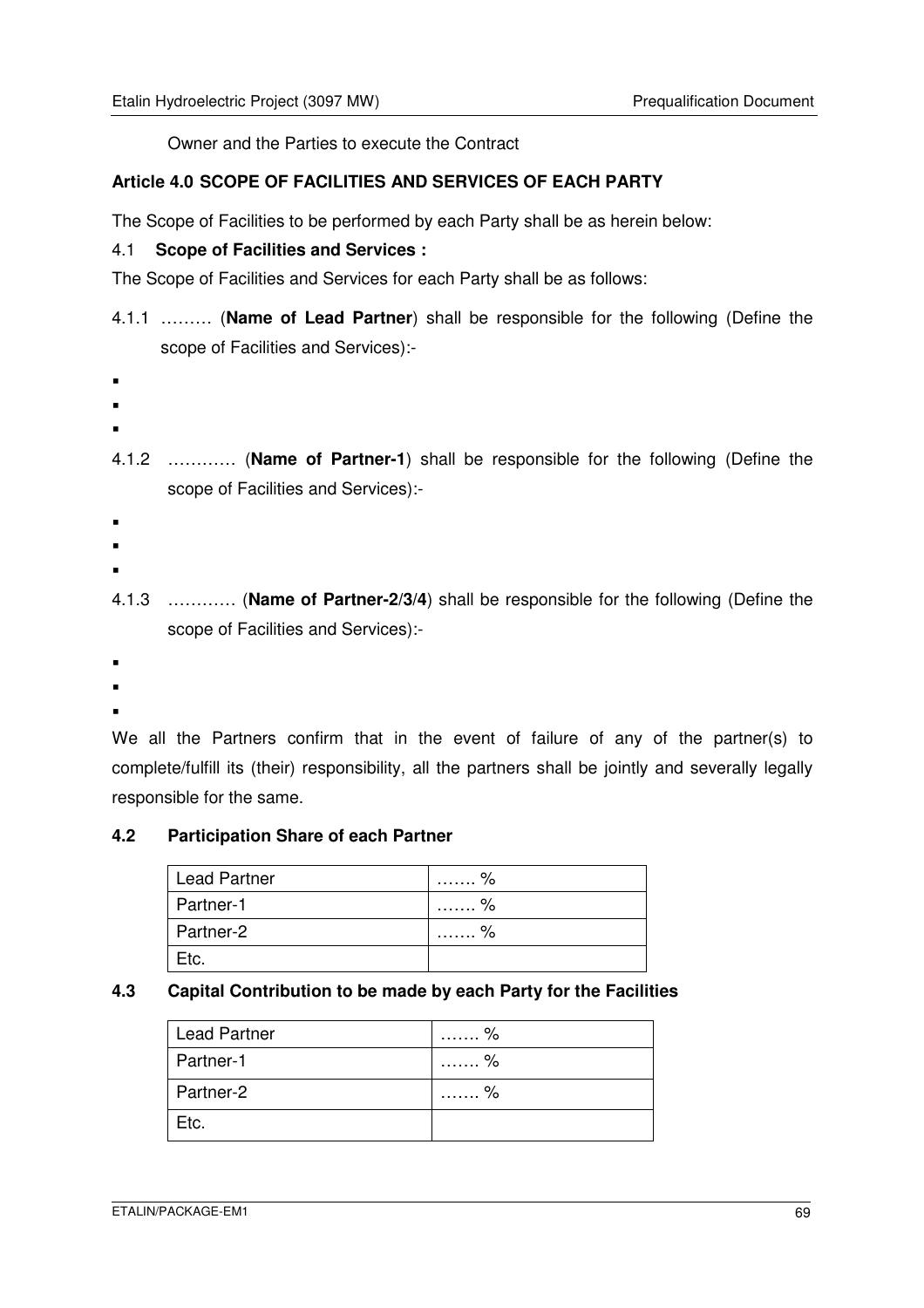Owner and the Parties to execute the Contract

**Article 4.0 SCOPE OF FACILITIES AND SERVICES OF EACH PARTY**

The Scope of Facilities to be performed by each Party shall be as herein below:

4.1 **Scope of Facilities and Services :**

The Scope of Facilities and Services for each Party shall be as follows:

4.1.1 ……… (**Name of Lead Partner**) shall be responsible for the following (Define the scope of Facilities and Services):-

-
-
-

4.1.2 ………… (**Name of Partner-1**) shall be responsible for the following (Define the scope of Facilities and Services):-

-
-
-

4.1.3 ………… (**Name of Partner-2/3/4**) shall be responsible for the following (Define the scope of Facilities and Services):-

-
-
-

We all the Partners confirm that in the event of failure of any of the partner(s) to complete/fulfill its (their) responsibility, all the partners shall be jointly and severally legally responsible for the same.

**4.2 Participation Share of each Partner**

| Lead Partner | ……. % |
|---|---|
| Partner-1 | ……. % |
| Partner-2 | ……. % |
| Etc. | |

**4.3 Capital Contribution to be made by each Party for the Facilities**

| Lead Partner | ……. % |
|---|---|
| Partner-1 | ……. % |
| Partner-2 | ……. % |
| Etc. | |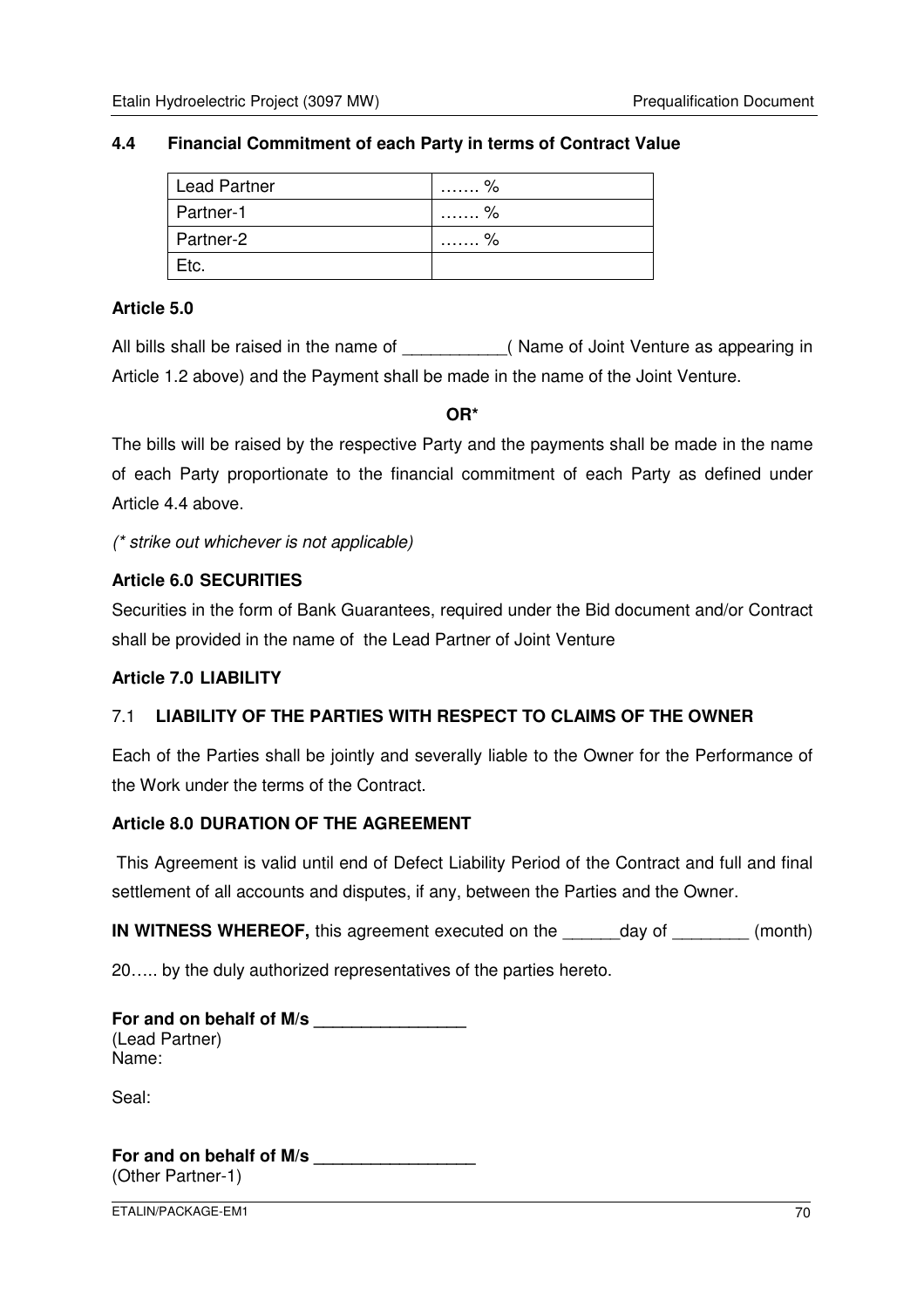### 4.4 Financial Commitment of each Party in terms of Contract Value

| Lead Partner | ……. % |
|---|---|
| Partner-1 | ……. % |
| Partner-2 | ……. % |
| Etc. | |

**Article 5.0**

All bills shall be raised in the name of ___________( Name of Joint Venture as appearing in Article 1.2 above) and the Payment shall be made in the name of the Joint Venture.

**OR***

The bills will be raised by the respective Party and the payments shall be made in the name of each Party proportionate to the financial commitment of each Party as defined under Article 4.4 above.

*(* strike out whichever is not applicable)*

**Article 6.0 SECURITIES**

Securities in the form of Bank Guarantees, required under the Bid document and/or Contract shall be provided in the name of the Lead Partner of Joint Venture

**Article 7.0 LIABILITY**

7.1 **LIABILITY OF THE PARTIES WITH RESPECT TO CLAIMS OF THE OWNER**

Each of the Parties shall be jointly and severally liable to the Owner for the Performance of the Work under the terms of the Contract.

**Article 8.0 DURATION OF THE AGREEMENT**

This Agreement is valid until end of Defect Liability Period of the Contract and full and final settlement of all accounts and disputes, if any, between the Parties and the Owner.

**IN WITNESS WHEREOF,** this agreement executed on the ______day of ________ (month) 20….. by the duly authorized representatives of the parties hereto.

**For and on behalf of M/s ________________**
(Lead Partner)
Name:

Seal:

**For and on behalf of M/s _________________**
(Other Partner-1)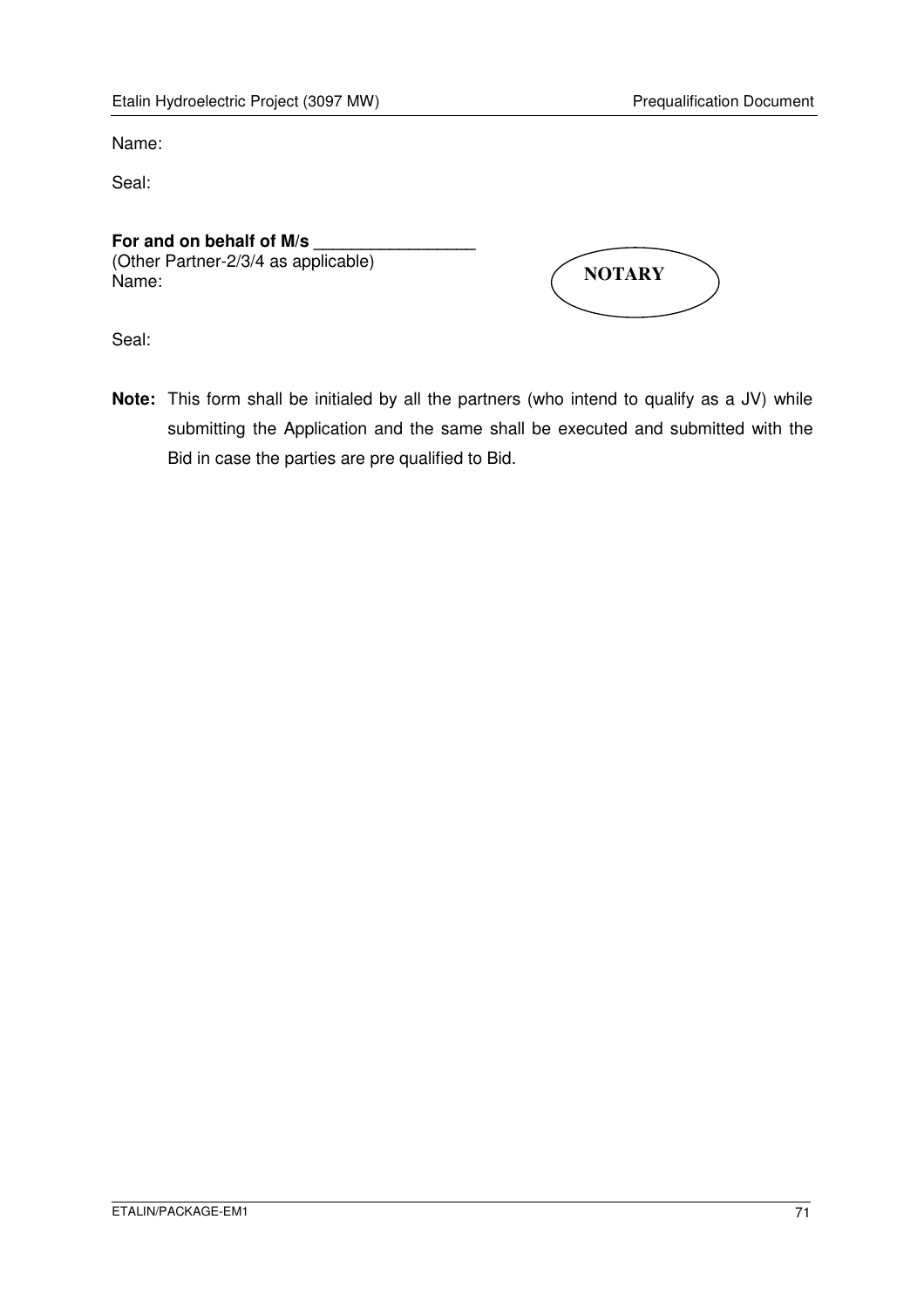Name:

Seal:

**For and on behalf of M/s** _________________
(Other Partner-2/3/4 as applicable)
Name:

NOTARY

Seal:

**Note:** This form shall be initialed by all the partners (who intend to qualify as a JV) while submitting the Application and the same shall be executed and submitted with the Bid in case the parties are pre qualified to Bid.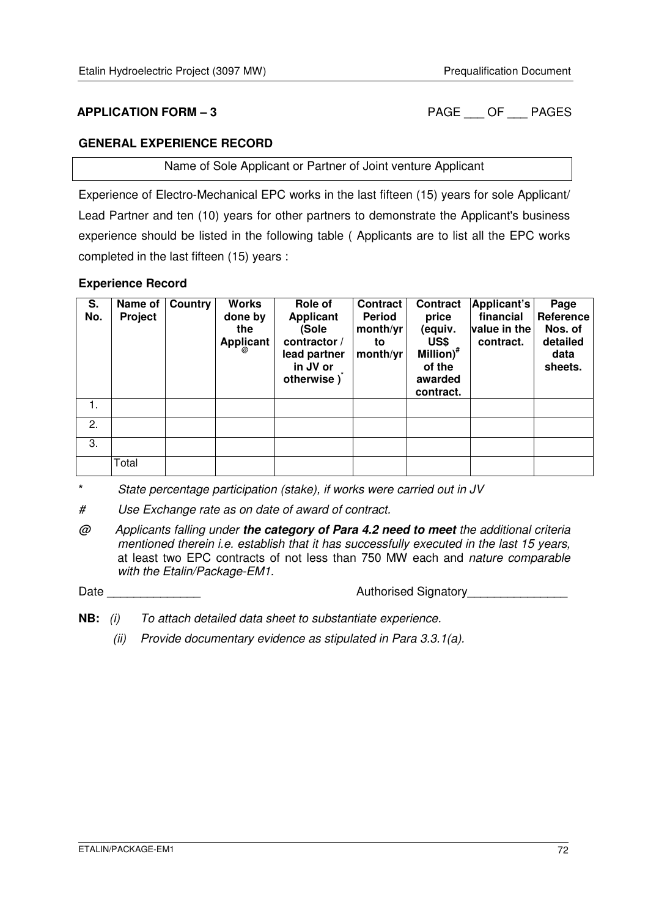**APPLICATION FORM – 3** PAGE ___ OF ___ PAGES

**GENERAL EXPERIENCE RECORD**

| Name of Sole Applicant or Partner of Joint venture Applicant |
|---|

Experience of Electro-Mechanical EPC works in the last fifteen (15) years for sole Applicant/ Lead Partner and ten (10) years for other partners to demonstrate the Applicant's business experience should be listed in the following table ( Applicants are to list all the EPC works completed in the last fifteen (15) years :

**Experience Record**

| S. No. | Name of Project | Country | Works done by the Applicant [@] | Role of Applicant (Sole contractor / lead partner in JV or otherwise ) * | Contract Period month/yr to month/yr | Contract price (equiv. US$ Million)# of the awarded contract. | Applicant's financial value in the contract. | Page Reference Nos. of detailed data sheets. |
|---|---|---|---|---|---|---|---|---|
| 1. | | | | | | | | |
| 2. | | | | | | | | |
| 3. | | | | | | | | |
| | Total | | | | | | | |

\* *State percentage participation (stake), if works were carried out in JV*

\# *Use Exchange rate as on date of award of contract.*

@ *Applicants falling under* ***the category of Para 4.2 need to meet*** *the additional criteria mentioned therein i.e. establish that it has successfully executed in the last 15 years,* at least two EPC contracts of not less than 750 MW each and *nature comparable with the Etalin/Package-EM1.*

Date ______________ Authorised Signatory_______________

**NB:** *(i) To attach detailed data sheet to substantiate experience.*

*(ii) Provide documentary evidence as stipulated in Para 3.3.1(a).*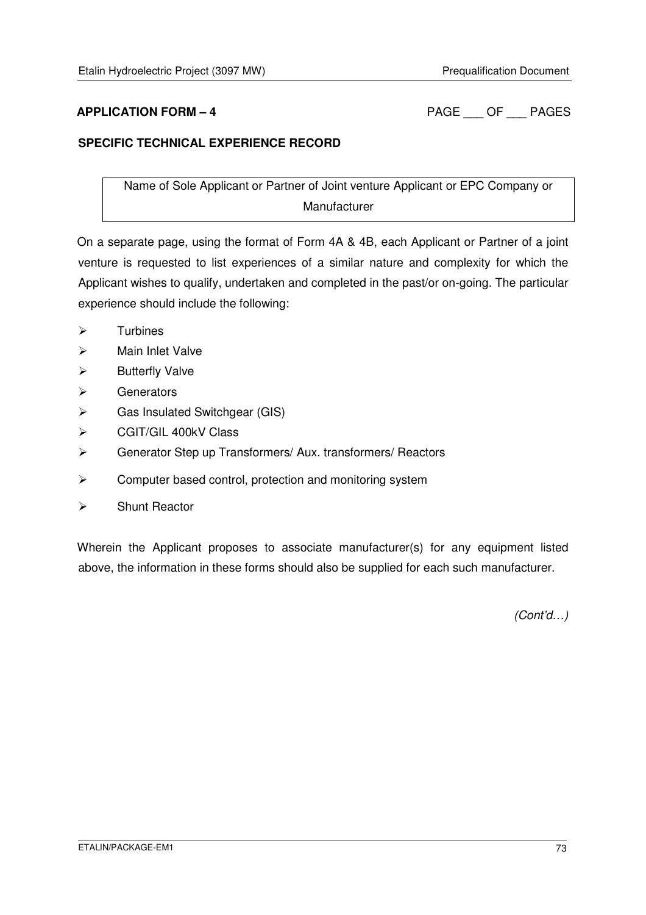**APPLICATION FORM – 4** PAGE ___ OF ___ PAGES

**SPECIFIC TECHNICAL EXPERIENCE RECORD**

| Name of Sole Applicant or Partner of Joint venture Applicant or EPC Company or Manufacturer |
|---|

On a separate page, using the format of Form 4A & 4B, each Applicant or Partner of a joint venture is requested to list experiences of a similar nature and complexity for which the Applicant wishes to qualify, undertaken and completed in the past/or on-going. The particular experience should include the following:

- Turbines
- Main Inlet Valve
- Butterfly Valve
- Generators
- Gas Insulated Switchgear (GIS)
- CGIT/GIL 400kV Class
- Generator Step up Transformers/ Aux. transformers/ Reactors
- Computer based control, protection and monitoring system
- Shunt Reactor

Wherein the Applicant proposes to associate manufacturer(s) for any equipment listed above, the information in these forms should also be supplied for each such manufacturer.

*(Cont'd…)*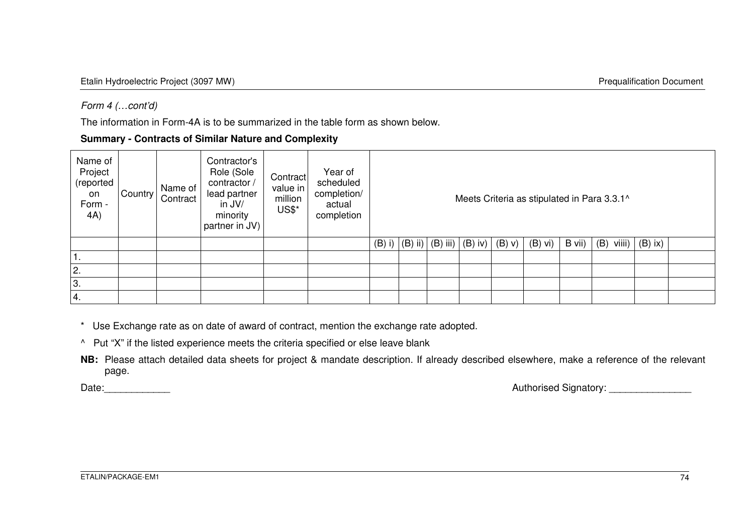*Form 4 (…cont'd)*

The information in Form-4A is to be summarized in the table form as shown below.

**Summary - Contracts of Similar Nature and Complexity**

| Name of Project (reported on Form - 4A) | Country | Name of Contract | Contractor's Role (Sole contractor / lead partner in JV/ minority partner in JV) | Contract value in million US$* | Year of scheduled completion/ actual completion | Meets Criteria as stipulated in Para 3.3.1^ | | | | | | | | | |
|---|---|---|---|---|---|---|---|---|---|---|---|---|---|---|---|
| | | | | | | (B) i) | (B) ii) | (B) iii) | (B) iv) | (B) v) | (B) vi) | B vii) | (B) viiii) | (B) ix) | |
| 1. | | | | | | | | | | | | | | | |
| 2. | | | | | | | | | | | | | | | |
| 3. | | | | | | | | | | | | | | | |
| 4. | | | | | | | | | | | | | | | |

\* Use Exchange rate as on date of award of contract, mention the exchange rate adopted.

^ Put "X" if the listed experience meets the criteria specified or else leave blank

**NB:** Please attach detailed data sheets for project & mandate description. If already described elsewhere, make a reference of the relevant page.

Date:____________ Authorised Signatory: _______________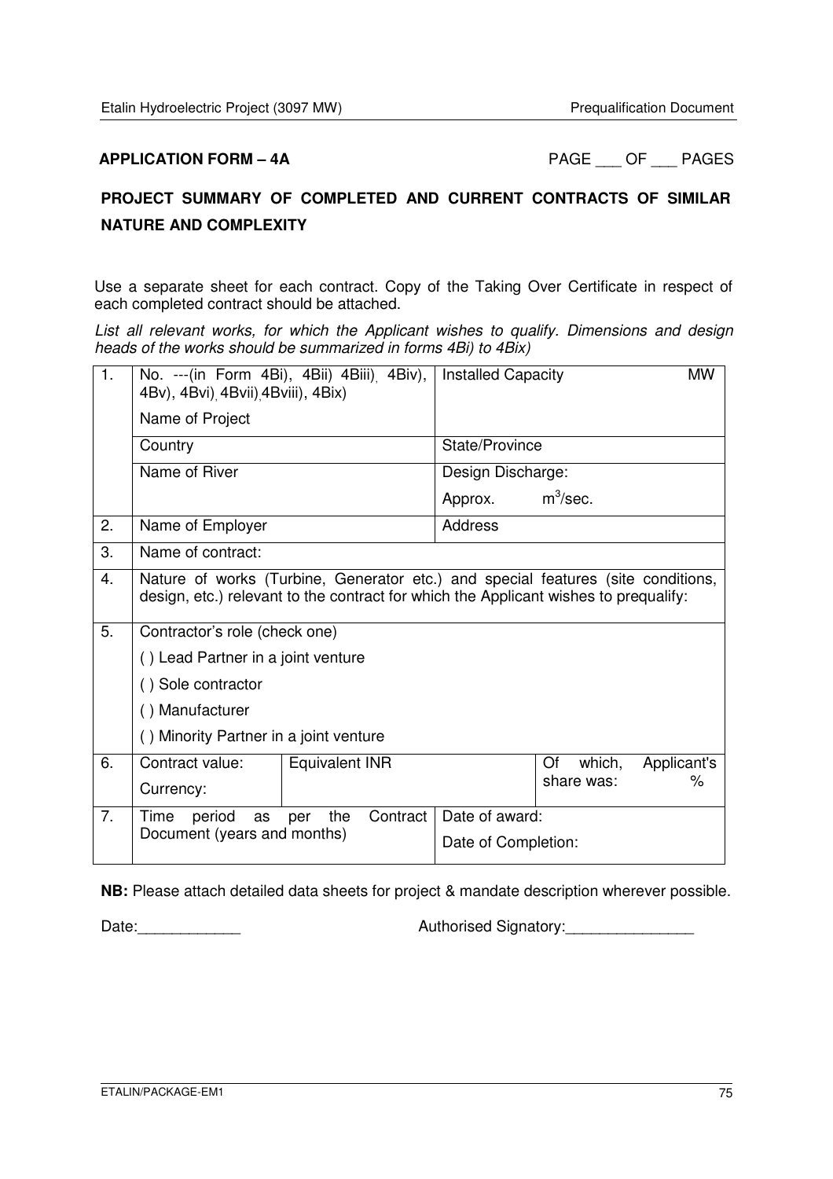**APPLICATION FORM – 4A** PAGE ___ OF ___ PAGES

## PROJECT SUMMARY OF COMPLETED AND CURRENT CONTRACTS OF SIMILAR NATURE AND COMPLEXITY

Use a separate sheet for each contract. Copy of the Taking Over Certificate in respect of each completed contract should be attached.

*List all relevant works, for which the Applicant wishes to qualify. Dimensions and design heads of the works should be summarized in forms 4Bi) to 4Bix)*

| | | | | |
|---|---|---|---|---|
| 1. | No. ---(in Form 4Bi), 4Bii) 4Biii), 4Biv), 4Bv), 4Bvi), 4Bvii),4Bviii), 4Bix)<br>Name of Project | | Installed Capacity MW | |
| | Country | | State/Province | |
| | Name of River | | Design Discharge:<br>Approx. $m^3$/sec. | |
| 2. | Name of Employer | | Address | |
| 3. | Name of contract: | | | |
| 4. | Nature of works (Turbine, Generator etc.) and special features (site conditions, design, etc.) relevant to the contract for which the Applicant wishes to prequalify: | | | |
| 5. | Contractor's role (check one)<br>( ) Lead Partner in a joint venture<br>( ) Sole contractor<br>( ) Manufacturer<br>( ) Minority Partner in a joint venture | | | |
| 6. | Contract value:<br>Currency: | Equivalent INR | | Of which, Applicant's share was: % |
| 7. | Time period as per the Contract Document (years and months) | | Date of award:<br>Date of Completion: | |

**NB:** Please attach detailed data sheets for project & mandate description wherever possible.

Date:____________ Authorised Signatory:_______________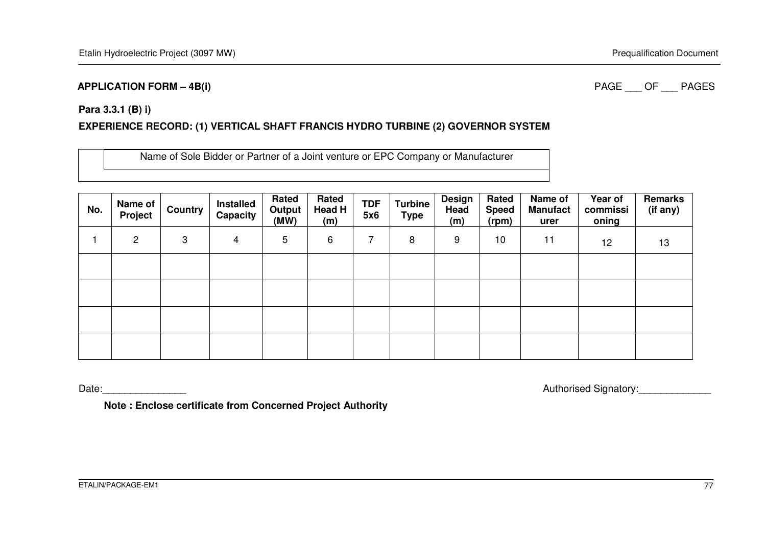**APPLICATION FORM – 4B(i)**

PAGE ___ OF ___ PAGES

**Para 3.3.1 (B) i)**

**EXPERIENCE RECORD: (1) VERTICAL SHAFT FRANCIS HYDRO TURBINE (2) GOVERNOR SYSTEM**

| | Name of Sole Bidder or Partner of a Joint venture or EPC Company or Manufacturer |
|---|---|
| | |

| No. | Name of Project | Country | Installed Capacity | Rated Output (MW) | Rated Head H (m) | TDF 5x6 | Turbine Type | Design Head (m) | Rated Speed (rpm) | Name of Manufacturer | Year of commissioning | Remarks (if any) |
|---|---|---|---|---|---|---|---|---|---|---|---|---|
| 1 | 2 | 3 | 4 | 5 | 6 | 7 | 8 | 9 | 10 | 11 | 12 | 13 |
| | | | | | | | | | | | | |
| | | | | | | | | | | | | |
| | | | | | | | | | | | | |
| | | | | | | | | | | | | |

Date:_______________

Authorised Signatory:_____________

**Note : Enclose certificate from Concerned Project Authority**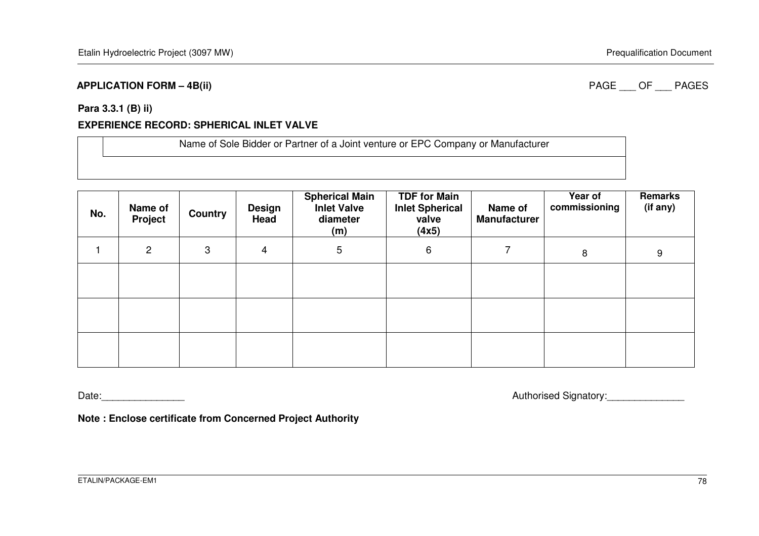**APPLICATION FORM – 4B(ii)** PAGE ___ OF ___ PAGES

**Para 3.3.1 (B) ii)**

**EXPERIENCE RECORD: SPHERICAL INLET VALVE**

| | Name of Sole Bidder or Partner of a Joint venture or EPC Company or Manufacturer |
|---|---|
| | |

| No. | Name of Project | Country | Design Head | Spherical Main Inlet Valve diameter (m) | TDF for Main Inlet Spherical valve (4x5) | Name of Manufacturer | Year of commissioning | Remarks (if any) |
|---|---|---|---|---|---|---|---|---|
| 1 | 2 | 3 | 4 | 5 | 6 | 7 | 8 | 9 |
| | | | | | | | | |
| | | | | | | | | |
| | | | | | | | | |

Date:_______________ Authorised Signatory:______________

**Note : Enclose certificate from Concerned Project Authority**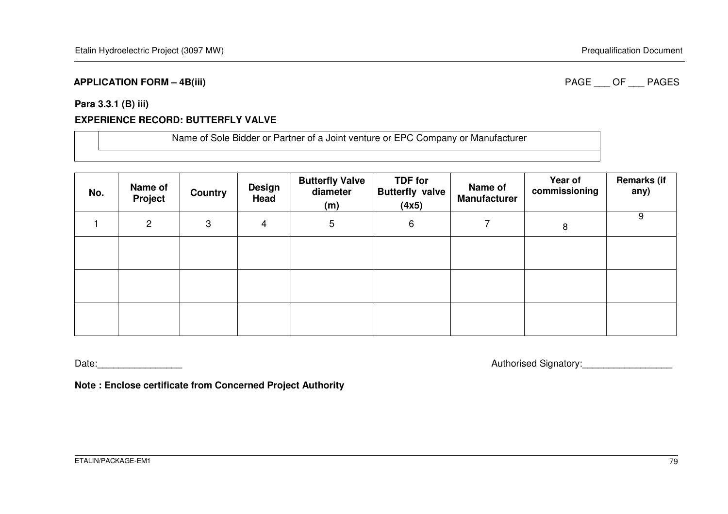**APPLICATION FORM – 4B(iii)** PAGE ___ OF ___ PAGES

**Para 3.3.1 (B) iii)**

**EXPERIENCE RECORD: BUTTERFLY VALVE**

| | Name of Sole Bidder or Partner of a Joint venture or EPC Company or Manufacturer |
|---|---|
| | |

| No. | Name of Project | Country | Design Head | Butterfly Valve diameter (m) | TDF for Butterfly valve (4x5) | Name of Manufacturer | Year of commissioning | Remarks (if any) |
|---|---|---|---|---|---|---|---|---|
| 1 | 2 | 3 | 4 | 5 | 6 | 7 | 8 | 9 |
| | | | | | | | | |
| | | | | | | | | |
| | | | | | | | | |

Date:________________ Authorised Signatory:_________________

**Note : Enclose certificate from Concerned Project Authority**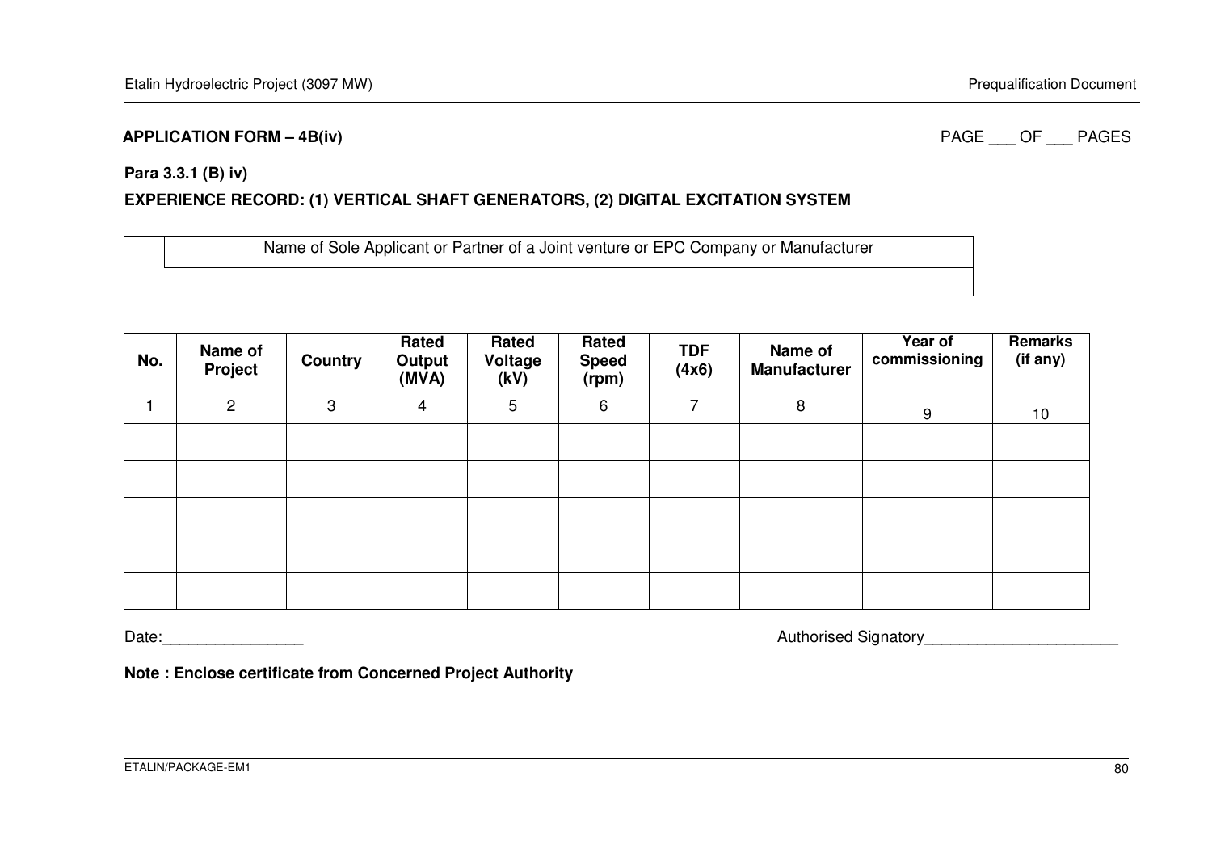**APPLICATION FORM – 4B(iv)**

PAGE ___ OF ___ PAGES

**Para 3.3.1 (B) iv)**

**EXPERIENCE RECORD: (1) VERTICAL SHAFT GENERATORS, (2) DIGITAL EXCITATION SYSTEM**

| | Name of Sole Applicant or Partner of a Joint venture or EPC Company or Manufacturer |
|---|---|
| | |

| No. | Name of Project | Country | Rated Output (MVA) | Rated Voltage (kV) | Rated Speed (rpm) | TDF (4x6) | Name of Manufacturer | Year of commissioning | Remarks (if any) |
|---|---|---|---|---|---|---|---|---|---|
| 1 | 2 | 3 | 4 | 5 | 6 | 7 | 8 | 9 | 10 |
| | | | | | | | | | |
| | | | | | | | | | |
| | | | | | | | | | |
| | | | | | | | | | |
| | | | | | | | | | |

Date:________________

Authorised Signatory______________________

**Note : Enclose certificate from Concerned Project Authority**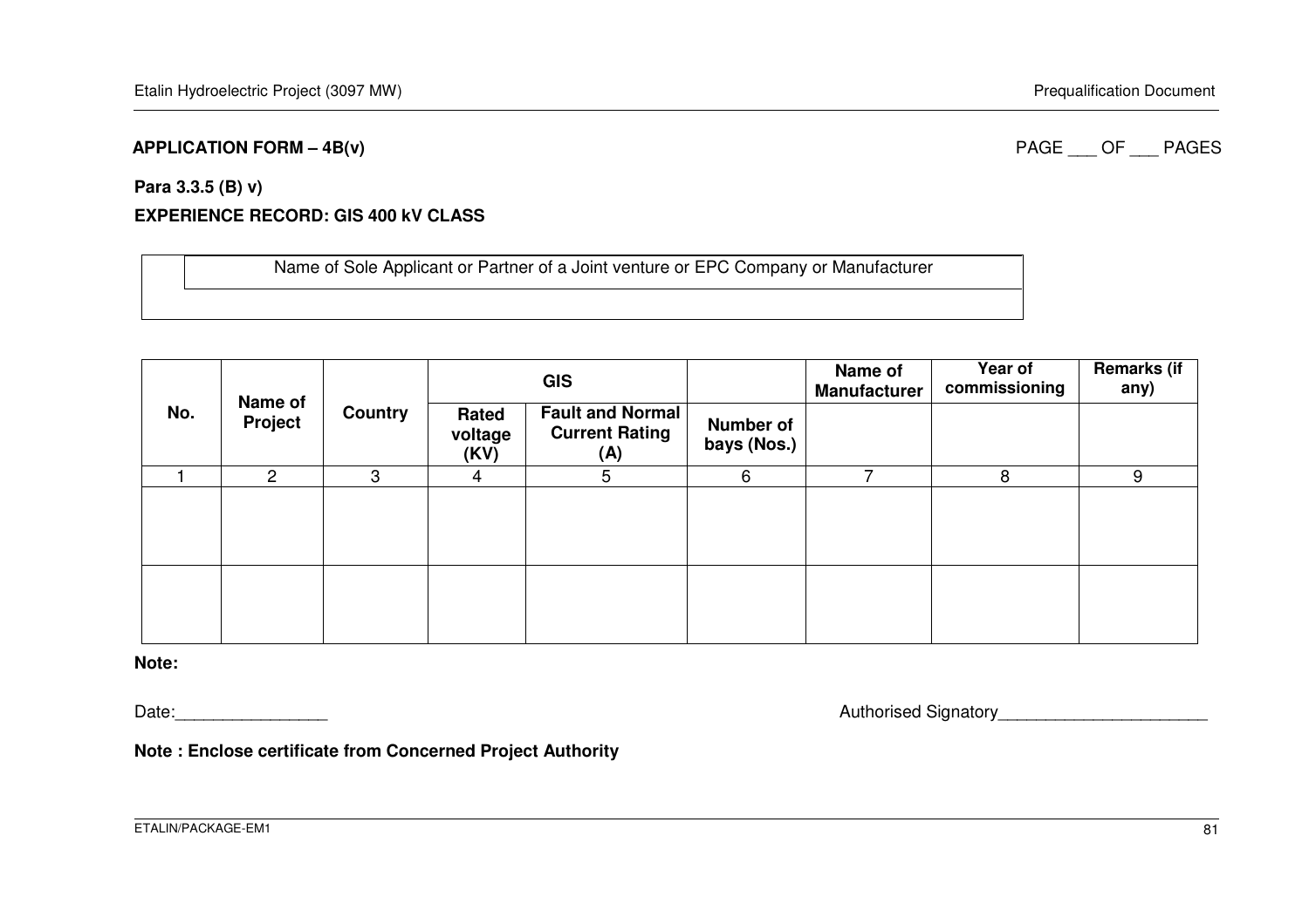**APPLICATION FORM – 4B(v)**

PAGE ___ OF ___ PAGES

**Para 3.3.5 (B) v)**

**EXPERIENCE RECORD: GIS 400 kV CLASS**

| Name of Sole Applicant or Partner of a Joint venture or EPC Company or Manufacturer |
|---|
| |

| No. | Name of Project | Country | GIS | | | Name of Manufacturer | Year of commissioning | Remarks (if any) |
|---|---|---|---|---|---|---|---|---|
| | | | Rated voltage (KV) | Fault and Normal Current Rating (A) | Number of bays (Nos.) | | | |
| 1 | 2 | 3 | 4 | 5 | 6 | 7 | 8 | 9 |
| | | | | | | | | |
| | | | | | | | | |

**Note:**

Date:________________

Authorised Signatory______________________

**Note : Enclose certificate from Concerned Project Authority**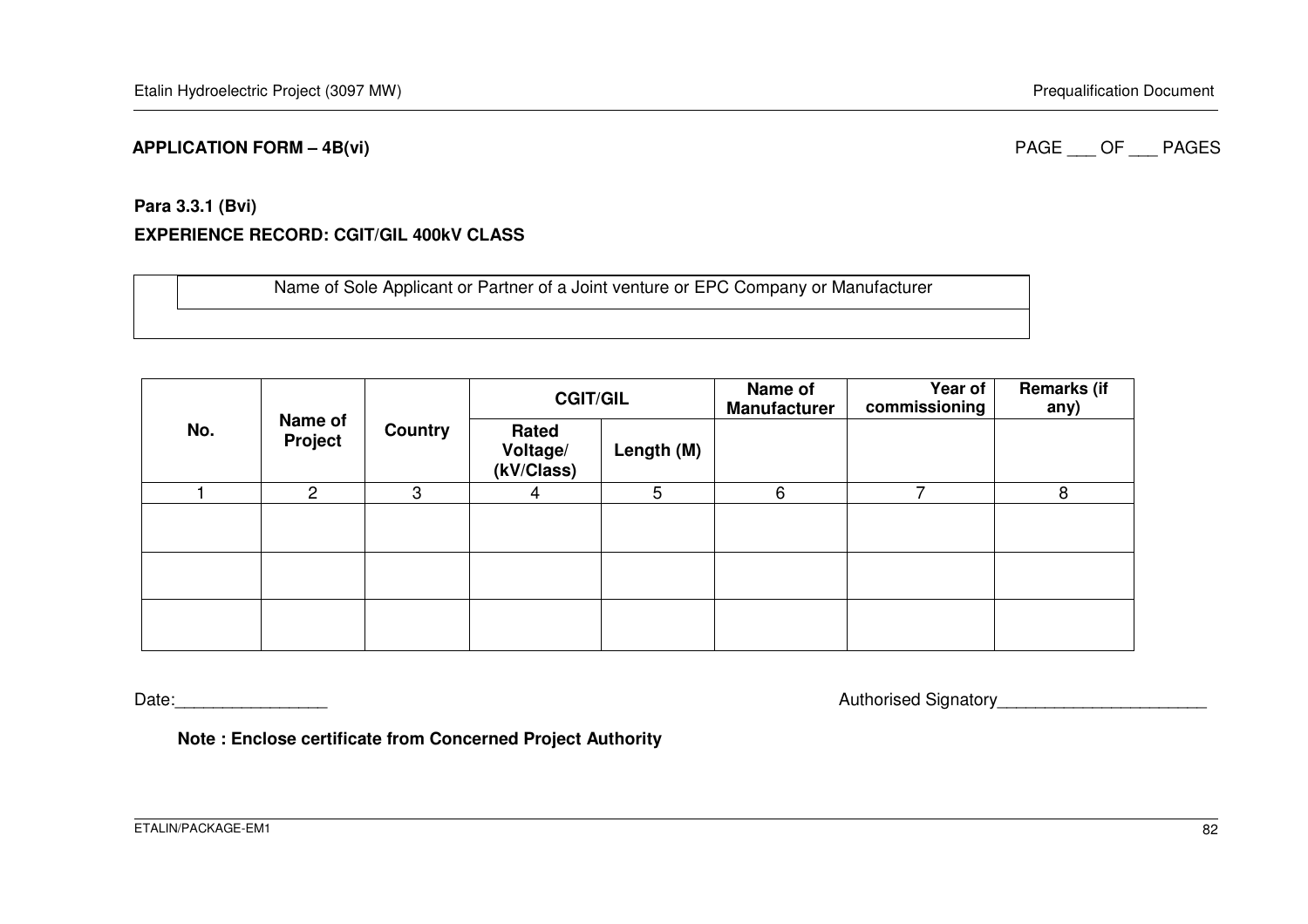**APPLICATION FORM – 4B(vi)** PAGE ___ OF ___ PAGES

**Para 3.3.1 (Bvi)**

**EXPERIENCE RECORD: CGIT/GIL 400kV CLASS**

| Name of Sole Applicant or Partner of a Joint venture or EPC Company or Manufacturer |
|---|
| |

| No. | Name of Project | Country | CGIT/GIL | | Name of Manufacturer | Year of commissioning | Remarks (if any) |
|---|---|---|---|---|---|---|---|
| | | | Rated Voltage/ (kV/Class) | Length (M) | | | |
| 1 | 2 | 3 | 4 | 5 | 6 | 7 | 8 |
| | | | | | | | |
| | | | | | | | |
| | | | | | | | |

Date:________________ Authorised Signatory______________________

**Note : Enclose certificate from Concerned Project Authority**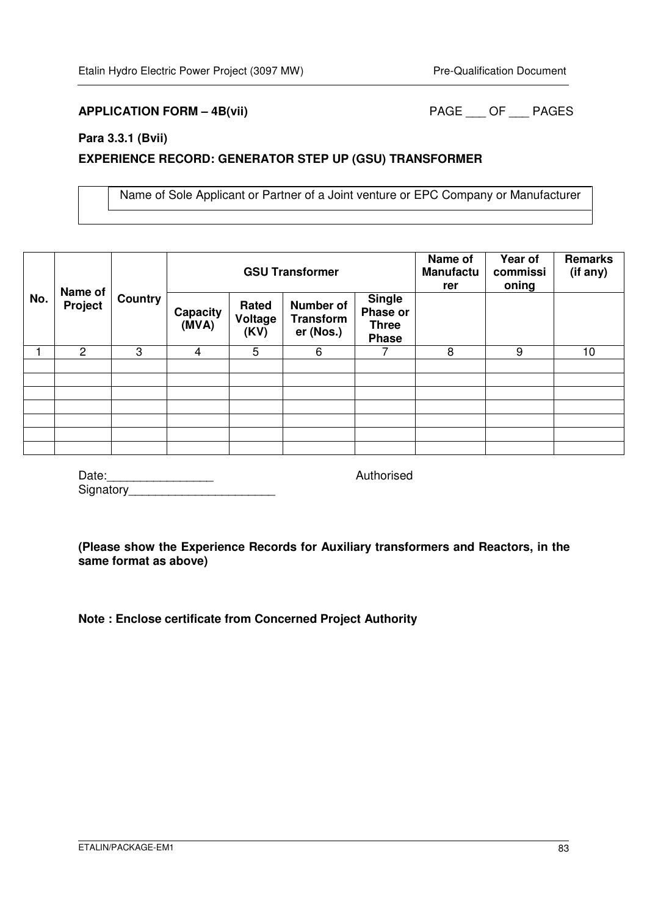**APPLICATION FORM – 4B(vii)** PAGE ___ OF ___ PAGES

**Para 3.3.1 (Bvii)**

**EXPERIENCE RECORD: GENERATOR STEP UP (GSU) TRANSFORMER**

| Name of Sole Applicant or Partner of a Joint venture or EPC Company or Manufacturer |
|---|
| |

| No. | Name of Project | Country | GSU Transformer | | | | Name of Manufacturer | Year of commissioning | Remarks (if any) |
|---|---|---|---|---|---|---|---|---|---|
| | | | Capacity (MVA) | Rated Voltage (KV) | Number of Transformer (Nos.) | Single Phase or Three Phase | | | |
| 1 | 2 | 3 | 4 | 5 | 6 | 7 | 8 | 9 | 10 |
| | | | | | | | | | |
| | | | | | | | | | |
| | | | | | | | | | |
| | | | | | | | | | |
| | | | | | | | | | |
| | | | | | | | | | |
| | | | | | | | | | |

Date:________________ Authorised Signatory______________________

**(Please show the Experience Records for Auxiliary transformers and Reactors, in the same format as above)**

**Note : Enclose certificate from Concerned Project Authority**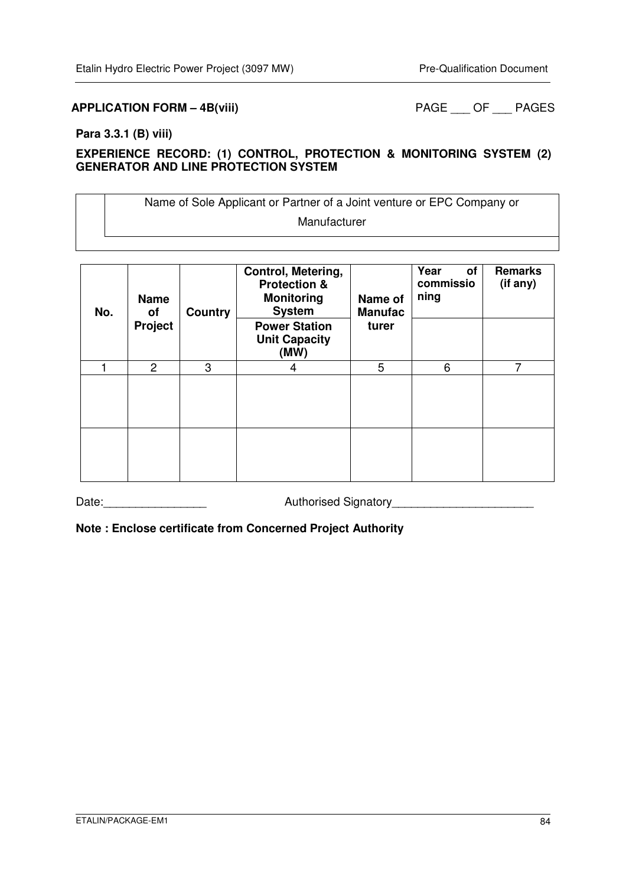**APPLICATION FORM – 4B(viii)** PAGE ___ OF ___ PAGES

**Para 3.3.1 (B) viii)**

**EXPERIENCE RECORD: (1) CONTROL, PROTECTION & MONITORING SYSTEM (2) GENERATOR AND LINE PROTECTION SYSTEM**

| | Name of Sole Applicant or Partner of a Joint venture or EPC Company or Manufacturer |
|---|---|
| | |

| No. | Name of Project | Country | Control, Metering, Protection & Monitoring System | Name of Manufacturer | Year of commissioning | Remarks (if any) |
|---|---|---|---|---|---|---|
| | | | Power Station Unit Capacity (MW) | | | |
| 1 | 2 | 3 | 4 | 5 | 6 | 7 |
| | | | | | | |
| | | | | | | |

Date:________________ Authorised Signatory______________________

**Note : Enclose certificate from Concerned Project Authority**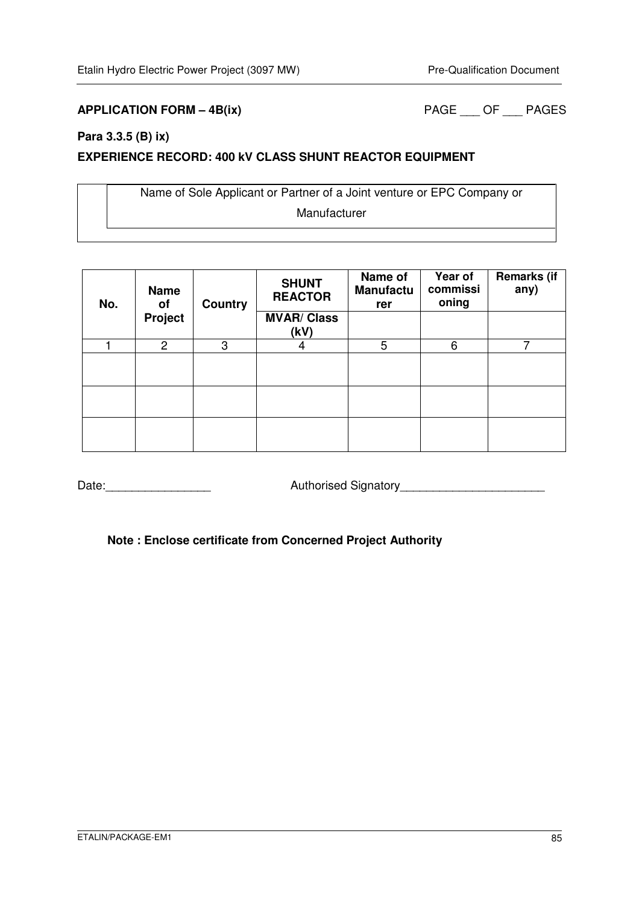**APPLICATION FORM – 4B(ix)** PAGE ___ OF ___ PAGES

**Para 3.3.5 (B) ix)**

**EXPERIENCE RECORD: 400 kV CLASS SHUNT REACTOR EQUIPMENT**

| Name of Sole Applicant or Partner of a Joint venture or EPC Company or Manufacturer |
|---|
| |

| No. | Name of Project | Country | SHUNT REACTOR | Name of Manufacturer | Year of commissioning | Remarks (if any) |
|---|---|---|---|---|---|---|
| | | | MVAR/ Class (kV) | | | |
| 1 | 2 | 3 | 4 | 5 | 6 | 7 |
| | | | | | | |
| | | | | | | |
| | | | | | | |

Date:________________ Authorised Signatory______________________

**Note : Enclose certificate from Concerned Project Authority**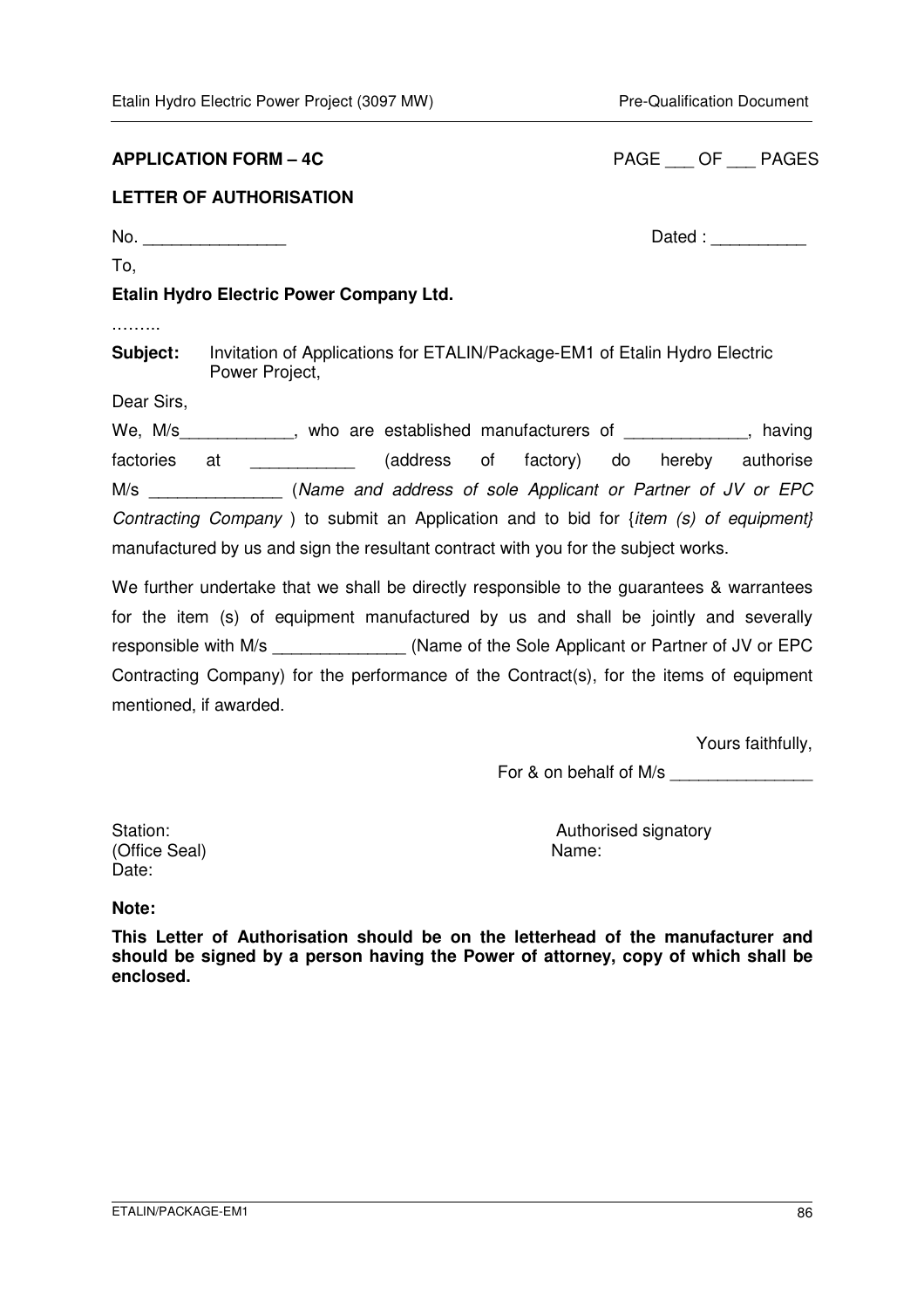**APPLICATION FORM – 4C** PAGE ___ OF ___ PAGES

**LETTER OF AUTHORISATION**

No. _______________ Dated : __________

To,

**Etalin Hydro Electric Power Company Ltd.**

………

**Subject:** Invitation of Applications for ETALIN/Package-EM1 of Etalin Hydro Electric Power Project,

Dear Sirs,

We, M/s____________, who are established manufacturers of _____________, having factories at ___________ (address of factory) do hereby authorise M/s ______________ (*Name and address of sole Applicant or Partner of JV or EPC Contracting Company* ) to submit an Application and to bid for {*item (s) of equipment}* manufactured by us and sign the resultant contract with you for the subject works.

We further undertake that we shall be directly responsible to the guarantees & warrantees for the item (s) of equipment manufactured by us and shall be jointly and severally responsible with M/s ______________ (Name of the Sole Applicant or Partner of JV or EPC Contracting Company) for the performance of the Contract(s), for the items of equipment mentioned, if awarded.

Yours faithfully,

For & on behalf of M/s _______________

Station:
(Office Seal)
Date:

Authorised signatory
Name:

**Note:**

**This Letter of Authorisation should be on the letterhead of the manufacturer and should be signed by a person having the Power of attorney, copy of which shall be enclosed.**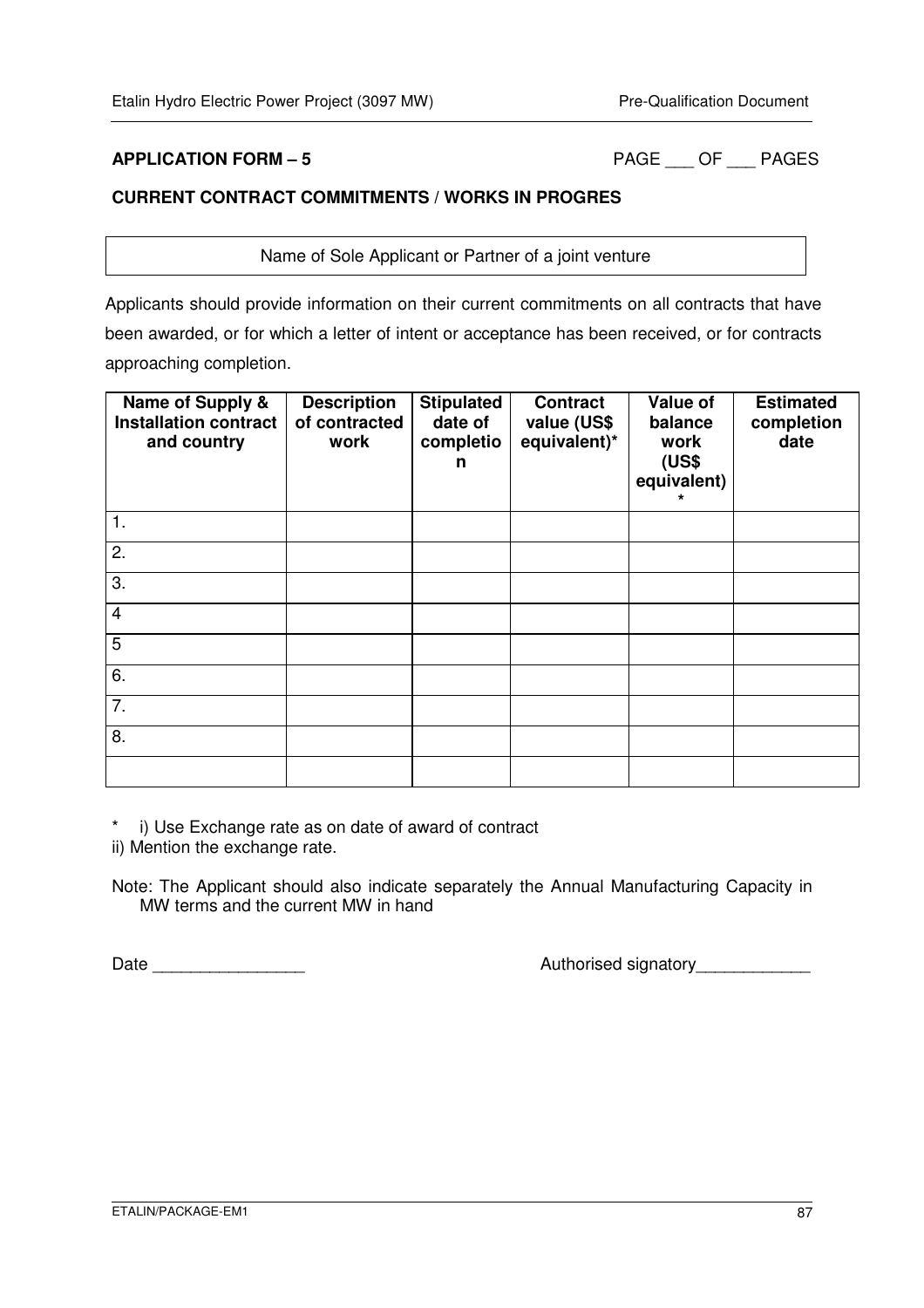**APPLICATION FORM – 5**

PAGE ___ OF ___ PAGES

**CURRENT CONTRACT COMMITMENTS / WORKS IN PROGRES**

| Name of Sole Applicant or Partner of a joint venture |
|---|

Applicants should provide information on their current commitments on all contracts that have been awarded, or for which a letter of intent or acceptance has been received, or for contracts approaching completion.

| Name of Supply & Installation contract and country | Description of contracted work | Stipulated date of completion | Contract value (US$ equivalent)* | Value of balance work (US$ equivalent)* | Estimated completion date |
|---|---|---|---|---|---|
| 1. | | | | | |
| 2. | | | | | |
| 3. | | | | | |
| 4 | | | | | |
| 5 | | | | | |
| 6. | | | | | |
| 7. | | | | | |
| 8. | | | | | |
| | | | | | |

* i) Use Exchange rate as on date of award of contract
ii) Mention the exchange rate.

Note: The Applicant should also indicate separately the Annual Manufacturing Capacity in MW terms and the current MW in hand

Date ________________

Authorised signatory____________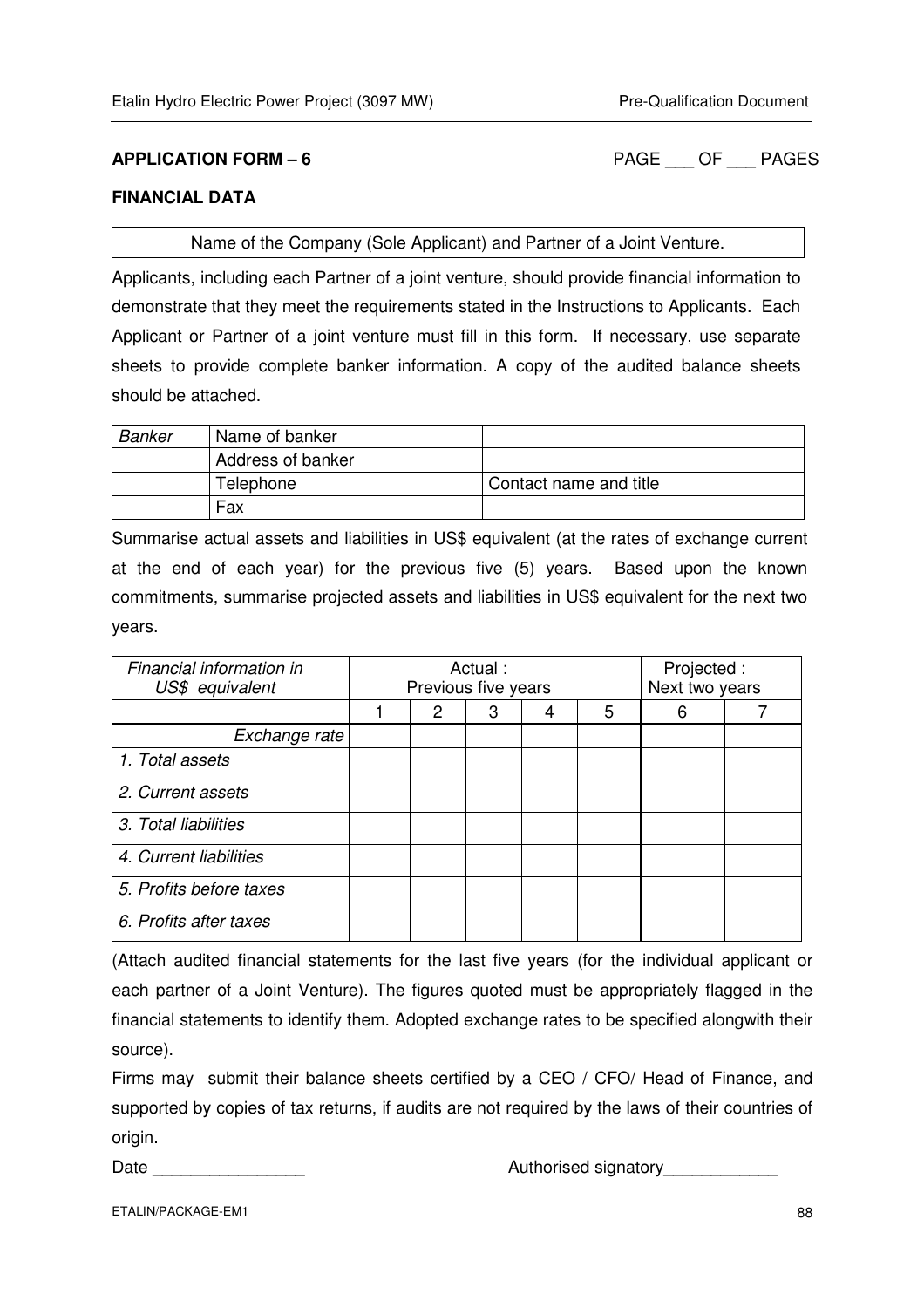**APPLICATION FORM – 6** PAGE ___ OF ___ PAGES

**FINANCIAL DATA**

| Name of the Company (Sole Applicant) and Partner of a Joint Venture. |
|---|

Applicants, including each Partner of a joint venture, should provide financial information to demonstrate that they meet the requirements stated in the Instructions to Applicants. Each Applicant or Partner of a joint venture must fill in this form. If necessary, use separate sheets to provide complete banker information. A copy of the audited balance sheets should be attached.

| *Banker* | Name of banker | |
|---|---|---|
| | Address of banker | |
| | Telephone | Contact name and title |
| | Fax | |

Summarise actual assets and liabilities in US$ equivalent (at the rates of exchange current at the end of each year) for the previous five (5) years. Based upon the known commitments, summarise projected assets and liabilities in US$ equivalent for the next two years.

| *Financial information in US$ equivalent* | Actual : Previous five years | | | | | Projected : Next two years | |
|---|---|---|---|---|---|---|---|
| | 1 | 2 | 3 | 4 | 5 | 6 | 7 |
| *Exchange rate* | | | | | | | |
| *1. Total assets* | | | | | | | |
| *2. Current assets* | | | | | | | |
| *3. Total liabilities* | | | | | | | |
| *4. Current liabilities* | | | | | | | |
| *5. Profits before taxes* | | | | | | | |
| *6. Profits after taxes* | | | | | | | |

(Attach audited financial statements for the last five years (for the individual applicant or each partner of a Joint Venture). The figures quoted must be appropriately flagged in the financial statements to identify them. Adopted exchange rates to be specified alongwith their source).

Firms may submit their balance sheets certified by a CEO / CFO/ Head of Finance, and supported by copies of tax returns, if audits are not required by the laws of their countries of origin.

Date ________________ Authorised signatory____________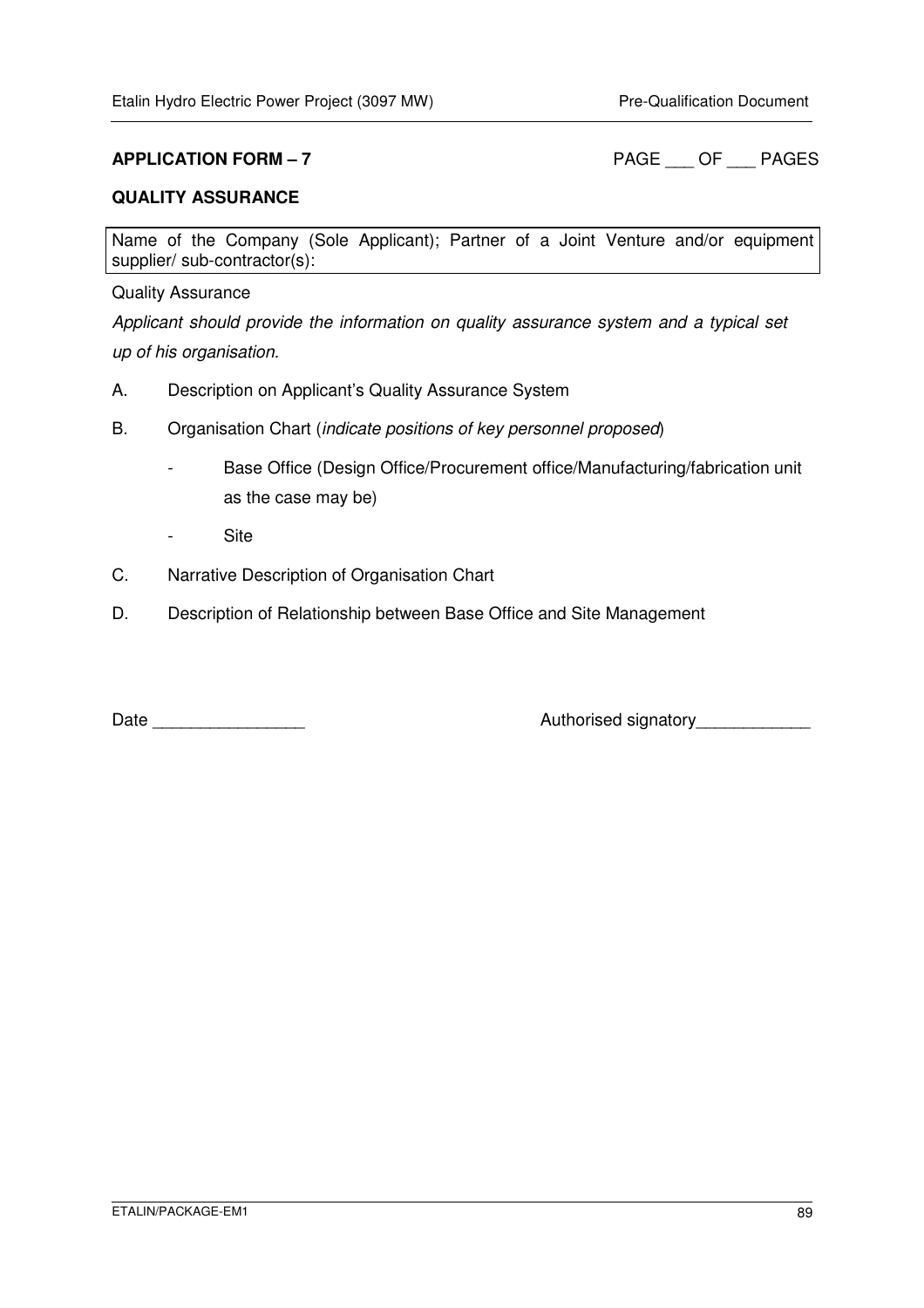**APPLICATION FORM – 7** PAGE ___ OF ___ PAGES

**QUALITY ASSURANCE**

| Name of the Company (Sole Applicant); Partner of a Joint Venture and/or equipment supplier/ sub-contractor(s): |
|---|

Quality Assurance

*Applicant should provide the information on quality assurance system and a typical set up of his organisation.*

A. Description on Applicant's Quality Assurance System

B. Organisation Chart (*indicate positions of key personnel proposed*)

- Base Office (Design Office/Procurement office/Manufacturing/fabrication unit as the case may be)
- Site

C. Narrative Description of Organisation Chart

D. Description of Relationship between Base Office and Site Management

Date ________________ Authorised signatory____________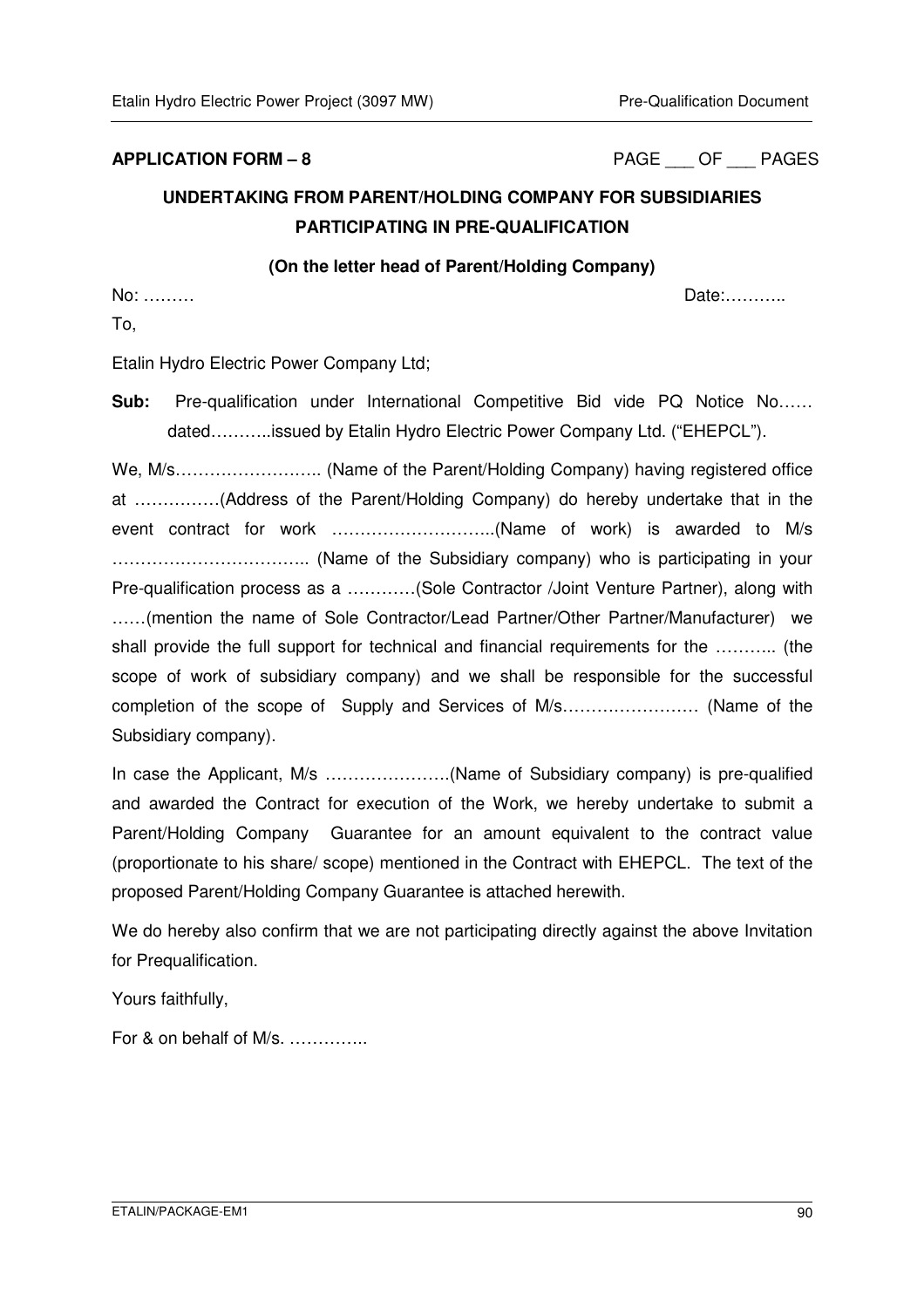**APPLICATION FORM – 8** PAGE ___ OF ___ PAGES

## UNDERTAKING FROM PARENT/HOLDING COMPANY FOR SUBSIDIARIES PARTICIPATING IN PRE-QUALIFICATION

**(On the letter head of Parent/Holding Company)**

No: ……… Date:………..

To,

Etalin Hydro Electric Power Company Ltd;

**Sub:** Pre-qualification under International Competitive Bid vide PQ Notice No…… dated………..issued by Etalin Hydro Electric Power Company Ltd. ("EHEPCL").

We, M/s…………………….. (Name of the Parent/Holding Company) having registered office at ……………(Address of the Parent/Holding Company) do hereby undertake that in the event contract for work ………………………..(Name of work) is awarded to M/s …………………………….. (Name of the Subsidiary company) who is participating in your Pre-qualification process as a …………(Sole Contractor /Joint Venture Partner), along with ……(mention the name of Sole Contractor/Lead Partner/Other Partner/Manufacturer) we shall provide the full support for technical and financial requirements for the ……….. (the scope of work of subsidiary company) and we shall be responsible for the successful completion of the scope of Supply and Services of M/s…………………… (Name of the Subsidiary company).

In case the Applicant, M/s ………………….(Name of Subsidiary company) is pre-qualified and awarded the Contract for execution of the Work, we hereby undertake to submit a Parent/Holding Company Guarantee for an amount equivalent to the contract value (proportionate to his share/ scope) mentioned in the Contract with EHEPCL. The text of the proposed Parent/Holding Company Guarantee is attached herewith.

We do hereby also confirm that we are not participating directly against the above Invitation for Prequalification.

Yours faithfully,

For & on behalf of M/s. …………..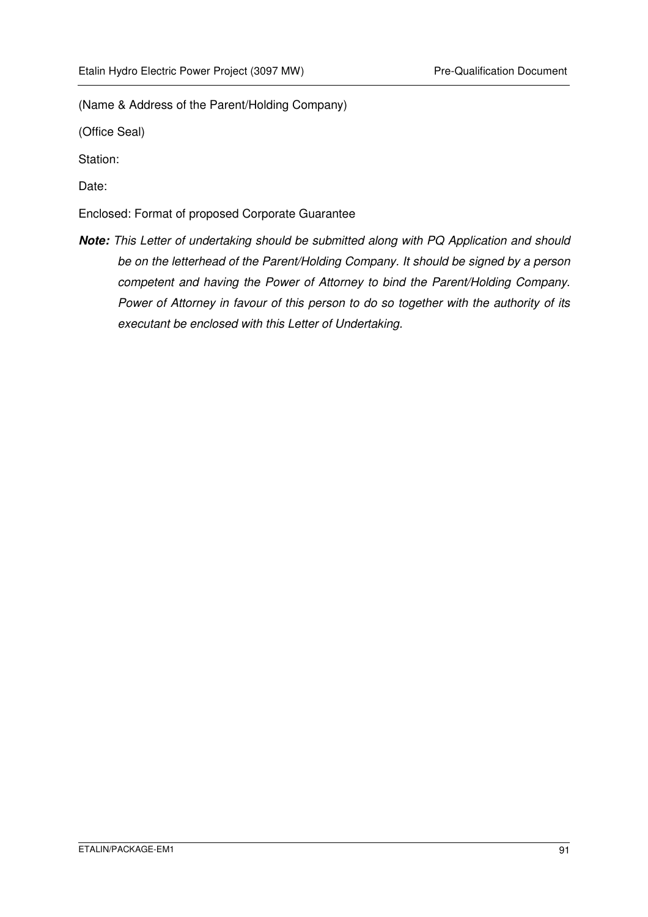(Name & Address of the Parent/Holding Company)

(Office Seal)

Station:

Date:

Enclosed: Format of proposed Corporate Guarantee

***Note:*** *This Letter of undertaking should be submitted along with PQ Application and should be on the letterhead of the Parent/Holding Company. It should be signed by a person competent and having the Power of Attorney to bind the Parent/Holding Company. Power of Attorney in favour of this person to do so together with the authority of its executant be enclosed with this Letter of Undertaking.*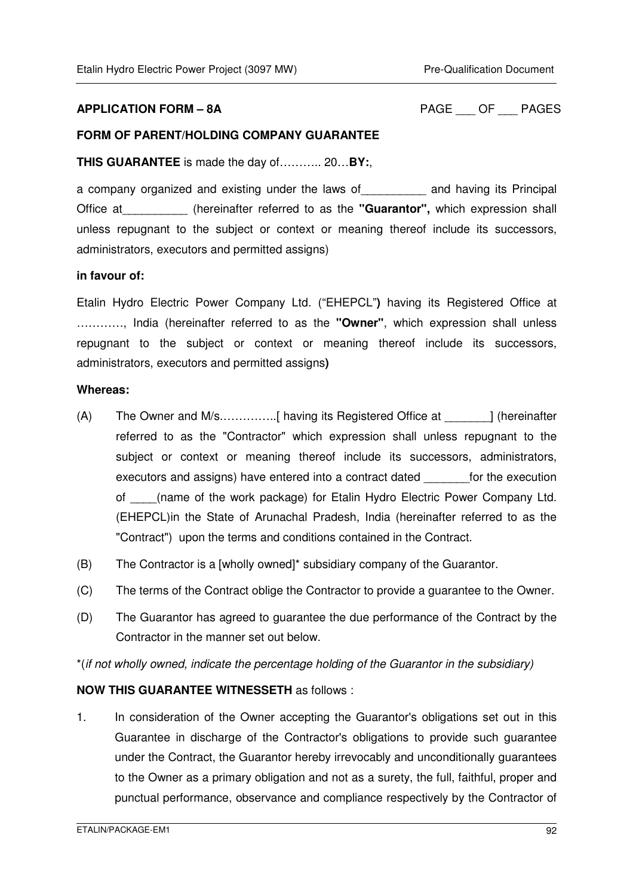**APPLICATION FORM – 8A** PAGE ___ OF ___ PAGES

**FORM OF PARENT/HOLDING COMPANY GUARANTEE**

**THIS GUARANTEE** is made the day of……….. 20…**BY:**,

a company organized and existing under the laws of__________ and having its Principal Office at__________ (hereinafter referred to as the **"Guarantor",** which expression shall unless repugnant to the subject or context or meaning thereof include its successors, administrators, executors and permitted assigns)

**in favour of:**

Etalin Hydro Electric Power Company Ltd. ("EHEPCL"**)** having its Registered Office at …………, India (hereinafter referred to as the **"Owner"**, which expression shall unless repugnant to the subject or context or meaning thereof include its successors, administrators, executors and permitted assigns**)**

**Whereas:**

(A) The Owner and M/s.…………..[ having its Registered Office at _______] (hereinafter referred to as the "Contractor" which expression shall unless repugnant to the subject or context or meaning thereof include its successors, administrators, executors and assigns) have entered into a contract dated _______for the execution of ____(name of the work package) for Etalin Hydro Electric Power Company Ltd. (EHEPCL)in the State of Arunachal Pradesh, India (hereinafter referred to as the "Contract") upon the terms and conditions contained in the Contract.

(B) The Contractor is a [wholly owned]* subsidiary company of the Guarantor.

(C) The terms of the Contract oblige the Contractor to provide a guarantee to the Owner.

(D) The Guarantor has agreed to guarantee the due performance of the Contract by the Contractor in the manner set out below.

*(*if not wholly owned, indicate the percentage holding of the Guarantor in the subsidiary)*

**NOW THIS GUARANTEE WITNESSETH** as follows :

1. In consideration of the Owner accepting the Guarantor's obligations set out in this Guarantee in discharge of the Contractor's obligations to provide such guarantee under the Contract, the Guarantor hereby irrevocably and unconditionally guarantees to the Owner as a primary obligation and not as a surety, the full, faithful, proper and punctual performance, observance and compliance respectively by the Contractor of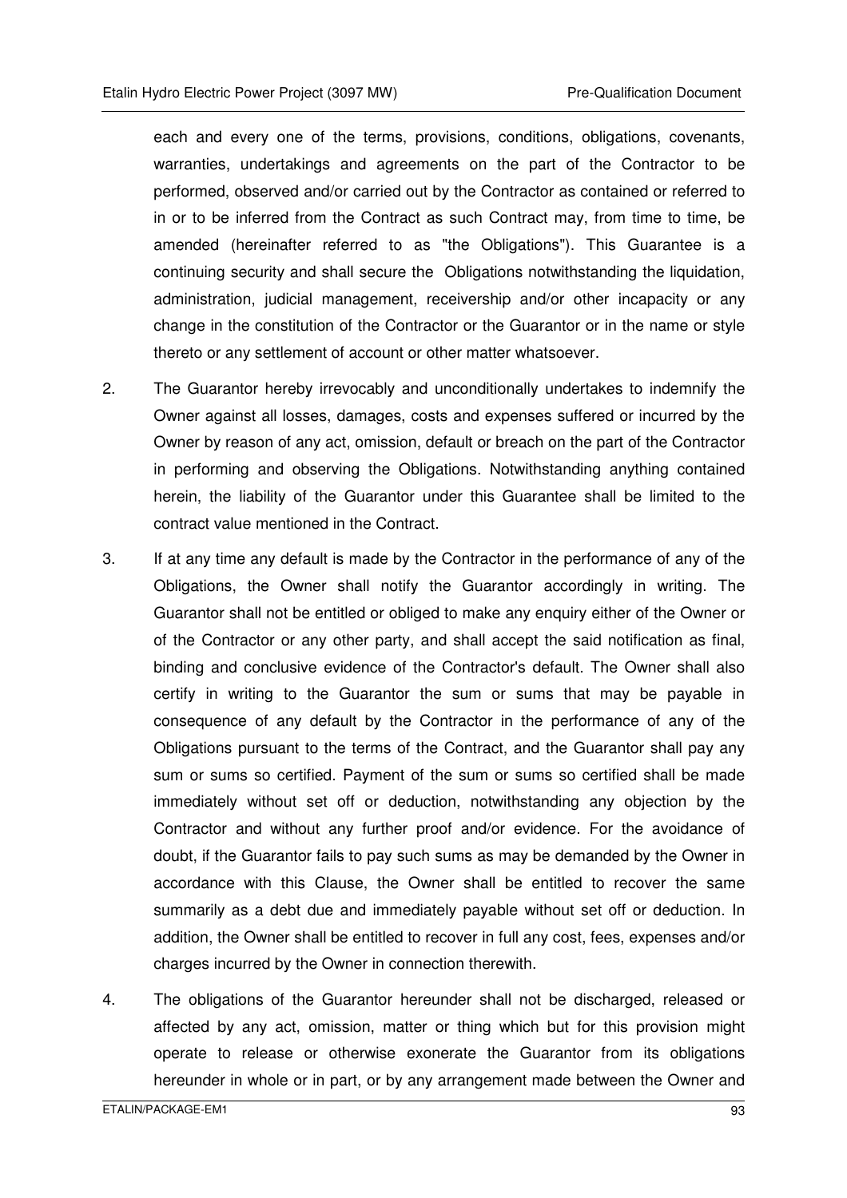each and every one of the terms, provisions, conditions, obligations, covenants, warranties, undertakings and agreements on the part of the Contractor to be performed, observed and/or carried out by the Contractor as contained or referred to in or to be inferred from the Contract as such Contract may, from time to time, be amended (hereinafter referred to as "the Obligations"). This Guarantee is a continuing security and shall secure the Obligations notwithstanding the liquidation, administration, judicial management, receivership and/or other incapacity or any change in the constitution of the Contractor or the Guarantor or in the name or style thereto or any settlement of account or other matter whatsoever.

2. The Guarantor hereby irrevocably and unconditionally undertakes to indemnify the Owner against all losses, damages, costs and expenses suffered or incurred by the Owner by reason of any act, omission, default or breach on the part of the Contractor in performing and observing the Obligations. Notwithstanding anything contained herein, the liability of the Guarantor under this Guarantee shall be limited to the contract value mentioned in the Contract.

3. If at any time any default is made by the Contractor in the performance of any of the Obligations, the Owner shall notify the Guarantor accordingly in writing. The Guarantor shall not be entitled or obliged to make any enquiry either of the Owner or of the Contractor or any other party, and shall accept the said notification as final, binding and conclusive evidence of the Contractor's default. The Owner shall also certify in writing to the Guarantor the sum or sums that may be payable in consequence of any default by the Contractor in the performance of any of the Obligations pursuant to the terms of the Contract, and the Guarantor shall pay any sum or sums so certified. Payment of the sum or sums so certified shall be made immediately without set off or deduction, notwithstanding any objection by the Contractor and without any further proof and/or evidence. For the avoidance of doubt, if the Guarantor fails to pay such sums as may be demanded by the Owner in accordance with this Clause, the Owner shall be entitled to recover the same summarily as a debt due and immediately payable without set off or deduction. In addition, the Owner shall be entitled to recover in full any cost, fees, expenses and/or charges incurred by the Owner in connection therewith.

4. The obligations of the Guarantor hereunder shall not be discharged, released or affected by any act, omission, matter or thing which but for this provision might operate to release or otherwise exonerate the Guarantor from its obligations hereunder in whole or in part, or by any arrangement made between the Owner and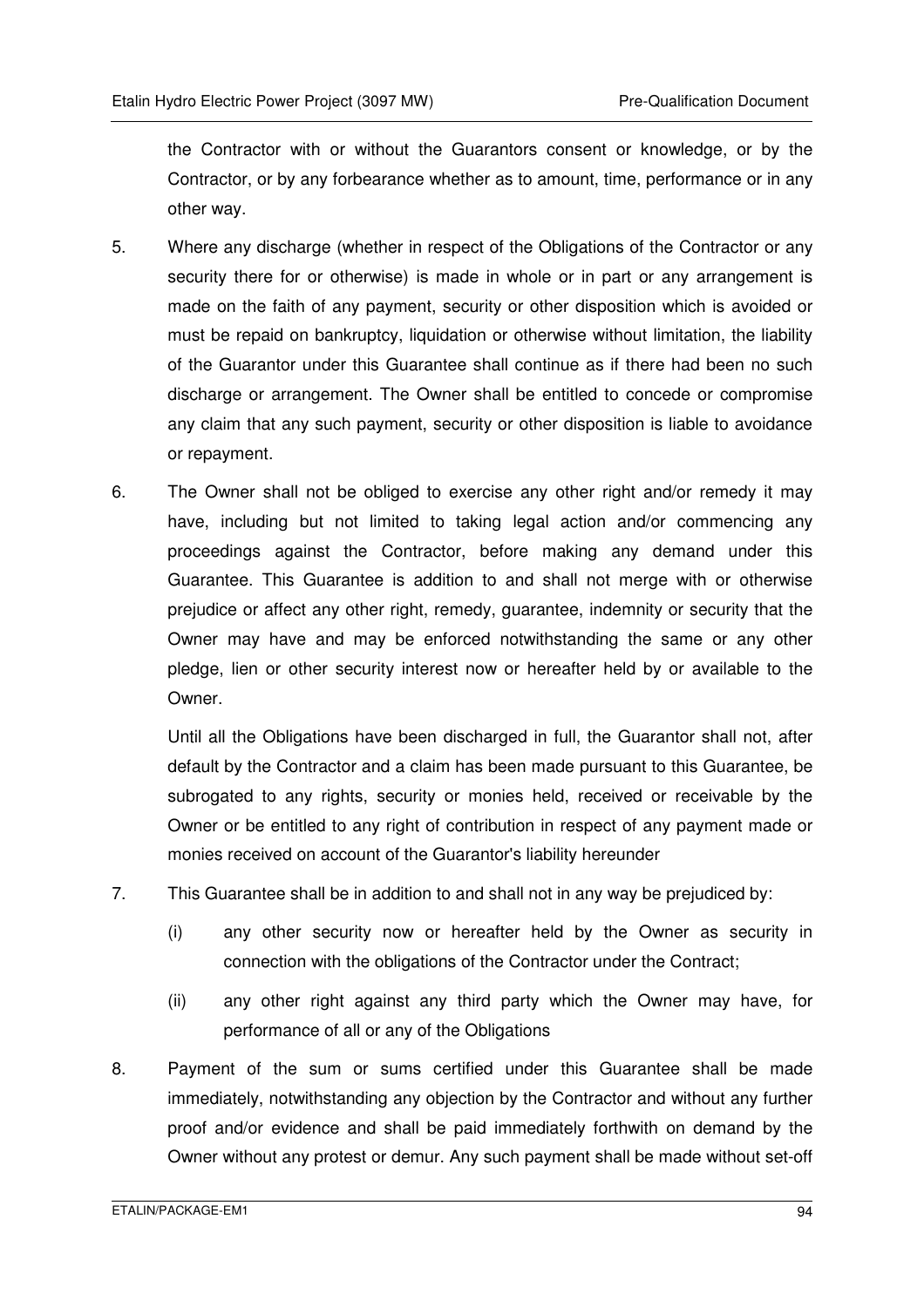the Contractor with or without the Guarantors consent or knowledge, or by the Contractor, or by any forbearance whether as to amount, time, performance or in any other way.

5. Where any discharge (whether in respect of the Obligations of the Contractor or any security there for or otherwise) is made in whole or in part or any arrangement is made on the faith of any payment, security or other disposition which is avoided or must be repaid on bankruptcy, liquidation or otherwise without limitation, the liability of the Guarantor under this Guarantee shall continue as if there had been no such discharge or arrangement. The Owner shall be entitled to concede or compromise any claim that any such payment, security or other disposition is liable to avoidance or repayment.

6. The Owner shall not be obliged to exercise any other right and/or remedy it may have, including but not limited to taking legal action and/or commencing any proceedings against the Contractor, before making any demand under this Guarantee. This Guarantee is addition to and shall not merge with or otherwise prejudice or affect any other right, remedy, guarantee, indemnity or security that the Owner may have and may be enforced notwithstanding the same or any other pledge, lien or other security interest now or hereafter held by or available to the Owner.

   Until all the Obligations have been discharged in full, the Guarantor shall not, after default by the Contractor and a claim has been made pursuant to this Guarantee, be subrogated to any rights, security or monies held, received or receivable by the Owner or be entitled to any right of contribution in respect of any payment made or monies received on account of the Guarantor's liability hereunder

7. This Guarantee shall be in addition to and shall not in any way be prejudiced by:

   (i) any other security now or hereafter held by the Owner as security in connection with the obligations of the Contractor under the Contract;

   (ii) any other right against any third party which the Owner may have, for performance of all or any of the Obligations

8. Payment of the sum or sums certified under this Guarantee shall be made immediately, notwithstanding any objection by the Contractor and without any further proof and/or evidence and shall be paid immediately forthwith on demand by the Owner without any protest or demur. Any such payment shall be made without set-off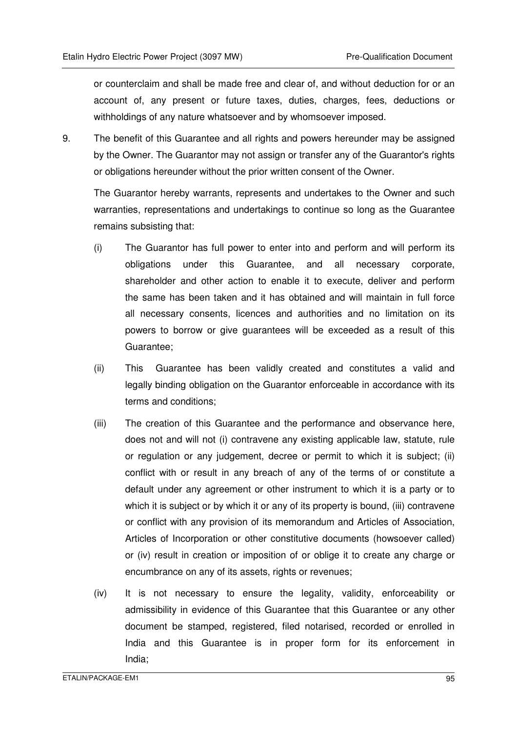or counterclaim and shall be made free and clear of, and without deduction for or an account of, any present or future taxes, duties, charges, fees, deductions or withholdings of any nature whatsoever and by whomsoever imposed.

9. The benefit of this Guarantee and all rights and powers hereunder may be assigned by the Owner. The Guarantor may not assign or transfer any of the Guarantor's rights or obligations hereunder without the prior written consent of the Owner.

   The Guarantor hereby warrants, represents and undertakes to the Owner and such warranties, representations and undertakings to continue so long as the Guarantee remains subsisting that:

   (i) The Guarantor has full power to enter into and perform and will perform its obligations under this Guarantee, and all necessary corporate, shareholder and other action to enable it to execute, deliver and perform the same has been taken and it has obtained and will maintain in full force all necessary consents, licences and authorities and no limitation on its powers to borrow or give guarantees will be exceeded as a result of this Guarantee;

   (ii) This Guarantee has been validly created and constitutes a valid and legally binding obligation on the Guarantor enforceable in accordance with its terms and conditions;

   (iii) The creation of this Guarantee and the performance and observance here, does not and will not (i) contravene any existing applicable law, statute, rule or regulation or any judgement, decree or permit to which it is subject; (ii) conflict with or result in any breach of any of the terms of or constitute a default under any agreement or other instrument to which it is a party or to which it is subject or by which it or any of its property is bound, (iii) contravene or conflict with any provision of its memorandum and Articles of Association, Articles of Incorporation or other constitutive documents (howsoever called) or (iv) result in creation or imposition of or oblige it to create any charge or encumbrance on any of its assets, rights or revenues;

   (iv) It is not necessary to ensure the legality, validity, enforceability or admissibility in evidence of this Guarantee that this Guarantee or any other document be stamped, registered, filed notarised, recorded or enrolled in India and this Guarantee is in proper form for its enforcement in India;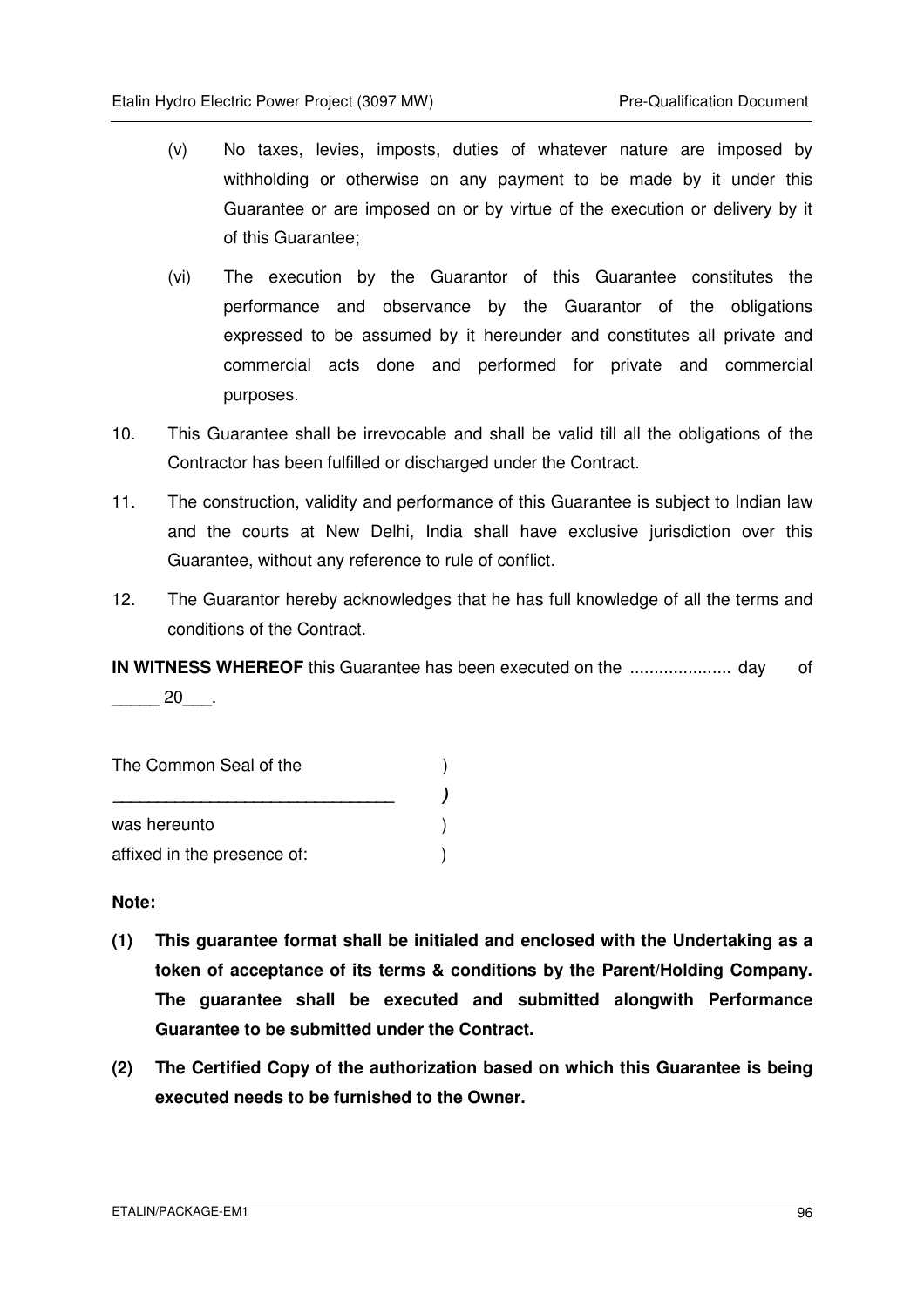(v) No taxes, levies, imposts, duties of whatever nature are imposed by withholding or otherwise on any payment to be made by it under this Guarantee or are imposed on or by virtue of the execution or delivery by it of this Guarantee;

(vi) The execution by the Guarantor of this Guarantee constitutes the performance and observance by the Guarantor of the obligations expressed to be assumed by it hereunder and constitutes all private and commercial acts done and performed for private and commercial purposes.

10. This Guarantee shall be irrevocable and shall be valid till all the obligations of the Contractor has been fulfilled or discharged under the Contract.

11. The construction, validity and performance of this Guarantee is subject to Indian law and the courts at New Delhi, India shall have exclusive jurisdiction over this Guarantee, without any reference to rule of conflict.

12. The Guarantor hereby acknowledges that he has full knowledge of all the terms and conditions of the Contract.

**IN WITNESS WHEREOF** this Guarantee has been executed on the ..................... day of _____ 20___.

The Common Seal of the )
______________________________ )
was hereunto )
affixed in the presence of: )

**Note:**

**(1) This guarantee format shall be initialed and enclosed with the Undertaking as a token of acceptance of its terms & conditions by the Parent/Holding Company. The guarantee shall be executed and submitted alongwith Performance Guarantee to be submitted under the Contract.**

**(2) The Certified Copy of the authorization based on which this Guarantee is being executed needs to be furnished to the Owner.**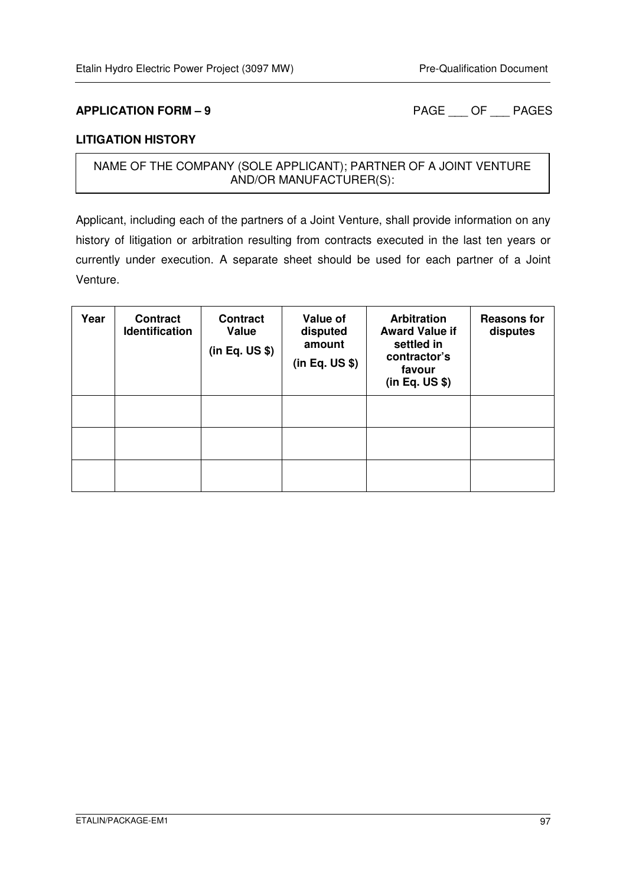**APPLICATION FORM – 9** PAGE ___ OF ___ PAGES

**LITIGATION HISTORY**

| NAME OF THE COMPANY (SOLE APPLICANT); PARTNER OF A JOINT VENTURE AND/OR MANUFACTURER(S): |
|---|

Applicant, including each of the partners of a Joint Venture, shall provide information on any history of litigation or arbitration resulting from contracts executed in the last ten years or currently under execution. A separate sheet should be used for each partner of a Joint Venture.

| Year | Contract Identification | Contract Value (in Eq. US $) | Value of disputed amount (in Eq. US $) | Arbitration Award Value if settled in contractor's favour (in Eq. US $) | Reasons for disputes |
|---|---|---|---|---|---|
| | | | | | |
| | | | | | |
| | | | | | |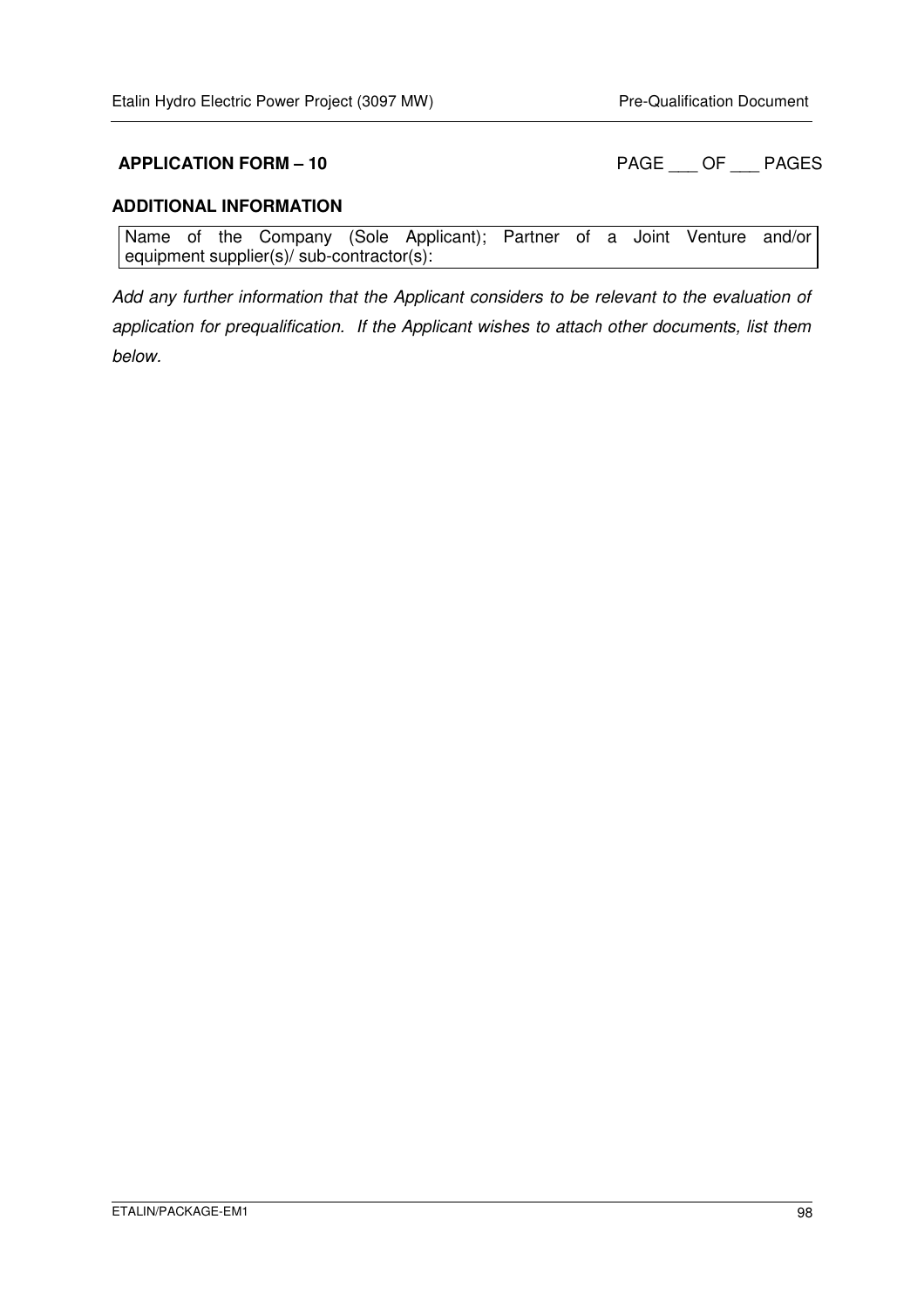**APPLICATION FORM – 10** PAGE ___ OF ___ PAGES

**ADDITIONAL INFORMATION**

| Name of the Company (Sole Applicant); Partner of a Joint Venture and/or equipment supplier(s)/ sub-contractor(s): |
|---|

*Add any further information that the Applicant considers to be relevant to the evaluation of application for prequalification. If the Applicant wishes to attach other documents, list them below.*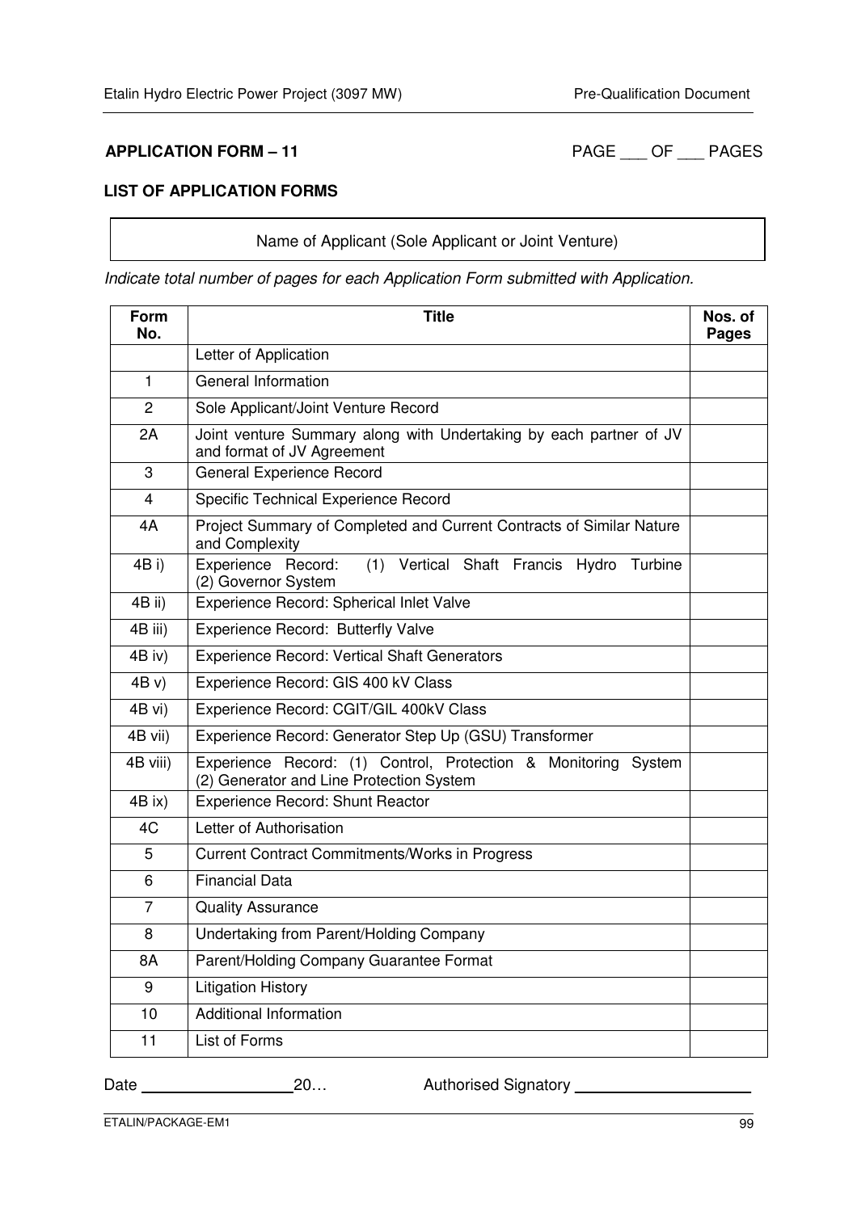**APPLICATION FORM – 11** PAGE ___ OF ___ PAGES

**LIST OF APPLICATION FORMS**

| Name of Applicant (Sole Applicant or Joint Venture) |
|---|

*Indicate total number of pages for each Application Form submitted with Application.*

| Form No. | Title | Nos. of Pages |
|---|---|---|
| | Letter of Application | |
| 1 | General Information | |
| 2 | Sole Applicant/Joint Venture Record | |
| 2A | Joint venture Summary along with Undertaking by each partner of JV and format of JV Agreement | |
| 3 | General Experience Record | |
| 4 | Specific Technical Experience Record | |
| 4A | Project Summary of Completed and Current Contracts of Similar Nature and Complexity | |
| 4B i) | Experience Record: (1) Vertical Shaft Francis Hydro Turbine (2) Governor System | |
| 4B ii) | Experience Record: Spherical Inlet Valve | |
| 4B iii) | Experience Record: Butterfly Valve | |
| 4B iv) | Experience Record: Vertical Shaft Generators | |
| 4B v) | Experience Record: GIS 400 kV Class | |
| 4B vi) | Experience Record: CGIT/GIL 400kV Class | |
| 4B vii) | Experience Record: Generator Step Up (GSU) Transformer | |
| 4B viii) | Experience Record: (1) Control, Protection & Monitoring System (2) Generator and Line Protection System | |
| 4B ix) | Experience Record: Shunt Reactor | |
| 4C | Letter of Authorisation | |
| 5 | Current Contract Commitments/Works in Progress | |
| 6 | Financial Data | |
| 7 | Quality Assurance | |
| 8 | Undertaking from Parent/Holding Company | |
| 8A | Parent/Holding Company Guarantee Format | |
| 9 | Litigation History | |
| 10 | Additional Information | |
| 11 | List of Forms | |

Date ________________20… Authorised Signatory ____________________